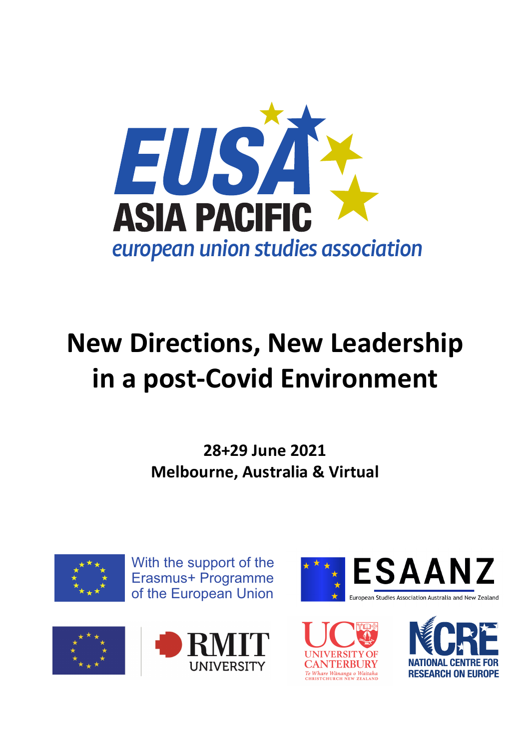# EUSA ASIA PACIFIC

*european union studies association*

# New Directions, New Leadership in a post-Covid Environment

**28+29 June 2021**
**Melbourne, Australia & Virtual**

With the support of the Erasmus+ Programme of the European Union

ESAANZ
European Studies Association Australia and New Zealand

RMIT UNIVERSITY

UNIVERSITY OF CANTERBURY
*Te Whare Wānanga o Waitaha*
CHRISTCHURCH NEW ZEALAND

NCRE
NATIONAL CENTRE FOR RESEARCH ON EUROPE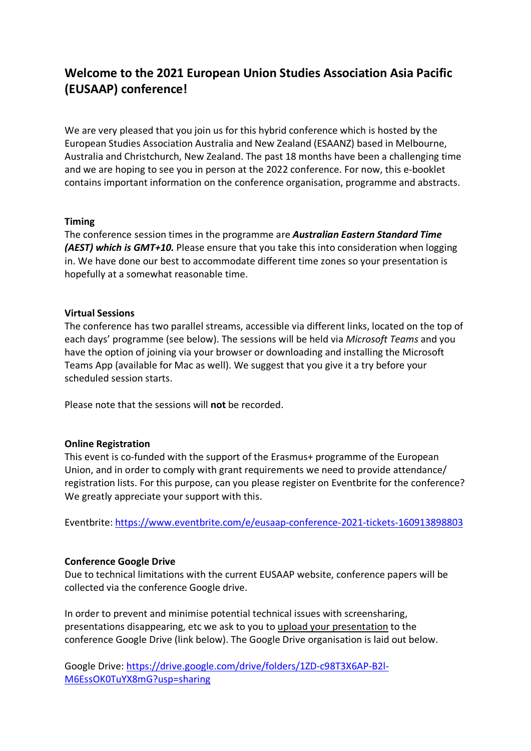# Welcome to the 2021 European Union Studies Association Asia Pacific (EUSAAP) conference!

We are very pleased that you join us for this hybrid conference which is hosted by the European Studies Association Australia and New Zealand (ESAANZ) based in Melbourne, Australia and Christchurch, New Zealand. The past 18 months have been a challenging time and we are hoping to see you in person at the 2022 conference. For now, this e-booklet contains important information on the conference organisation, programme and abstracts.

**Timing**
The conference session times in the programme are ***Australian Eastern Standard Time (AEST) which is GMT+10.*** Please ensure that you take this into consideration when logging in. We have done our best to accommodate different time zones so your presentation is hopefully at a somewhat reasonable time.

**Virtual Sessions**
The conference has two parallel streams, accessible via different links, located on the top of each days' programme (see below). The sessions will be held via *Microsoft Teams* and you have the option of joining via your browser or downloading and installing the Microsoft Teams App (available for Mac as well). We suggest that you give it a try before your scheduled session starts.

Please note that the sessions will **not** be recorded.

**Online Registration**
This event is co-funded with the support of the Erasmus+ programme of the European Union, and in order to comply with grant requirements we need to provide attendance/ registration lists. For this purpose, can you please register on Eventbrite for the conference? We greatly appreciate your support with this.

Eventbrite: https://www.eventbrite.com/e/eusaap-conference-2021-tickets-160913898803

**Conference Google Drive**
Due to technical limitations with the current EUSAAP website, conference papers will be collected via the conference Google drive.

In order to prevent and minimise potential technical issues with screensharing, presentations disappearing, etc we ask to you to upload your presentation to the conference Google Drive (link below). The Google Drive organisation is laid out below.

Google Drive: https://drive.google.com/drive/folders/1ZD-c98T3X6AP-B2l-M6EssOK0TuYX8mG?usp=sharing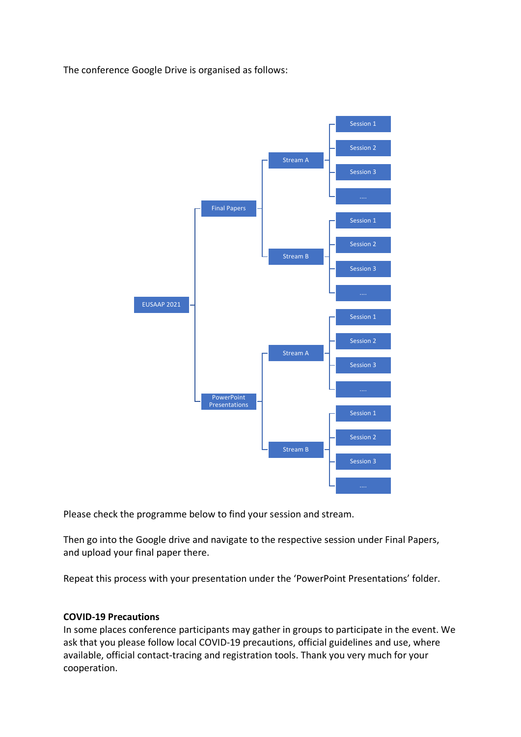The conference Google Drive is organised as follows:

- EUSAAP 2021
  - Final Papers
    - Stream A
      - Session 1
      - Session 2
      - Session 3
      - ....
    - Stream B
      - Session 1
      - Session 2
      - Session 3
      - ....
  - PowerPoint Presentations
    - Stream A
      - Session 1
      - Session 2
      - Session 3
      - ....
    - Stream B
      - Session 1
      - Session 2
      - Session 3
      - ....

Please check the programme below to find your session and stream.

Then go into the Google drive and navigate to the respective session under Final Papers, and upload your final paper there.

Repeat this process with your presentation under the 'PowerPoint Presentations' folder.

**COVID-19 Precautions**

In some places conference participants may gather in groups to participate in the event. We ask that you please follow local COVID-19 precautions, official guidelines and use, where available, official contact-tracing and registration tools. Thank you very much for your cooperation.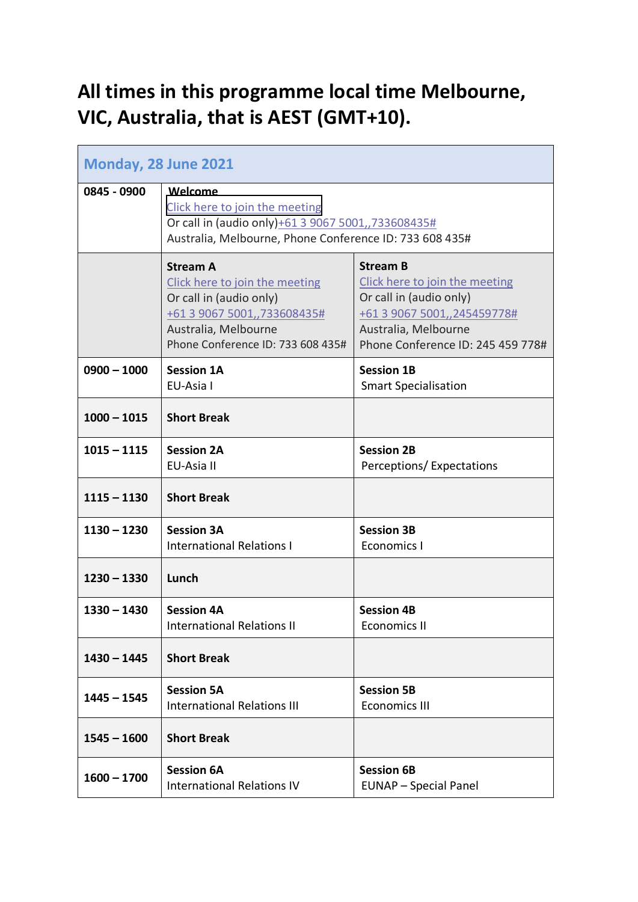# All times in this programme local time Melbourne, VIC, Australia, that is AEST (GMT+10).

| Monday, 28 June 2021 | | |
|---|---|---|
| 0845 - 0900 | **Welcome**<br>Click here to join the meeting<br>Or call in (audio only)+61 3 9067 5001,,733608435#<br>Australia, Melbourne, Phone Conference ID: 733 608 435# | |
| | **Stream A**<br>Click here to join the meeting<br>Or call in (audio only)<br>+61 3 9067 5001,,733608435#<br>Australia, Melbourne<br>Phone Conference ID: 733 608 435# | **Stream B**<br>Click here to join the meeting<br>Or call in (audio only)<br>+61 3 9067 5001,,245459778#<br>Australia, Melbourne<br>Phone Conference ID: 245 459 778# |
| **0900 – 1000** | **Session 1A**<br>EU-Asia I | **Session 1B**<br>Smart Specialisation |
| **1000 – 1015** | **Short Break** | |
| **1015 – 1115** | **Session 2A**<br>EU-Asia II | **Session 2B**<br>Perceptions/ Expectations |
| **1115 – 1130** | **Short Break** | |
| **1130 – 1230** | **Session 3A**<br>International Relations I | **Session 3B**<br>Economics I |
| **1230 – 1330** | **Lunch** | |
| **1330 – 1430** | **Session 4A**<br>International Relations II | **Session 4B**<br>Economics II |
| **1430 – 1445** | **Short Break** | |
| **1445 – 1545** | **Session 5A**<br>International Relations III | **Session 5B**<br>Economics III |
| **1545 – 1600** | **Short Break** | |
| **1600 – 1700** | **Session 6A**<br>International Relations IV | **Session 6B**<br>EUNAP – Special Panel |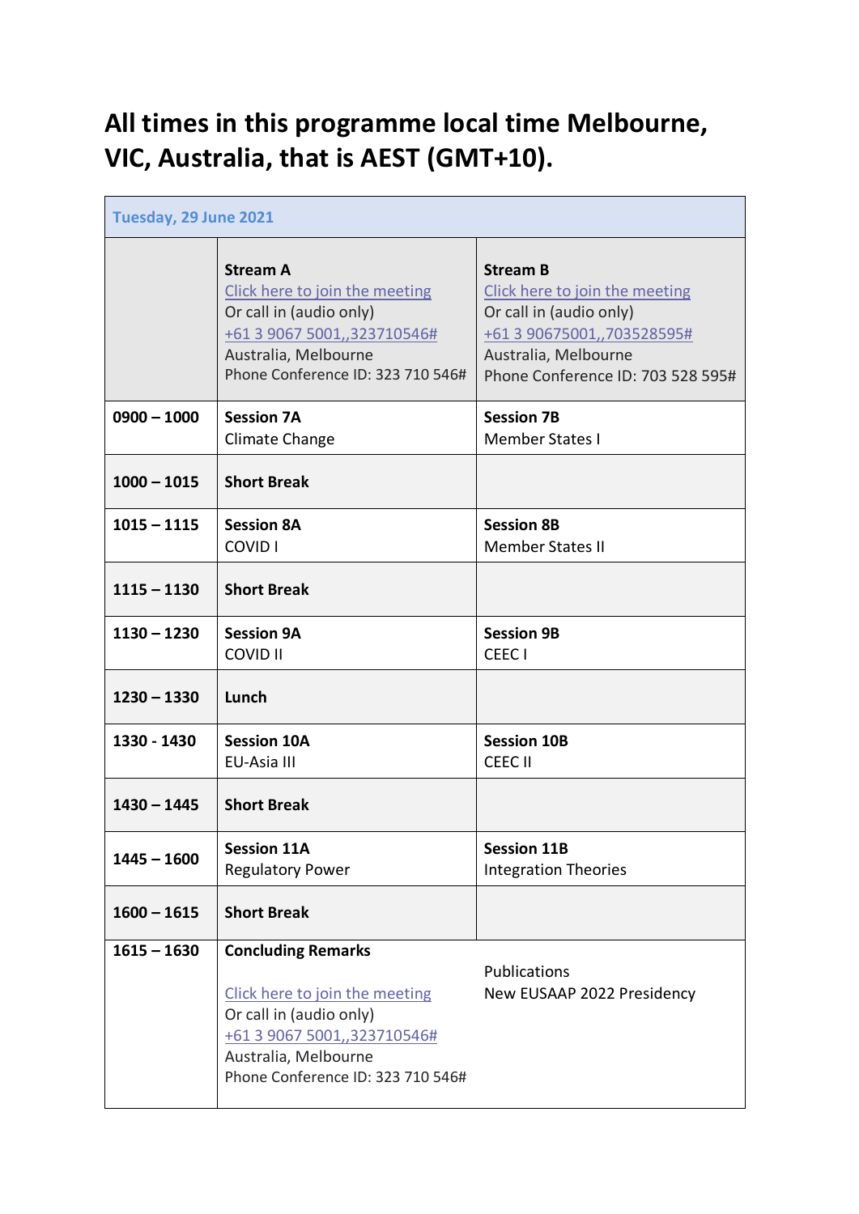# All times in this programme local time Melbourne, VIC, Australia, that is AEST (GMT+10).

| Tuesday, 29 June 2021 | | |
|---|---|---|
| | **Stream A**<br>Click here to join the meeting<br>Or call in (audio only)<br>+61 3 9067 5001,,323710546#<br>Australia, Melbourne<br>Phone Conference ID: 323 710 546# | **Stream B**<br>Click here to join the meeting<br>Or call in (audio only)<br>+61 3 90675001,,703528595#<br>Australia, Melbourne<br>Phone Conference ID: 703 528 595# |
| **0900 – 1000** | **Session 7A**<br>Climate Change | **Session 7B**<br>Member States I |
| **1000 – 1015** | **Short Break** | |
| **1015 – 1115** | **Session 8A**<br>COVID I | **Session 8B**<br>Member States II |
| **1115 – 1130** | **Short Break** | |
| **1130 – 1230** | **Session 9A**<br>COVID II | **Session 9B**<br>CEEC I |
| **1230 – 1330** | **Lunch** | |
| **1330 - 1430** | **Session 10A**<br>EU-Asia III | **Session 10B**<br>CEEC II |
| **1430 – 1445** | **Short Break** | |
| **1445 – 1600** | **Session 11A**<br>Regulatory Power | **Session 11B**<br>Integration Theories |
| **1600 – 1615** | **Short Break** | |
| **1615 – 1630** | **Concluding Remarks**<br><br>Click here to join the meeting<br>Or call in (audio only)<br>+61 3 9067 5001,,323710546#<br>Australia, Melbourne<br>Phone Conference ID: 323 710 546# | Publications<br>New EUSAAP 2022 Presidency |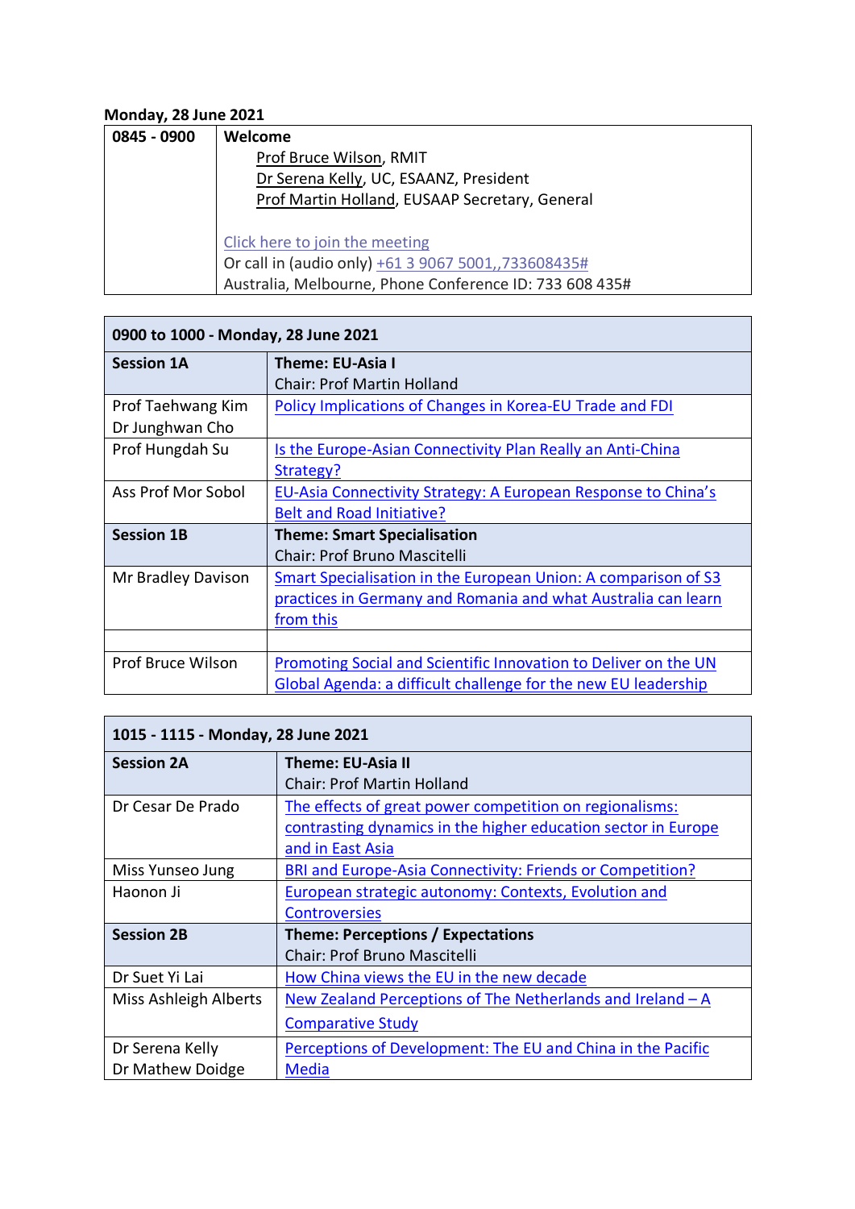**Monday, 28 June 2021**

| **0845 - 0900** | **Welcome**<br>Prof Bruce Wilson, RMIT<br>Dr Serena Kelly, UC, ESAANZ, President<br>Prof Martin Holland, EUSAAP Secretary, General<br><br>Click here to join the meeting<br>Or call in (audio only) +61 3 9067 5001,,733608435#<br>Australia, Melbourne, Phone Conference ID: 733 608 435# |
|---|---|

| **0900 to 1000 - Monday, 28 June 2021** | |
|---|---|
| **Session 1A** | **Theme: EU-Asia I**<br>Chair: Prof Martin Holland |
| Prof Taehwang Kim<br>Dr Junghwan Cho | Policy Implications of Changes in Korea-EU Trade and FDI |
| Prof Hungdah Su | Is the Europe-Asian Connectivity Plan Really an Anti-China Strategy? |
| Ass Prof Mor Sobol | EU-Asia Connectivity Strategy: A European Response to China's Belt and Road Initiative? |
| **Session 1B** | **Theme: Smart Specialisation**<br>Chair: Prof Bruno Mascitelli |
| Mr Bradley Davison | Smart Specialisation in the European Union: A comparison of S3 practices in Germany and Romania and what Australia can learn from this |
| | |
| Prof Bruce Wilson | Promoting Social and Scientific Innovation to Deliver on the UN Global Agenda: a difficult challenge for the new EU leadership |

| **1015 - 1115 - Monday, 28 June 2021** | |
|---|---|
| **Session 2A** | **Theme: EU-Asia II**<br>Chair: Prof Martin Holland |
| Dr Cesar De Prado | The effects of great power competition on regionalisms: contrasting dynamics in the higher education sector in Europe and in East Asia |
| Miss Yunseo Jung | BRI and Europe-Asia Connectivity: Friends or Competition? |
| Haonon Ji | European strategic autonomy: Contexts, Evolution and Controversies |
| **Session 2B** | **Theme: Perceptions / Expectations**<br>Chair: Prof Bruno Mascitelli |
| Dr Suet Yi Lai | How China views the EU in the new decade |
| Miss Ashleigh Alberts | New Zealand Perceptions of The Netherlands and Ireland – A Comparative Study |
| Dr Serena Kelly<br>Dr Mathew Doidge | Perceptions of Development: The EU and China in the Pacific Media |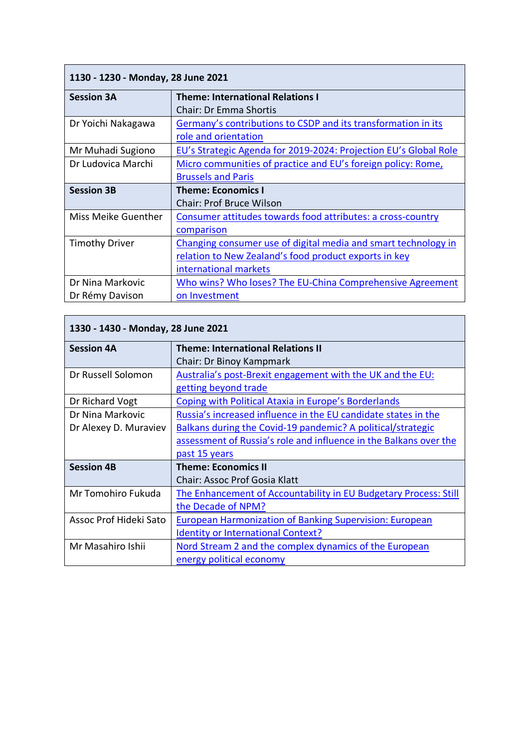| 1130 - 1230 - Monday, 28 June 2021 | |
|---|---|
| **Session 3A** | **Theme: International Relations I**<br>Chair: Dr Emma Shortis |
| Dr Yoichi Nakagawa | Germany's contributions to CSDP and its transformation in its role and orientation |
| Mr Muhadi Sugiono | EU's Strategic Agenda for 2019-2024: Projection EU's Global Role |
| Dr Ludovica Marchi | Micro communities of practice and EU's foreign policy: Rome, Brussels and Paris |
| **Session 3B** | **Theme: Economics I**<br>Chair: Prof Bruce Wilson |
| Miss Meike Guenther | Consumer attitudes towards food attributes: a cross-country comparison |
| Timothy Driver | Changing consumer use of digital media and smart technology in relation to New Zealand's food product exports in key international markets |
| Dr Nina Markovic<br>Dr Rémy Davison | Who wins? Who loses? The EU-China Comprehensive Agreement on Investment |

| 1330 - 1430 - Monday, 28 June 2021 | |
|---|---|
| **Session 4A** | **Theme: International Relations II**<br>Chair: Dr Binoy Kampmark |
| Dr Russell Solomon | Australia's post-Brexit engagement with the UK and the EU: getting beyond trade |
| Dr Richard Vogt | Coping with Political Ataxia in Europe's Borderlands |
| Dr Nina Markovic<br>Dr Alexey D. Muraviev | Russia's increased influence in the EU candidate states in the Balkans during the Covid-19 pandemic? A political/strategic assessment of Russia's role and influence in the Balkans over the past 15 years |
| **Session 4B** | **Theme: Economics II**<br>Chair: Assoc Prof Gosia Klatt |
| Mr Tomohiro Fukuda | The Enhancement of Accountability in EU Budgetary Process: Still the Decade of NPM? |
| Assoc Prof Hideki Sato | European Harmonization of Banking Supervision: European Identity or International Context? |
| Mr Masahiro Ishii | Nord Stream 2 and the complex dynamics of the European energy political economy |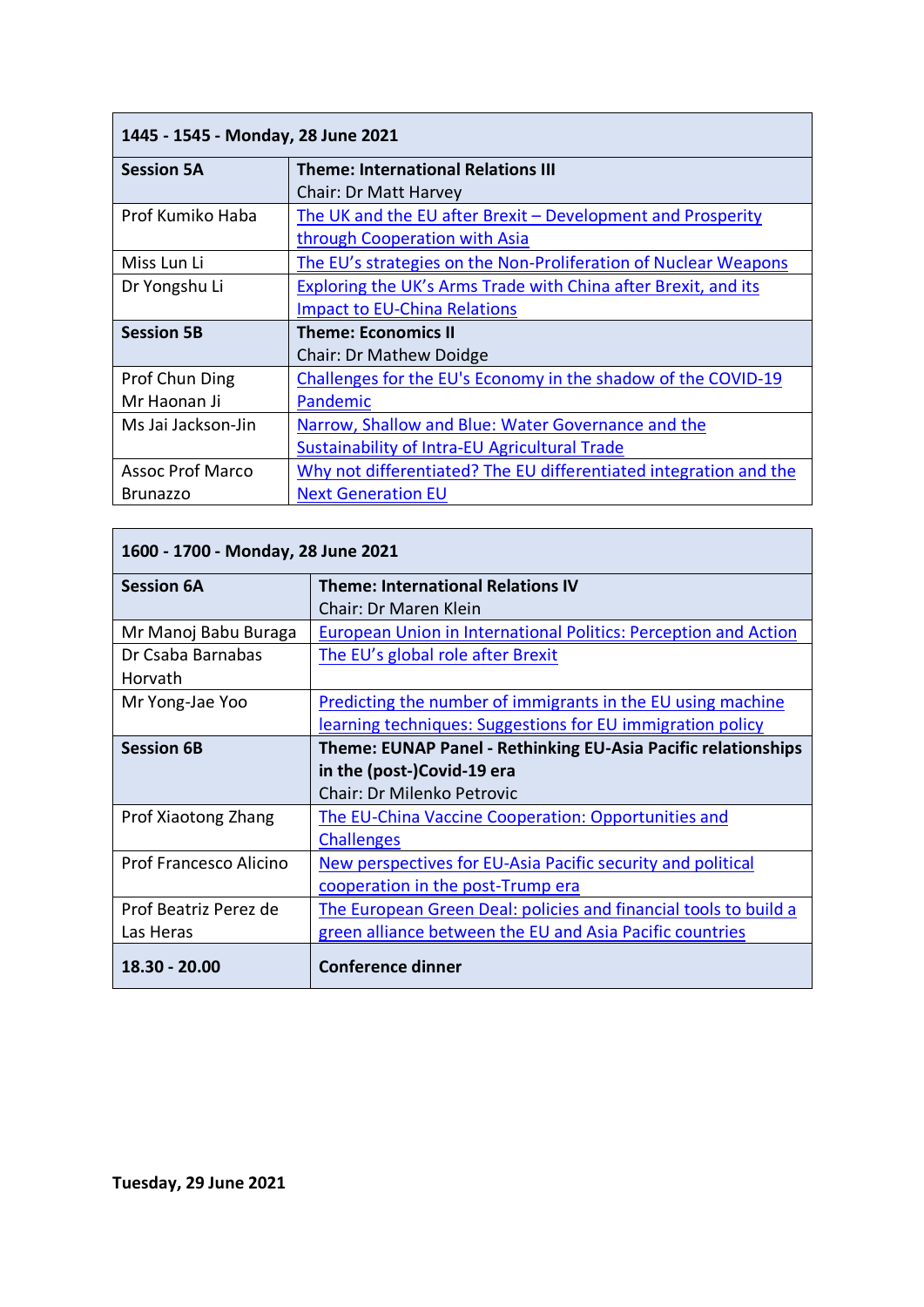| 1445 - 1545 - Monday, 28 June 2021 | |
|---|---|
| **Session 5A** | **Theme: International Relations III**<br>Chair: Dr Matt Harvey |
| Prof Kumiko Haba | The UK and the EU after Brexit – Development and Prosperity through Cooperation with Asia |
| Miss Lun Li | The EU's strategies on the Non-Proliferation of Nuclear Weapons |
| Dr Yongshu Li | Exploring the UK's Arms Trade with China after Brexit, and its Impact to EU-China Relations |
| **Session 5B** | **Theme: Economics II**<br>Chair: Dr Mathew Doidge |
| Prof Chun Ding<br>Mr Haonan Ji | Challenges for the EU's Economy in the shadow of the COVID-19 Pandemic |
| Ms Jai Jackson-Jin | Narrow, Shallow and Blue: Water Governance and the Sustainability of Intra-EU Agricultural Trade |
| Assoc Prof Marco Brunazzo | Why not differentiated? The EU differentiated integration and the Next Generation EU |

| 1600 - 1700 - Monday, 28 June 2021 | |
|---|---|
| **Session 6A** | **Theme: International Relations IV**<br>Chair: Dr Maren Klein |
| Mr Manoj Babu Buraga | European Union in International Politics: Perception and Action |
| Dr Csaba Barnabas Horvath | The EU's global role after Brexit |
| Mr Yong-Jae Yoo | Predicting the number of immigrants in the EU using machine learning techniques: Suggestions for EU immigration policy |
| **Session 6B** | **Theme: EUNAP Panel - Rethinking EU-Asia Pacific relationships in the (post-)Covid-19 era**<br>Chair: Dr Milenko Petrovic |
| Prof Xiaotong Zhang | The EU-China Vaccine Cooperation: Opportunities and Challenges |
| Prof Francesco Alicino | New perspectives for EU-Asia Pacific security and political cooperation in the post-Trump era |
| Prof Beatriz Perez de Las Heras | The European Green Deal: policies and financial tools to build a green alliance between the EU and Asia Pacific countries |
| **18.30 - 20.00** | **Conference dinner** |

**Tuesday, 29 June 2021**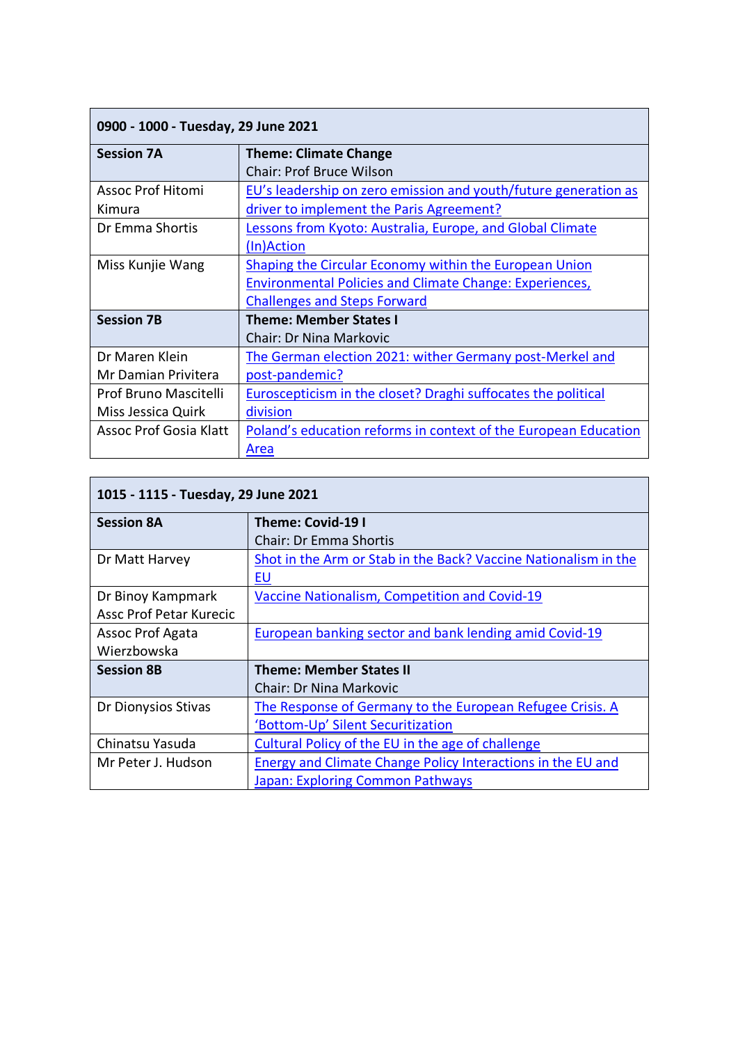| **0900 - 1000 - Tuesday, 29 June 2021** | |
|---|---|
| **Session 7A** | **Theme: Climate Change**<br>Chair: Prof Bruce Wilson |
| Assoc Prof Hitomi Kimura | EU's leadership on zero emission and youth/future generation as driver to implement the Paris Agreement? |
| Dr Emma Shortis | Lessons from Kyoto: Australia, Europe, and Global Climate (In)Action |
| Miss Kunjie Wang | Shaping the Circular Economy within the European Union Environmental Policies and Climate Change: Experiences, Challenges and Steps Forward |
| **Session 7B** | **Theme: Member States I**<br>Chair: Dr Nina Markovic |
| Dr Maren Klein<br>Mr Damian Privitera | The German election 2021: wither Germany post-Merkel and post-pandemic? |
| Prof Bruno Mascitelli<br>Miss Jessica Quirk | Euroscepticism in the closet? Draghi suffocates the political division |
| Assoc Prof Gosia Klatt | Poland's education reforms in context of the European Education Area |

| **1015 - 1115 - Tuesday, 29 June 2021** | |
|---|---|
| **Session 8A** | **Theme: Covid-19 I**<br>Chair: Dr Emma Shortis |
| Dr Matt Harvey | Shot in the Arm or Stab in the Back? Vaccine Nationalism in the EU |
| Dr Binoy Kampmark<br>Assc Prof Petar Kurecic | Vaccine Nationalism, Competition and Covid-19 |
| Assoc Prof Agata Wierzbowska | European banking sector and bank lending amid Covid-19 |
| **Session 8B** | **Theme: Member States II**<br>Chair: Dr Nina Markovic |
| Dr Dionysios Stivas | The Response of Germany to the European Refugee Crisis. A 'Bottom-Up' Silent Securitization |
| Chinatsu Yasuda | Cultural Policy of the EU in the age of challenge |
| Mr Peter J. Hudson | Energy and Climate Change Policy Interactions in the EU and Japan: Exploring Common Pathways |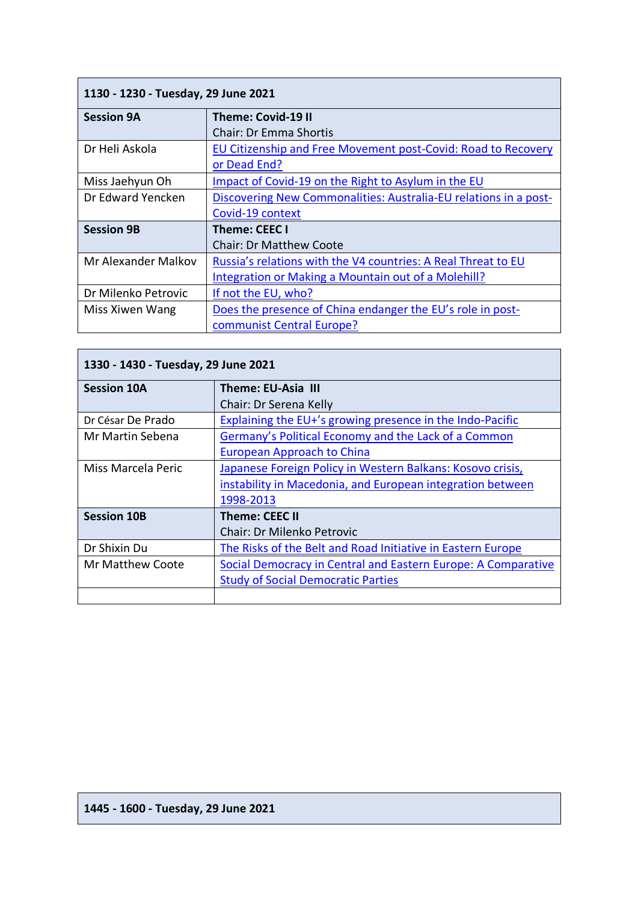| 1130 - 1230 - Tuesday, 29 June 2021 | |
|---|---|
| **Session 9A** | **Theme: Covid-19 II**<br>Chair: Dr Emma Shortis |
| Dr Heli Askola | EU Citizenship and Free Movement post-Covid: Road to Recovery or Dead End? |
| Miss Jaehyun Oh | Impact of Covid-19 on the Right to Asylum in the EU |
| Dr Edward Yencken | Discovering New Commonalities: Australia-EU relations in a post-Covid-19 context |
| **Session 9B** | **Theme: CEEC I**<br>Chair: Dr Matthew Coote |
| Mr Alexander Malkov | Russia's relations with the V4 countries: A Real Threat to EU Integration or Making a Mountain out of a Molehill? |
| Dr Milenko Petrovic | If not the EU, who? |
| Miss Xiwen Wang | Does the presence of China endanger the EU's role in post-communist Central Europe? |

| 1330 - 1430 - Tuesday, 29 June 2021 | |
|---|---|
| **Session 10A** | **Theme: EU-Asia III**<br>Chair: Dr Serena Kelly |
| Dr César De Prado | Explaining the EU+'s growing presence in the Indo-Pacific |
| Mr Martin Sebena | Germany's Political Economy and the Lack of a Common European Approach to China |
| Miss Marcela Peric | Japanese Foreign Policy in Western Balkans: Kosovo crisis, instability in Macedonia, and European integration between 1998-2013 |
| **Session 10B** | **Theme: CEEC II**<br>Chair: Dr Milenko Petrovic |
| Dr Shixin Du | The Risks of the Belt and Road Initiative in Eastern Europe |
| Mr Matthew Coote | Social Democracy in Central and Eastern Europe: A Comparative Study of Social Democratic Parties |
| | |

| 1445 - 1600 - Tuesday, 29 June 2021 |
|---|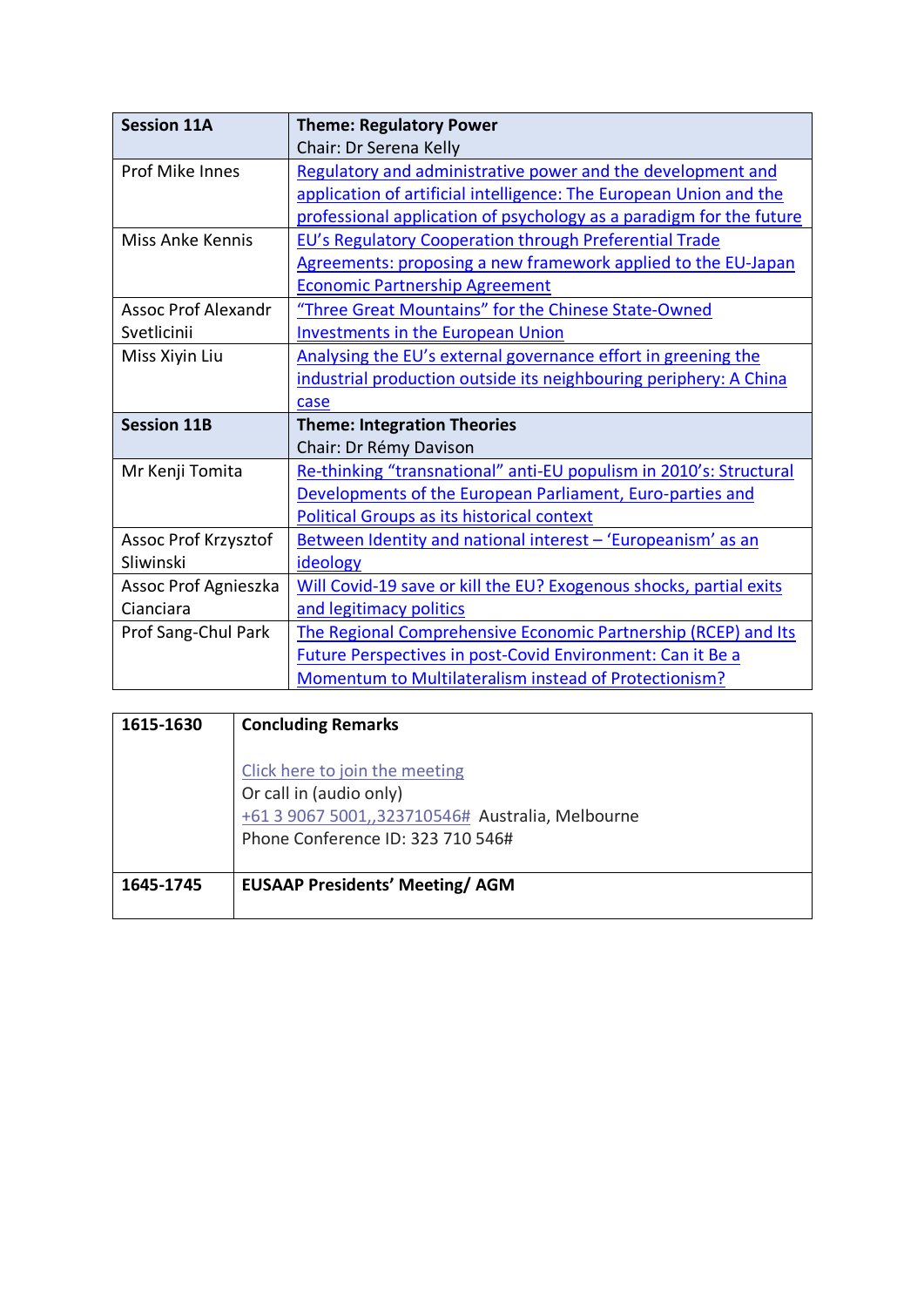| Session 11A | Theme: Regulatory Power<br>Chair: Dr Serena Kelly |
| --- | --- |
| Prof Mike Innes | Regulatory and administrative power and the development and application of artificial intelligence: The European Union and the professional application of psychology as a paradigm for the future |
| Miss Anke Kennis | EU's Regulatory Cooperation through Preferential Trade Agreements: proposing a new framework applied to the EU-Japan Economic Partnership Agreement |
| Assoc Prof Alexandr Svetlicinii | "Three Great Mountains" for the Chinese State-Owned Investments in the European Union |
| Miss Xiyin Liu | Analysing the EU's external governance effort in greening the industrial production outside its neighbouring periphery: A China case |
| **Session 11B** | **Theme: Integration Theories**<br>Chair: Dr Rémy Davison |
| Mr Kenji Tomita | Re-thinking "transnational" anti-EU populism in 2010's: Structural Developments of the European Parliament, Euro-parties and Political Groups as its historical context |
| Assoc Prof Krzysztof Sliwinski | Between Identity and national interest – 'Europeanism' as an ideology |
| Assoc Prof Agnieszka Cianciara | Will Covid-19 save or kill the EU? Exogenous shocks, partial exits and legitimacy politics |
| Prof Sang-Chul Park | The Regional Comprehensive Economic Partnership (RCEP) and Its Future Perspectives in post-Covid Environment: Can it Be a Momentum to Multilateralism instead of Protectionism? |

| 1615-1630 | Concluding Remarks<br><br>Click here to join the meeting<br>Or call in (audio only)<br>+61 3 9067 5001,,323710546# Australia, Melbourne<br>Phone Conference ID: 323 710 546# |
| --- | --- |
| **1645-1745** | **EUSAAP Presidents' Meeting/ AGM** |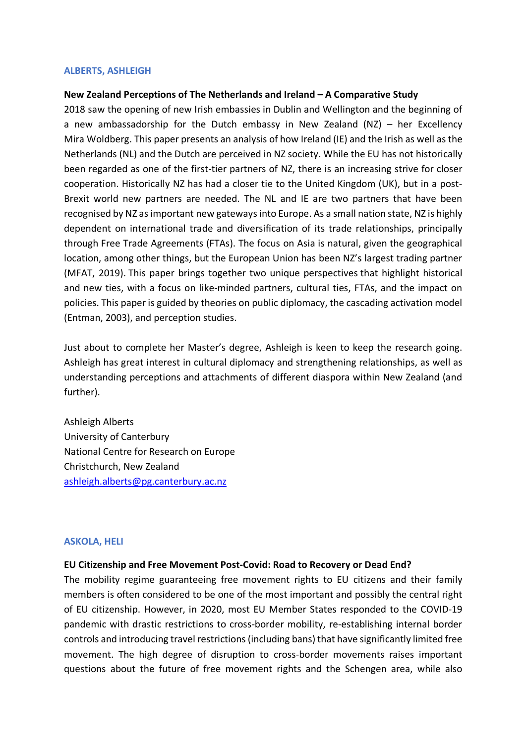### ALBERTS, ASHLEIGH

**New Zealand Perceptions of The Netherlands and Ireland – A Comparative Study**

2018 saw the opening of new Irish embassies in Dublin and Wellington and the beginning of a new ambassadorship for the Dutch embassy in New Zealand (NZ) – her Excellency Mira Woldberg. This paper presents an analysis of how Ireland (IE) and the Irish as well as the Netherlands (NL) and the Dutch are perceived in NZ society. While the EU has not historically been regarded as one of the first-tier partners of NZ, there is an increasing strive for closer cooperation. Historically NZ has had a closer tie to the United Kingdom (UK), but in a post-Brexit world new partners are needed. The NL and IE are two partners that have been recognised by NZ as important new gateways into Europe. As a small nation state, NZ is highly dependent on international trade and diversification of its trade relationships, principally through Free Trade Agreements (FTAs). The focus on Asia is natural, given the geographical location, among other things, but the European Union has been NZ's largest trading partner (MFAT, 2019). This paper brings together two unique perspectives that highlight historical and new ties, with a focus on like-minded partners, cultural ties, FTAs, and the impact on policies. This paper is guided by theories on public diplomacy, the cascading activation model (Entman, 2003), and perception studies.

Just about to complete her Master's degree, Ashleigh is keen to keep the research going. Ashleigh has great interest in cultural diplomacy and strengthening relationships, as well as understanding perceptions and attachments of different diaspora within New Zealand (and further).

Ashleigh Alberts
University of Canterbury
National Centre for Research on Europe
Christchurch, New Zealand
ashleigh.alberts@pg.canterbury.ac.nz

### ASKOLA, HELI

**EU Citizenship and Free Movement Post-Covid: Road to Recovery or Dead End?**

The mobility regime guaranteeing free movement rights to EU citizens and their family members is often considered to be one of the most important and possibly the central right of EU citizenship. However, in 2020, most EU Member States responded to the COVID-19 pandemic with drastic restrictions to cross-border mobility, re-establishing internal border controls and introducing travel restrictions (including bans) that have significantly limited free movement. The high degree of disruption to cross-border movements raises important questions about the future of free movement rights and the Schengen area, while also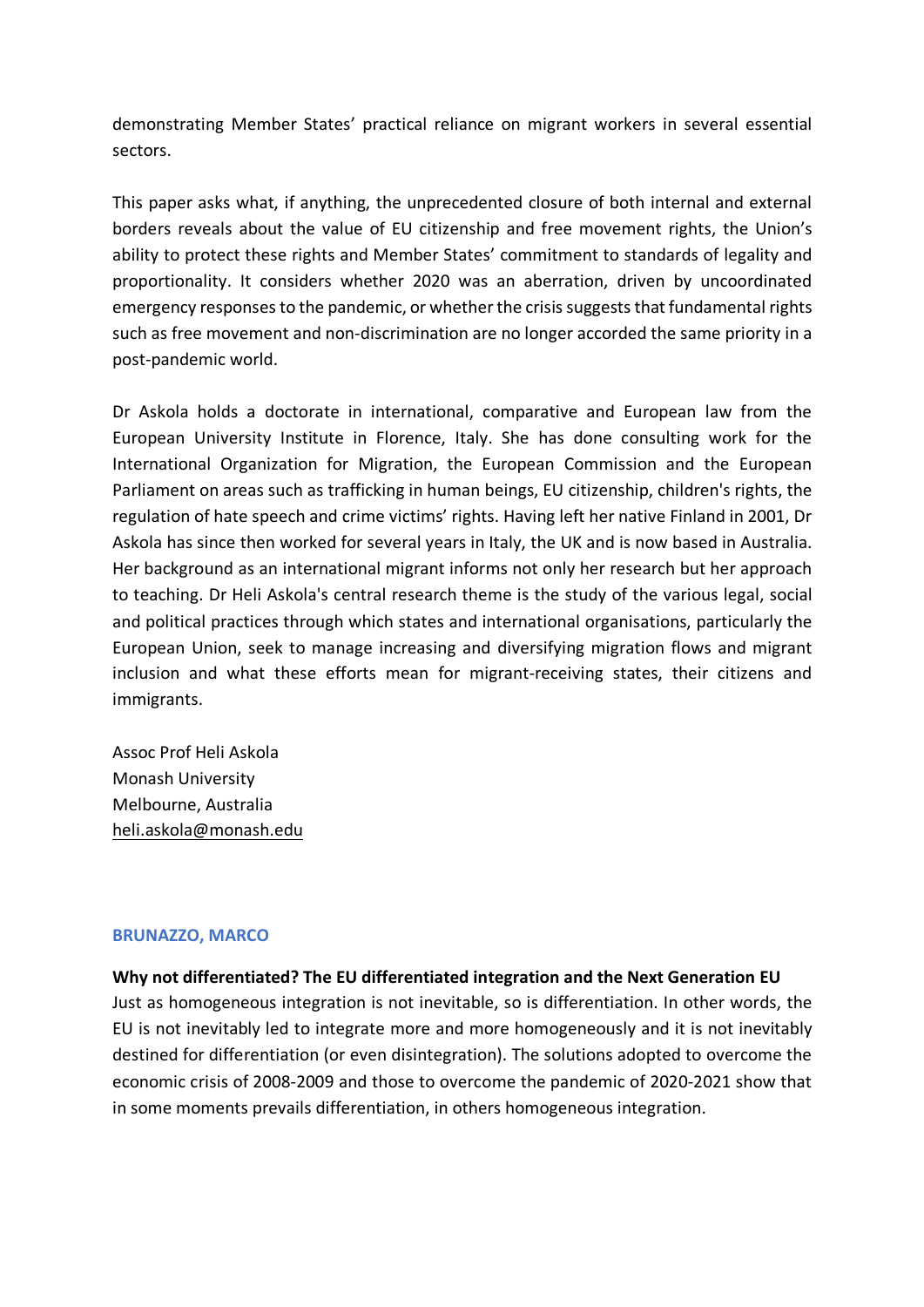demonstrating Member States' practical reliance on migrant workers in several essential sectors.

This paper asks what, if anything, the unprecedented closure of both internal and external borders reveals about the value of EU citizenship and free movement rights, the Union's ability to protect these rights and Member States' commitment to standards of legality and proportionality. It considers whether 2020 was an aberration, driven by uncoordinated emergency responses to the pandemic, or whether the crisis suggests that fundamental rights such as free movement and non-discrimination are no longer accorded the same priority in a post-pandemic world.

Dr Askola holds a doctorate in international, comparative and European law from the European University Institute in Florence, Italy. She has done consulting work for the International Organization for Migration, the European Commission and the European Parliament on areas such as trafficking in human beings, EU citizenship, children's rights, the regulation of hate speech and crime victims' rights. Having left her native Finland in 2001, Dr Askola has since then worked for several years in Italy, the UK and is now based in Australia. Her background as an international migrant informs not only her research but her approach to teaching. Dr Heli Askola's central research theme is the study of the various legal, social and political practices through which states and international organisations, particularly the European Union, seek to manage increasing and diversifying migration flows and migrant inclusion and what these efforts mean for migrant-receiving states, their citizens and immigrants.

Assoc Prof Heli Askola
Monash University
Melbourne, Australia
heli.askola@monash.edu

### BRUNAZZO, MARCO

**Why not differentiated? The EU differentiated integration and the Next Generation EU**

Just as homogeneous integration is not inevitable, so is differentiation. In other words, the EU is not inevitably led to integrate more and more homogeneously and it is not inevitably destined for differentiation (or even disintegration). The solutions adopted to overcome the economic crisis of 2008-2009 and those to overcome the pandemic of 2020-2021 show that in some moments prevails differentiation, in others homogeneous integration.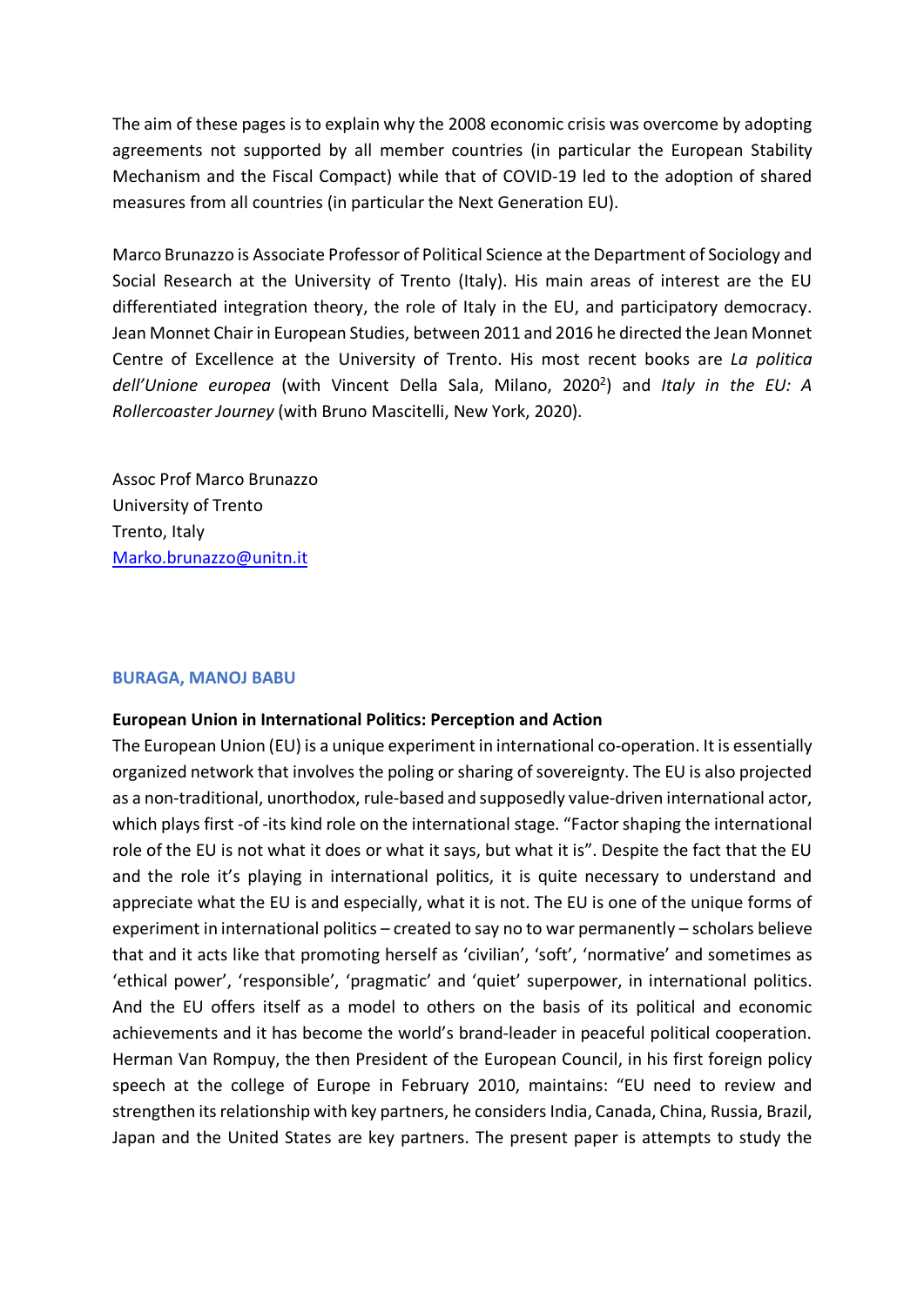The aim of these pages is to explain why the 2008 economic crisis was overcome by adopting agreements not supported by all member countries (in particular the European Stability Mechanism and the Fiscal Compact) while that of COVID-19 led to the adoption of shared measures from all countries (in particular the Next Generation EU).

Marco Brunazzo is Associate Professor of Political Science at the Department of Sociology and Social Research at the University of Trento (Italy). His main areas of interest are the EU differentiated integration theory, the role of Italy in the EU, and participatory democracy. Jean Monnet Chair in European Studies, between 2011 and 2016 he directed the Jean Monnet Centre of Excellence at the University of Trento. His most recent books are *La politica dell'Unione europea* (with Vincent Della Sala, Milano, 2020[2]) and *Italy in the EU: A Rollercoaster Journey* (with Bruno Mascitelli, New York, 2020).

Assoc Prof Marco Brunazzo
University of Trento
Trento, Italy
Marko.brunazzo@unitn.it

### BURAGA, MANOJ BABU

**European Union in International Politics: Perception and Action**

The European Union (EU) is a unique experiment in international co-operation. It is essentially organized network that involves the poling or sharing of sovereignty. The EU is also projected as a non-traditional, unorthodox, rule-based and supposedly value-driven international actor, which plays first -of -its kind role on the international stage. "Factor shaping the international role of the EU is not what it does or what it says, but what it is". Despite the fact that the EU and the role it's playing in international politics, it is quite necessary to understand and appreciate what the EU is and especially, what it is not. The EU is one of the unique forms of experiment in international politics – created to say no to war permanently – scholars believe that and it acts like that promoting herself as 'civilian', 'soft', 'normative' and sometimes as 'ethical power', 'responsible', 'pragmatic' and 'quiet' superpower, in international politics. And the EU offers itself as a model to others on the basis of its political and economic achievements and it has become the world's brand-leader in peaceful political cooperation. Herman Van Rompuy, the then President of the European Council, in his first foreign policy speech at the college of Europe in February 2010, maintains: "EU need to review and strengthen its relationship with key partners, he considers India, Canada, China, Russia, Brazil, Japan and the United States are key partners. The present paper is attempts to study the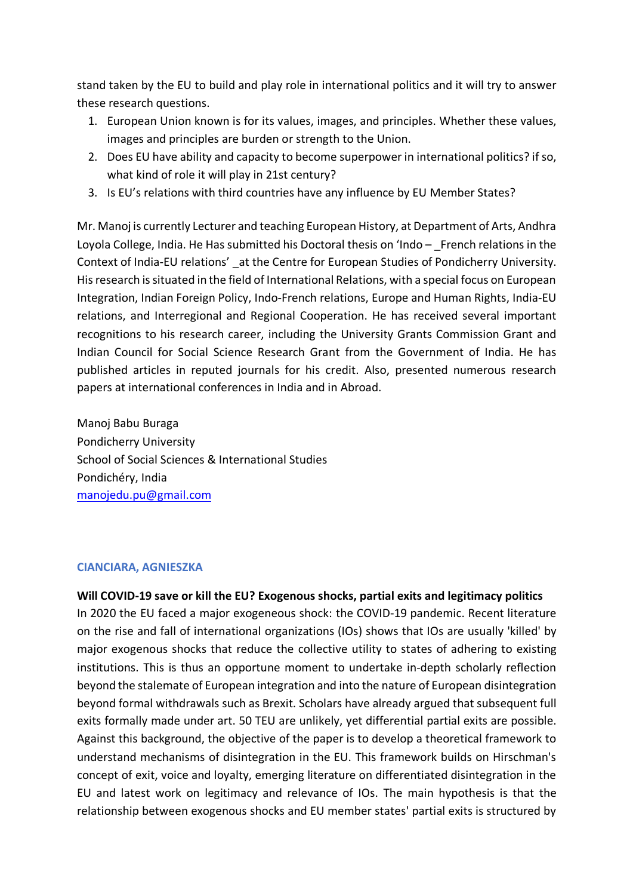stand taken by the EU to build and play role in international politics and it will try to answer these research questions.

1. European Union known is for its values, images, and principles. Whether these values, images and principles are burden or strength to the Union.
2. Does EU have ability and capacity to become superpower in international politics? if so, what kind of role it will play in 21st century?
3. Is EU's relations with third countries have any influence by EU Member States?

Mr. Manoj is currently Lecturer and teaching European History, at Department of Arts, Andhra Loyola College, India. He Has submitted his Doctoral thesis on 'Indo – _French relations in the Context of India-EU relations' _at the Centre for European Studies of Pondicherry University. His research is situated in the field of International Relations, with a special focus on European Integration, Indian Foreign Policy, Indo-French relations, Europe and Human Rights, India-EU relations, and Interregional and Regional Cooperation. He has received several important recognitions to his research career, including the University Grants Commission Grant and Indian Council for Social Science Research Grant from the Government of India. He has published articles in reputed journals for his credit. Also, presented numerous research papers at international conferences in India and in Abroad.

Manoj Babu Buraga
Pondicherry University
School of Social Sciences & International Studies
Pondichéry, India
manojedu.pu@gmail.com

### CIANCIARA, AGNIESZKA

**Will COVID-19 save or kill the EU? Exogenous shocks, partial exits and legitimacy politics**

In 2020 the EU faced a major exogeneous shock: the COVID-19 pandemic. Recent literature on the rise and fall of international organizations (IOs) shows that IOs are usually 'killed' by major exogenous shocks that reduce the collective utility to states of adhering to existing institutions. This is thus an opportune moment to undertake in-depth scholarly reflection beyond the stalemate of European integration and into the nature of European disintegration beyond formal withdrawals such as Brexit. Scholars have already argued that subsequent full exits formally made under art. 50 TEU are unlikely, yet differential partial exits are possible. Against this background, the objective of the paper is to develop a theoretical framework to understand mechanisms of disintegration in the EU. This framework builds on Hirschman's concept of exit, voice and loyalty, emerging literature on differentiated disintegration in the EU and latest work on legitimacy and relevance of IOs. The main hypothesis is that the relationship between exogenous shocks and EU member states' partial exits is structured by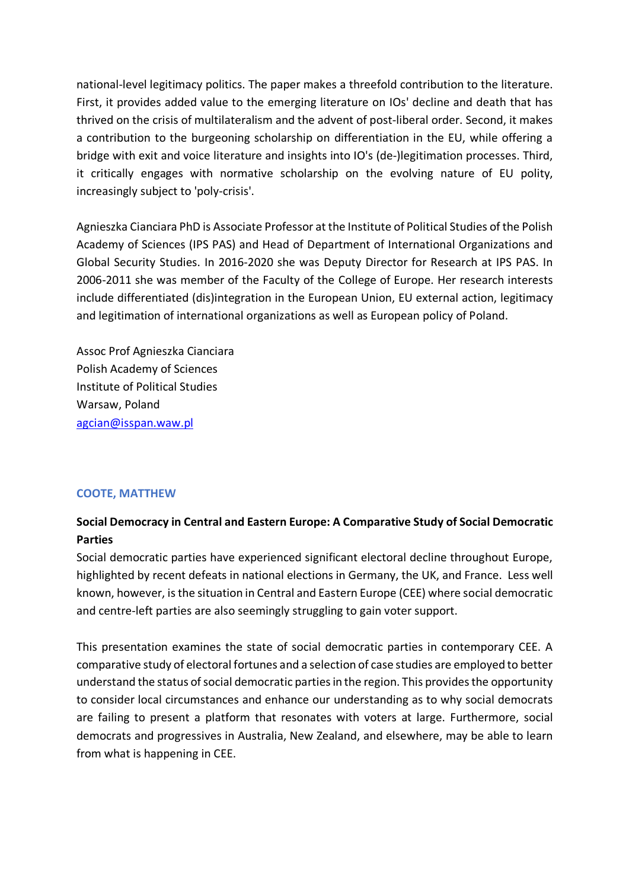national-level legitimacy politics. The paper makes a threefold contribution to the literature. First, it provides added value to the emerging literature on IOs' decline and death that has thrived on the crisis of multilateralism and the advent of post-liberal order. Second, it makes a contribution to the burgeoning scholarship on differentiation in the EU, while offering a bridge with exit and voice literature and insights into IO's (de-)legitimation processes. Third, it critically engages with normative scholarship on the evolving nature of EU polity, increasingly subject to 'poly-crisis'.

Agnieszka Cianciara PhD is Associate Professor at the Institute of Political Studies of the Polish Academy of Sciences (IPS PAS) and Head of Department of International Organizations and Global Security Studies. In 2016-2020 she was Deputy Director for Research at IPS PAS. In 2006-2011 she was member of the Faculty of the College of Europe. Her research interests include differentiated (dis)integration in the European Union, EU external action, legitimacy and legitimation of international organizations as well as European policy of Poland.

Assoc Prof Agnieszka Cianciara
Polish Academy of Sciences
Institute of Political Studies
Warsaw, Poland
agcian@isspan.waw.pl

## COOTE, MATTHEW

**Social Democracy in Central and Eastern Europe: A Comparative Study of Social Democratic Parties**

Social democratic parties have experienced significant electoral decline throughout Europe, highlighted by recent defeats in national elections in Germany, the UK, and France. Less well known, however, is the situation in Central and Eastern Europe (CEE) where social democratic and centre-left parties are also seemingly struggling to gain voter support.

This presentation examines the state of social democratic parties in contemporary CEE. A comparative study of electoral fortunes and a selection of case studies are employed to better understand the status of social democratic parties in the region. This provides the opportunity to consider local circumstances and enhance our understanding as to why social democrats are failing to present a platform that resonates with voters at large. Furthermore, social democrats and progressives in Australia, New Zealand, and elsewhere, may be able to learn from what is happening in CEE.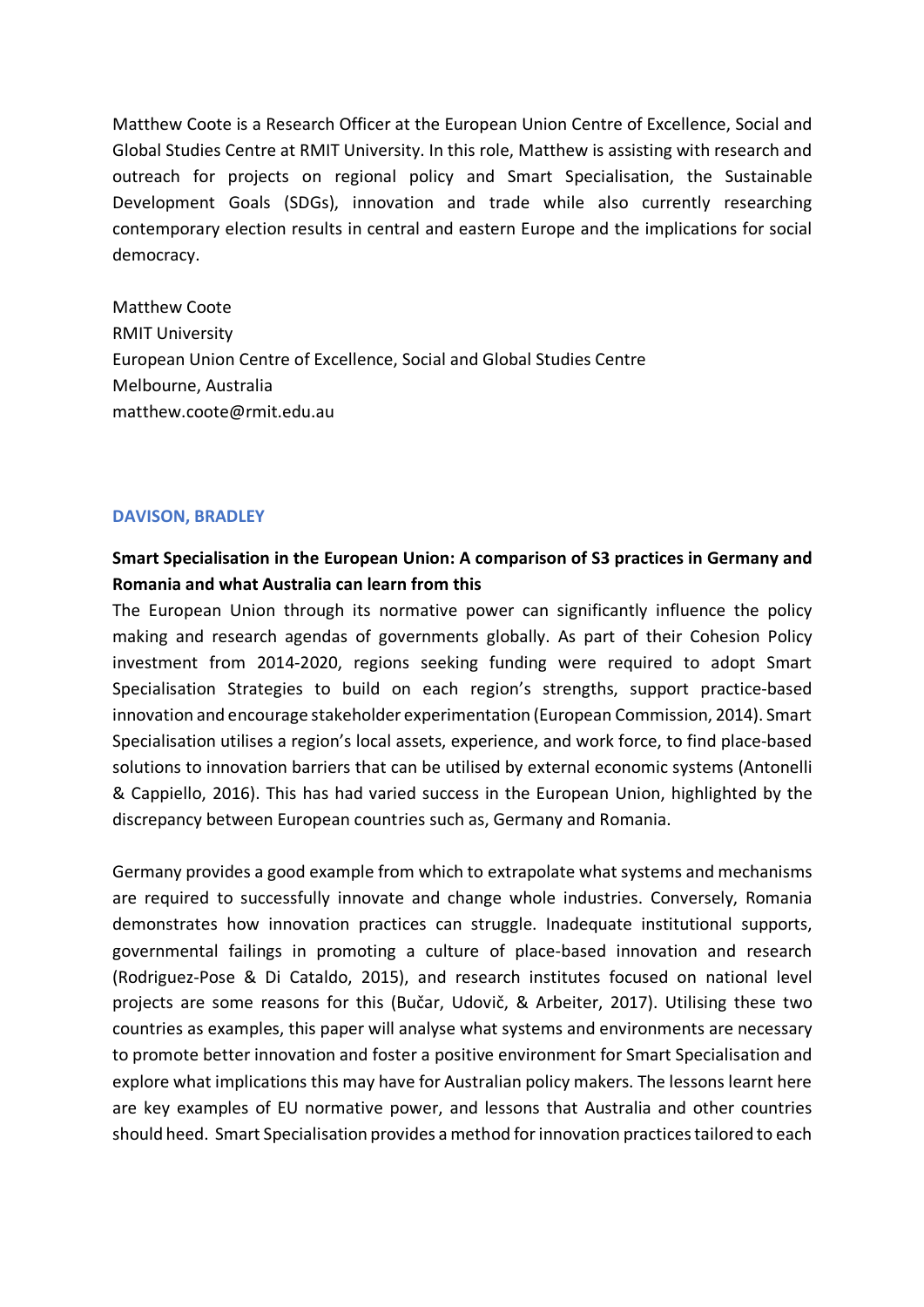Matthew Coote is a Research Officer at the European Union Centre of Excellence, Social and Global Studies Centre at RMIT University. In this role, Matthew is assisting with research and outreach for projects on regional policy and Smart Specialisation, the Sustainable Development Goals (SDGs), innovation and trade while also currently researching contemporary election results in central and eastern Europe and the implications for social democracy.

Matthew Coote
RMIT University
European Union Centre of Excellence, Social and Global Studies Centre
Melbourne, Australia
matthew.coote@rmit.edu.au

## DAVISON, BRADLEY

**Smart Specialisation in the European Union: A comparison of S3 practices in Germany and Romania and what Australia can learn from this**

The European Union through its normative power can significantly influence the policy making and research agendas of governments globally. As part of their Cohesion Policy investment from 2014-2020, regions seeking funding were required to adopt Smart Specialisation Strategies to build on each region's strengths, support practice-based innovation and encourage stakeholder experimentation (European Commission, 2014). Smart Specialisation utilises a region's local assets, experience, and work force, to find place-based solutions to innovation barriers that can be utilised by external economic systems (Antonelli & Cappiello, 2016). This has had varied success in the European Union, highlighted by the discrepancy between European countries such as, Germany and Romania.

Germany provides a good example from which to extrapolate what systems and mechanisms are required to successfully innovate and change whole industries. Conversely, Romania demonstrates how innovation practices can struggle. Inadequate institutional supports, governmental failings in promoting a culture of place-based innovation and research (Rodriguez-Pose & Di Cataldo, 2015), and research institutes focused on national level projects are some reasons for this (Bučar, Udovič, & Arbeiter, 2017). Utilising these two countries as examples, this paper will analyse what systems and environments are necessary to promote better innovation and foster a positive environment for Smart Specialisation and explore what implications this may have for Australian policy makers. The lessons learnt here are key examples of EU normative power, and lessons that Australia and other countries should heed. Smart Specialisation provides a method for innovation practices tailored to each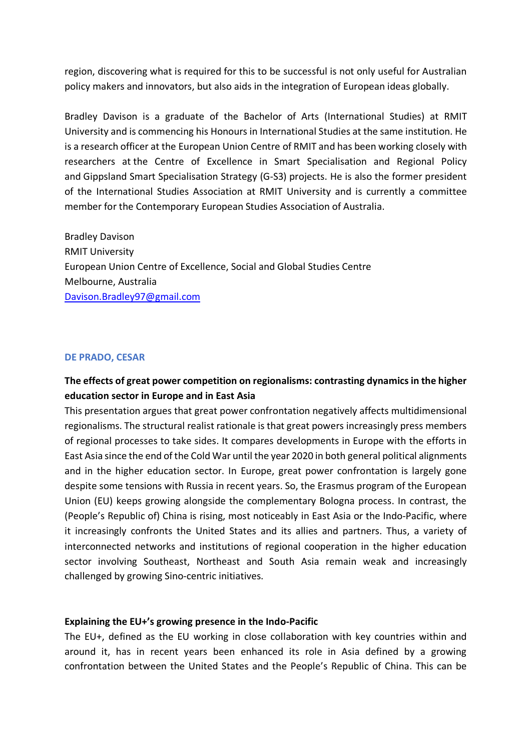region, discovering what is required for this to be successful is not only useful for Australian policy makers and innovators, but also aids in the integration of European ideas globally.

Bradley Davison is a graduate of the Bachelor of Arts (International Studies) at RMIT University and is commencing his Honours in International Studies at the same institution. He is a research officer at the European Union Centre of RMIT and has been working closely with researchers at the Centre of Excellence in Smart Specialisation and Regional Policy and Gippsland Smart Specialisation Strategy (G-S3) projects. He is also the former president of the International Studies Association at RMIT University and is currently a committee member for the Contemporary European Studies Association of Australia.

Bradley Davison
RMIT University
European Union Centre of Excellence, Social and Global Studies Centre
Melbourne, Australia
Davison.Bradley97@gmail.com

## DE PRADO, CESAR

### The effects of great power competition on regionalisms: contrasting dynamics in the higher education sector in Europe and in East Asia

This presentation argues that great power confrontation negatively affects multidimensional regionalisms. The structural realist rationale is that great powers increasingly press members of regional processes to take sides. It compares developments in Europe with the efforts in East Asia since the end of the Cold War until the year 2020 in both general political alignments and in the higher education sector. In Europe, great power confrontation is largely gone despite some tensions with Russia in recent years. So, the Erasmus program of the European Union (EU) keeps growing alongside the complementary Bologna process. In contrast, the (People's Republic of) China is rising, most noticeably in East Asia or the Indo-Pacific, where it increasingly confronts the United States and its allies and partners. Thus, a variety of interconnected networks and institutions of regional cooperation in the higher education sector involving Southeast, Northeast and South Asia remain weak and increasingly challenged by growing Sino-centric initiatives.

### Explaining the EU+'s growing presence in the Indo-Pacific

The EU+, defined as the EU working in close collaboration with key countries within and around it, has in recent years been enhanced its role in Asia defined by a growing confrontation between the United States and the People's Republic of China. This can be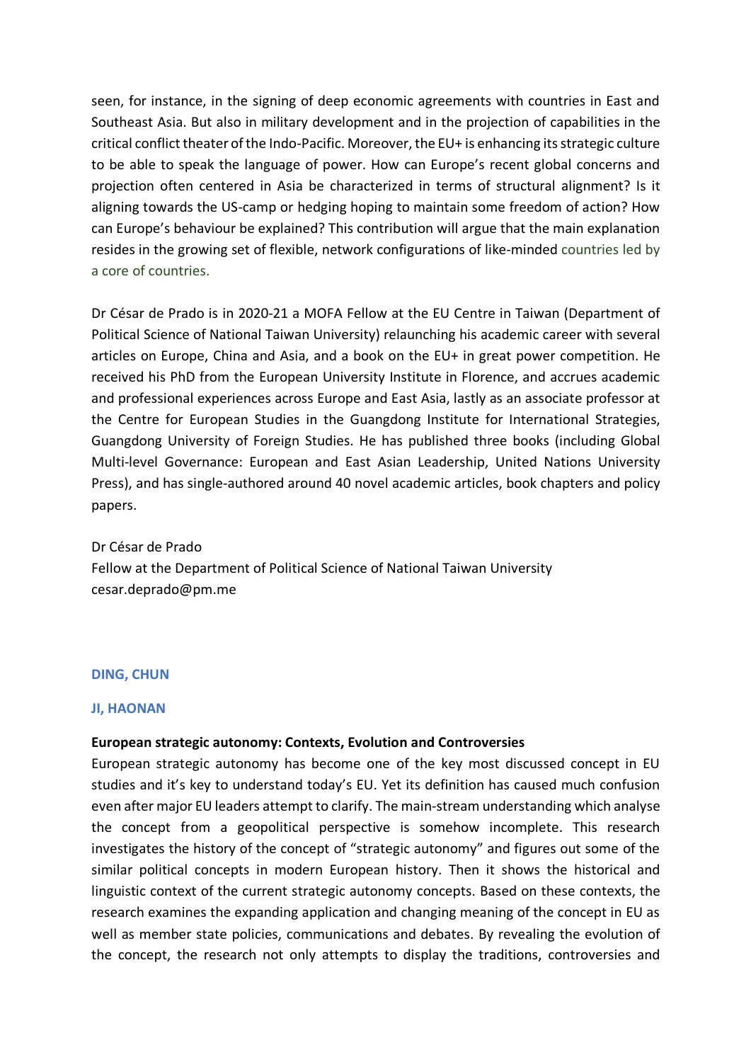seen, for instance, in the signing of deep economic agreements with countries in East and Southeast Asia. But also in military development and in the projection of capabilities in the critical conflict theater of the Indo-Pacific. Moreover, the EU+ is enhancing its strategic culture to be able to speak the language of power. How can Europe's recent global concerns and projection often centered in Asia be characterized in terms of structural alignment? Is it aligning towards the US-camp or hedging hoping to maintain some freedom of action? How can Europe's behaviour be explained? This contribution will argue that the main explanation resides in the growing set of flexible, network configurations of like-minded countries led by a core of countries.

Dr César de Prado is in 2020-21 a MOFA Fellow at the EU Centre in Taiwan (Department of Political Science of National Taiwan University) relaunching his academic career with several articles on Europe, China and Asia, and a book on the EU+ in great power competition. He received his PhD from the European University Institute in Florence, and accrues academic and professional experiences across Europe and East Asia, lastly as an associate professor at the Centre for European Studies in the Guangdong Institute for International Strategies, Guangdong University of Foreign Studies. He has published three books (including Global Multi-level Governance: European and East Asian Leadership, United Nations University Press), and has single-authored around 40 novel academic articles, book chapters and policy papers.

Dr César de Prado
Fellow at the Department of Political Science of National Taiwan University
cesar.deprado@pm.me

## DING, CHUN

## JI, HAONAN

**European strategic autonomy: Contexts, Evolution and Controversies**

European strategic autonomy has become one of the key most discussed concept in EU studies and it's key to understand today's EU. Yet its definition has caused much confusion even after major EU leaders attempt to clarify. The main-stream understanding which analyse the concept from a geopolitical perspective is somehow incomplete. This research investigates the history of the concept of "strategic autonomy" and figures out some of the similar political concepts in modern European history. Then it shows the historical and linguistic context of the current strategic autonomy concepts. Based on these contexts, the research examines the expanding application and changing meaning of the concept in EU as well as member state policies, communications and debates. By revealing the evolution of the concept, the research not only attempts to display the traditions, controversies and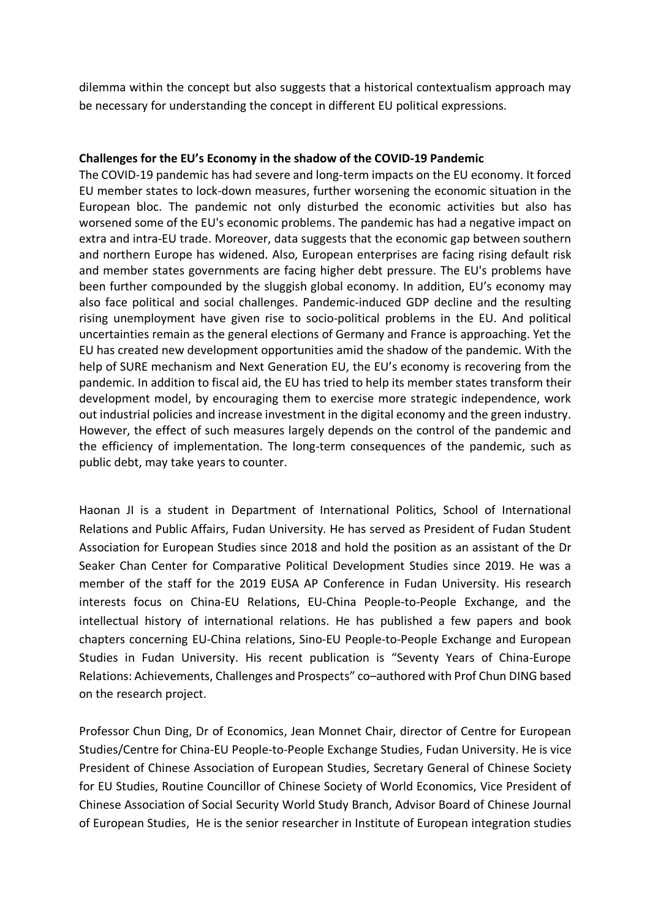dilemma within the concept but also suggests that a historical contextualism approach may be necessary for understanding the concept in different EU political expressions.

**Challenges for the EU's Economy in the shadow of the COVID-19 Pandemic**

The COVID-19 pandemic has had severe and long-term impacts on the EU economy. It forced EU member states to lock-down measures, further worsening the economic situation in the European bloc. The pandemic not only disturbed the economic activities but also has worsened some of the EU's economic problems. The pandemic has had a negative impact on extra and intra-EU trade. Moreover, data suggests that the economic gap between southern and northern Europe has widened. Also, European enterprises are facing rising default risk and member states governments are facing higher debt pressure. The EU's problems have been further compounded by the sluggish global economy. In addition, EU's economy may also face political and social challenges. Pandemic-induced GDP decline and the resulting rising unemployment have given rise to socio-political problems in the EU. And political uncertainties remain as the general elections of Germany and France is approaching. Yet the EU has created new development opportunities amid the shadow of the pandemic. With the help of SURE mechanism and Next Generation EU, the EU's economy is recovering from the pandemic. In addition to fiscal aid, the EU has tried to help its member states transform their development model, by encouraging them to exercise more strategic independence, work out industrial policies and increase investment in the digital economy and the green industry. However, the effect of such measures largely depends on the control of the pandemic and the efficiency of implementation. The long-term consequences of the pandemic, such as public debt, may take years to counter.

Haonan JI is a student in Department of International Politics, School of International Relations and Public Affairs, Fudan University. He has served as President of Fudan Student Association for European Studies since 2018 and hold the position as an assistant of the Dr Seaker Chan Center for Comparative Political Development Studies since 2019. He was a member of the staff for the 2019 EUSA AP Conference in Fudan University. His research interests focus on China-EU Relations, EU-China People-to-People Exchange, and the intellectual history of international relations. He has published a few papers and book chapters concerning EU-China relations, Sino-EU People-to-People Exchange and European Studies in Fudan University. His recent publication is "Seventy Years of China-Europe Relations: Achievements, Challenges and Prospects" co–authored with Prof Chun DING based on the research project.

Professor Chun Ding, Dr of Economics, Jean Monnet Chair, director of Centre for European Studies/Centre for China-EU People-to-People Exchange Studies, Fudan University. He is vice President of Chinese Association of European Studies, Secretary General of Chinese Society for EU Studies, Routine Councillor of Chinese Society of World Economics, Vice President of Chinese Association of Social Security World Study Branch, Advisor Board of Chinese Journal of European Studies, He is the senior researcher in Institute of European integration studies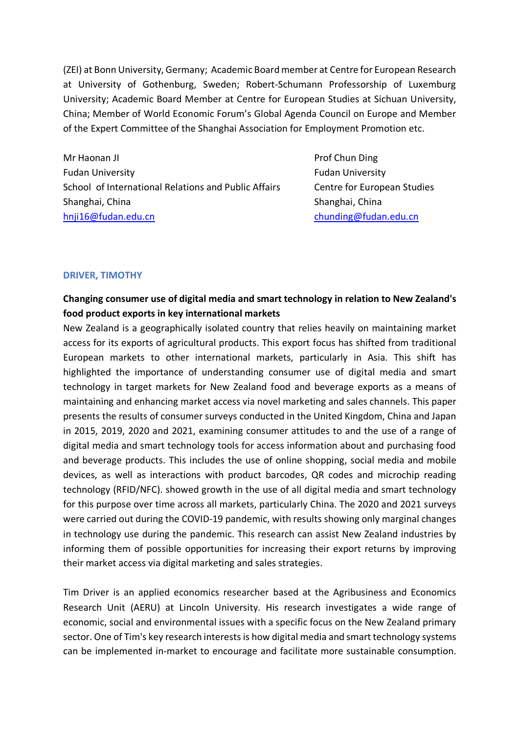(ZEI) at Bonn University, Germany; Academic Board member at Centre for European Research at University of Gothenburg, Sweden; Robert-Schumann Professorship of Luxemburg University; Academic Board Member at Centre for European Studies at Sichuan University, China; Member of World Economic Forum's Global Agenda Council on Europe and Member of the Expert Committee of the Shanghai Association for Employment Promotion etc.

Mr Haonan JI
Fudan University
School of International Relations and Public Affairs
Shanghai, China
hnji16@fudan.edu.cn

Prof Chun Ding
Fudan University
Centre for European Studies
Shanghai, China
chunding@fudan.edu.cn

### DRIVER, TIMOTHY

**Changing consumer use of digital media and smart technology in relation to New Zealand's food product exports in key international markets**

New Zealand is a geographically isolated country that relies heavily on maintaining market access for its exports of agricultural products. This export focus has shifted from traditional European markets to other international markets, particularly in Asia. This shift has highlighted the importance of understanding consumer use of digital media and smart technology in target markets for New Zealand food and beverage exports as a means of maintaining and enhancing market access via novel marketing and sales channels. This paper presents the results of consumer surveys conducted in the United Kingdom, China and Japan in 2015, 2019, 2020 and 2021, examining consumer attitudes to and the use of a range of digital media and smart technology tools for access information about and purchasing food and beverage products. This includes the use of online shopping, social media and mobile devices, as well as interactions with product barcodes, QR codes and microchip reading technology (RFID/NFC). showed growth in the use of all digital media and smart technology for this purpose over time across all markets, particularly China. The 2020 and 2021 surveys were carried out during the COVID-19 pandemic, with results showing only marginal changes in technology use during the pandemic. This research can assist New Zealand industries by informing them of possible opportunities for increasing their export returns by improving their market access via digital marketing and sales strategies.

Tim Driver is an applied economics researcher based at the Agribusiness and Economics Research Unit (AERU) at Lincoln University. His research investigates a wide range of economic, social and environmental issues with a specific focus on the New Zealand primary sector. One of Tim's key research interests is how digital media and smart technology systems can be implemented in-market to encourage and facilitate more sustainable consumption.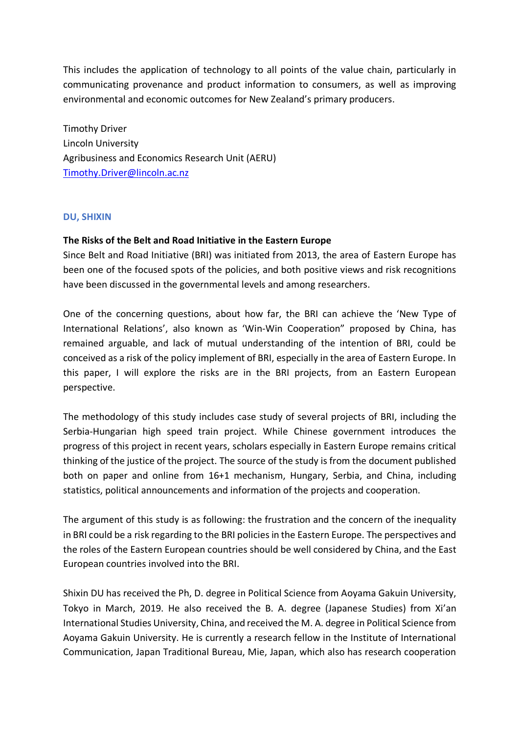This includes the application of technology to all points of the value chain, particularly in communicating provenance and product information to consumers, as well as improving environmental and economic outcomes for New Zealand's primary producers.

Timothy Driver
Lincoln University
Agribusiness and Economics Research Unit (AERU)
Timothy.Driver@lincoln.ac.nz

### DU, SHIXIN

**The Risks of the Belt and Road Initiative in the Eastern Europe**

Since Belt and Road Initiative (BRI) was initiated from 2013, the area of Eastern Europe has been one of the focused spots of the policies, and both positive views and risk recognitions have been discussed in the governmental levels and among researchers.

One of the concerning questions, about how far, the BRI can achieve the 'New Type of International Relations', also known as 'Win-Win Cooperation" proposed by China, has remained arguable, and lack of mutual understanding of the intention of BRI, could be conceived as a risk of the policy implement of BRI, especially in the area of Eastern Europe. In this paper, I will explore the risks are in the BRI projects, from an Eastern European perspective.

The methodology of this study includes case study of several projects of BRI, including the Serbia-Hungarian high speed train project. While Chinese government introduces the progress of this project in recent years, scholars especially in Eastern Europe remains critical thinking of the justice of the project. The source of the study is from the document published both on paper and online from 16+1 mechanism, Hungary, Serbia, and China, including statistics, political announcements and information of the projects and cooperation.

The argument of this study is as following: the frustration and the concern of the inequality in BRI could be a risk regarding to the BRI policies in the Eastern Europe. The perspectives and the roles of the Eastern European countries should be well considered by China, and the East European countries involved into the BRI.

Shixin DU has received the Ph, D. degree in Political Science from Aoyama Gakuin University, Tokyo in March, 2019. He also received the B. A. degree (Japanese Studies) from Xi'an International Studies University, China, and received the M. A. degree in Political Science from Aoyama Gakuin University. He is currently a research fellow in the Institute of International Communication, Japan Traditional Bureau, Mie, Japan, which also has research cooperation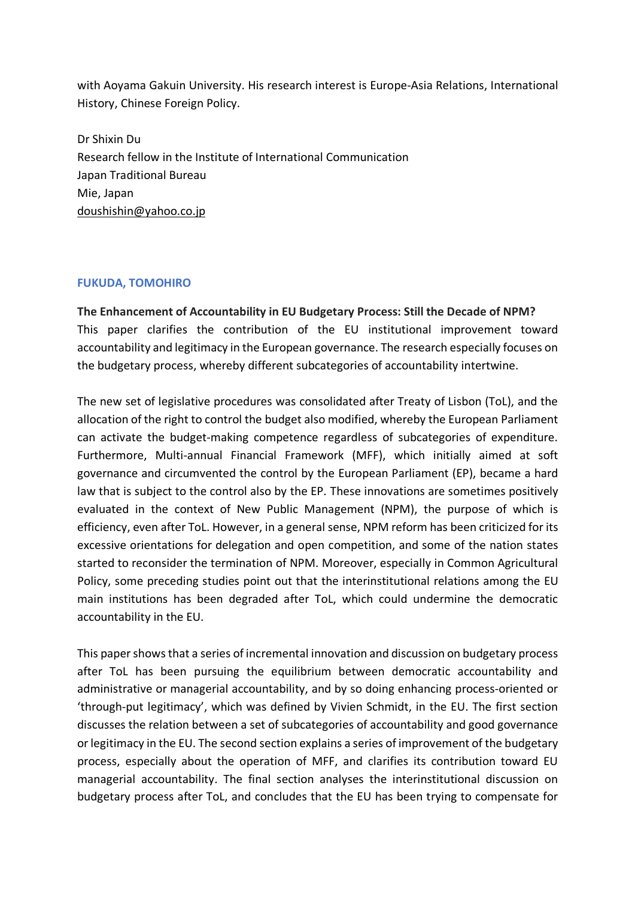with Aoyama Gakuin University. His research interest is Europe-Asia Relations, International History, Chinese Foreign Policy.

Dr Shixin Du
Research fellow in the Institute of International Communication
Japan Traditional Bureau
Mie, Japan
doushishin@yahoo.co.jp

### FUKUDA, TOMOHIRO

**The Enhancement of Accountability in EU Budgetary Process: Still the Decade of NPM?**
This paper clarifies the contribution of the EU institutional improvement toward accountability and legitimacy in the European governance. The research especially focuses on the budgetary process, whereby different subcategories of accountability intertwine.

The new set of legislative procedures was consolidated after Treaty of Lisbon (ToL), and the allocation of the right to control the budget also modified, whereby the European Parliament can activate the budget-making competence regardless of subcategories of expenditure. Furthermore, Multi-annual Financial Framework (MFF), which initially aimed at soft governance and circumvented the control by the European Parliament (EP), became a hard law that is subject to the control also by the EP. These innovations are sometimes positively evaluated in the context of New Public Management (NPM), the purpose of which is efficiency, even after ToL. However, in a general sense, NPM reform has been criticized for its excessive orientations for delegation and open competition, and some of the nation states started to reconsider the termination of NPM. Moreover, especially in Common Agricultural Policy, some preceding studies point out that the interinstitutional relations among the EU main institutions has been degraded after ToL, which could undermine the democratic accountability in the EU.

This paper shows that a series of incremental innovation and discussion on budgetary process after ToL has been pursuing the equilibrium between democratic accountability and administrative or managerial accountability, and by so doing enhancing process-oriented or 'through-put legitimacy', which was defined by Vivien Schmidt, in the EU. The first section discusses the relation between a set of subcategories of accountability and good governance or legitimacy in the EU. The second section explains a series of improvement of the budgetary process, especially about the operation of MFF, and clarifies its contribution toward EU managerial accountability. The final section analyses the interinstitutional discussion on budgetary process after ToL, and concludes that the EU has been trying to compensate for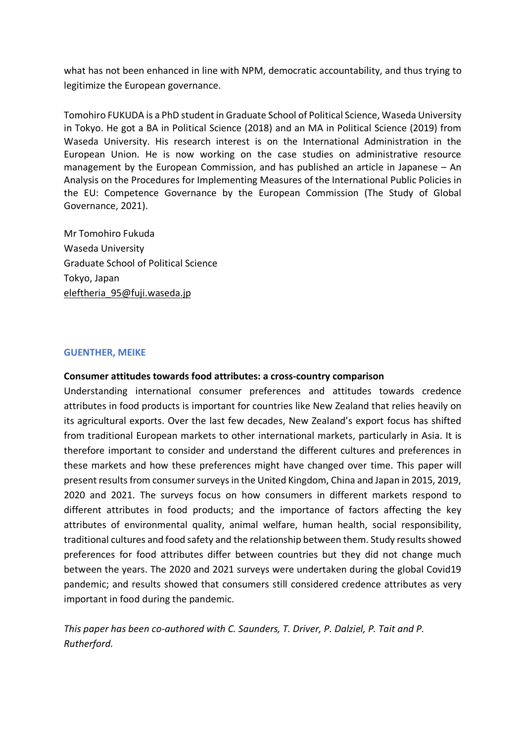what has not been enhanced in line with NPM, democratic accountability, and thus trying to legitimize the European governance.

Tomohiro FUKUDA is a PhD student in Graduate School of Political Science, Waseda University in Tokyo. He got a BA in Political Science (2018) and an MA in Political Science (2019) from Waseda University. His research interest is on the International Administration in the European Union. He is now working on the case studies on administrative resource management by the European Commission, and has published an article in Japanese – An Analysis on the Procedures for Implementing Measures of the International Public Policies in the EU: Competence Governance by the European Commission (The Study of Global Governance, 2021).

Mr Tomohiro Fukuda
Waseda University
Graduate School of Political Science
Tokyo, Japan
eleftheria_95@fuji.waseda.jp

## GUENTHER, MEIKE

**Consumer attitudes towards food attributes: a cross-country comparison**

Understanding international consumer preferences and attitudes towards credence attributes in food products is important for countries like New Zealand that relies heavily on its agricultural exports. Over the last few decades, New Zealand's export focus has shifted from traditional European markets to other international markets, particularly in Asia. It is therefore important to consider and understand the different cultures and preferences in these markets and how these preferences might have changed over time. This paper will present results from consumer surveys in the United Kingdom, China and Japan in 2015, 2019, 2020 and 2021. The surveys focus on how consumers in different markets respond to different attributes in food products; and the importance of factors affecting the key attributes of environmental quality, animal welfare, human health, social responsibility, traditional cultures and food safety and the relationship between them. Study results showed preferences for food attributes differ between countries but they did not change much between the years. The 2020 and 2021 surveys were undertaken during the global Covid19 pandemic; and results showed that consumers still considered credence attributes as very important in food during the pandemic.

*This paper has been co-authored with C. Saunders, T. Driver, P. Dalziel, P. Tait and P. Rutherford.*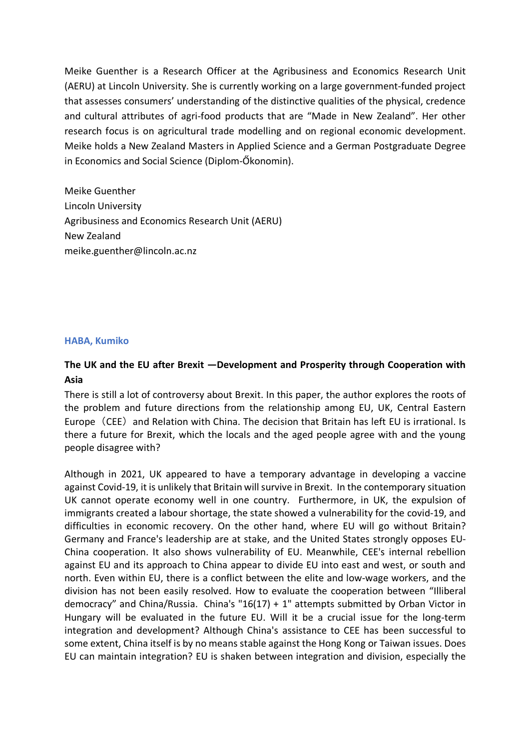Meike Guenther is a Research Officer at the Agribusiness and Economics Research Unit (AERU) at Lincoln University. She is currently working on a large government-funded project that assesses consumers' understanding of the distinctive qualities of the physical, credence and cultural attributes of agri-food products that are "Made in New Zealand". Her other research focus is on agricultural trade modelling and on regional economic development. Meike holds a New Zealand Masters in Applied Science and a German Postgraduate Degree in Economics and Social Science (Diplom-Őkonomin).

Meike Guenther
Lincoln University
Agribusiness and Economics Research Unit (AERU)
New Zealand
meike.guenther@lincoln.ac.nz

**HABA, Kumiko**

**The UK and the EU after Brexit —Development and Prosperity through Cooperation with Asia**

There is still a lot of controversy about Brexit. In this paper, the author explores the roots of the problem and future directions from the relationship among EU, UK, Central Eastern Europe（CEE）and Relation with China. The decision that Britain has left EU is irrational. Is there a future for Brexit, which the locals and the aged people agree with and the young people disagree with?

Although in 2021, UK appeared to have a temporary advantage in developing a vaccine against Covid-19, it is unlikely that Britain will survive in Brexit. In the contemporary situation UK cannot operate economy well in one country. Furthermore, in UK, the expulsion of immigrants created a labour shortage, the state showed a vulnerability for the covid-19, and difficulties in economic recovery. On the other hand, where EU will go without Britain? Germany and France's leadership are at stake, and the United States strongly opposes EU-China cooperation. It also shows vulnerability of EU. Meanwhile, CEE's internal rebellion against EU and its approach to China appear to divide EU into east and west, or south and north. Even within EU, there is a conflict between the elite and low-wage workers, and the division has not been easily resolved. How to evaluate the cooperation between "Illiberal democracy" and China/Russia. China's "16(17) + 1" attempts submitted by Orban Victor in Hungary will be evaluated in the future EU. Will it be a crucial issue for the long-term integration and development? Although China's assistance to CEE has been successful to some extent, China itself is by no means stable against the Hong Kong or Taiwan issues. Does EU can maintain integration? EU is shaken between integration and division, especially the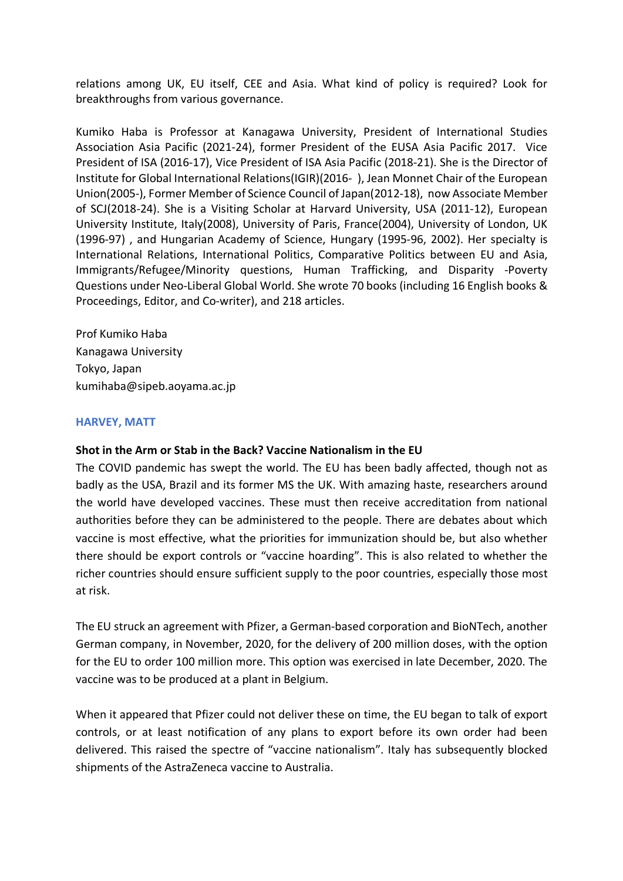relations among UK, EU itself, CEE and Asia. What kind of policy is required? Look for breakthroughs from various governance.

Kumiko Haba is Professor at Kanagawa University, President of International Studies Association Asia Pacific (2021-24), former President of the EUSA Asia Pacific 2017. Vice President of ISA (2016-17), Vice President of ISA Asia Pacific (2018-21). She is the Director of Institute for Global International Relations(IGIR)(2016- ), Jean Monnet Chair of the European Union(2005-), Former Member of Science Council of Japan(2012-18), now Associate Member of SCJ(2018-24). She is a Visiting Scholar at Harvard University, USA (2011-12), European University Institute, Italy(2008), University of Paris, France(2004), University of London, UK (1996-97) , and Hungarian Academy of Science, Hungary (1995-96, 2002). Her specialty is International Relations, International Politics, Comparative Politics between EU and Asia, Immigrants/Refugee/Minority questions, Human Trafficking, and Disparity -Poverty Questions under Neo-Liberal Global World. She wrote 70 books (including 16 English books & Proceedings, Editor, and Co-writer), and 218 articles.

Prof Kumiko Haba  
Kanagawa University  
Tokyo, Japan  
kumihaba@sipeb.aoyama.ac.jp

### HARVEY, MATT

**Shot in the Arm or Stab in the Back? Vaccine Nationalism in the EU**

The COVID pandemic has swept the world. The EU has been badly affected, though not as badly as the USA, Brazil and its former MS the UK. With amazing haste, researchers around the world have developed vaccines. These must then receive accreditation from national authorities before they can be administered to the people. There are debates about which vaccine is most effective, what the priorities for immunization should be, but also whether there should be export controls or "vaccine hoarding". This is also related to whether the richer countries should ensure sufficient supply to the poor countries, especially those most at risk.

The EU struck an agreement with Pfizer, a German-based corporation and BioNTech, another German company, in November, 2020, for the delivery of 200 million doses, with the option for the EU to order 100 million more. This option was exercised in late December, 2020. The vaccine was to be produced at a plant in Belgium.

When it appeared that Pfizer could not deliver these on time, the EU began to talk of export controls, or at least notification of any plans to export before its own order had been delivered. This raised the spectre of "vaccine nationalism". Italy has subsequently blocked shipments of the AstraZeneca vaccine to Australia.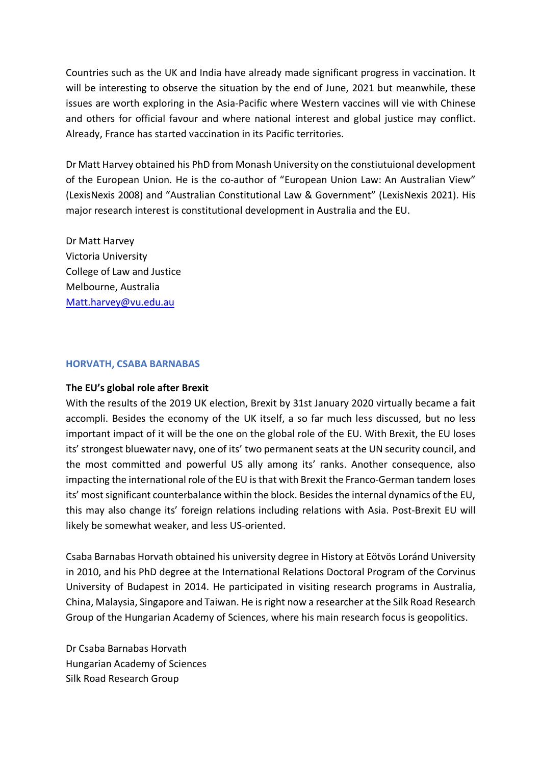Countries such as the UK and India have already made significant progress in vaccination. It will be interesting to observe the situation by the end of June, 2021 but meanwhile, these issues are worth exploring in the Asia-Pacific where Western vaccines will vie with Chinese and others for official favour and where national interest and global justice may conflict. Already, France has started vaccination in its Pacific territories.

Dr Matt Harvey obtained his PhD from Monash University on the constiutuional development of the European Union. He is the co-author of "European Union Law: An Australian View" (LexisNexis 2008) and "Australian Constitutional Law & Government" (LexisNexis 2021). His major research interest is constitutional development in Australia and the EU.

Dr Matt Harvey
Victoria University
College of Law and Justice
Melbourne, Australia
Matt.harvey@vu.edu.au

## HORVATH, CSABA BARNABAS

**The EU's global role after Brexit**

With the results of the 2019 UK election, Brexit by 31st January 2020 virtually became a fait accompli. Besides the economy of the UK itself, a so far much less discussed, but no less important impact of it will be the one on the global role of the EU. With Brexit, the EU loses its' strongest bluewater navy, one of its' two permanent seats at the UN security council, and the most committed and powerful US ally among its' ranks. Another consequence, also impacting the international role of the EU is that with Brexit the Franco-German tandem loses its' most significant counterbalance within the block. Besides the internal dynamics of the EU, this may also change its' foreign relations including relations with Asia. Post-Brexit EU will likely be somewhat weaker, and less US-oriented.

Csaba Barnabas Horvath obtained his university degree in History at Eötvös Loránd University in 2010, and his PhD degree at the International Relations Doctoral Program of the Corvinus University of Budapest in 2014. He participated in visiting research programs in Australia, China, Malaysia, Singapore and Taiwan. He is right now a researcher at the Silk Road Research Group of the Hungarian Academy of Sciences, where his main research focus is geopolitics.

Dr Csaba Barnabas Horvath
Hungarian Academy of Sciences
Silk Road Research Group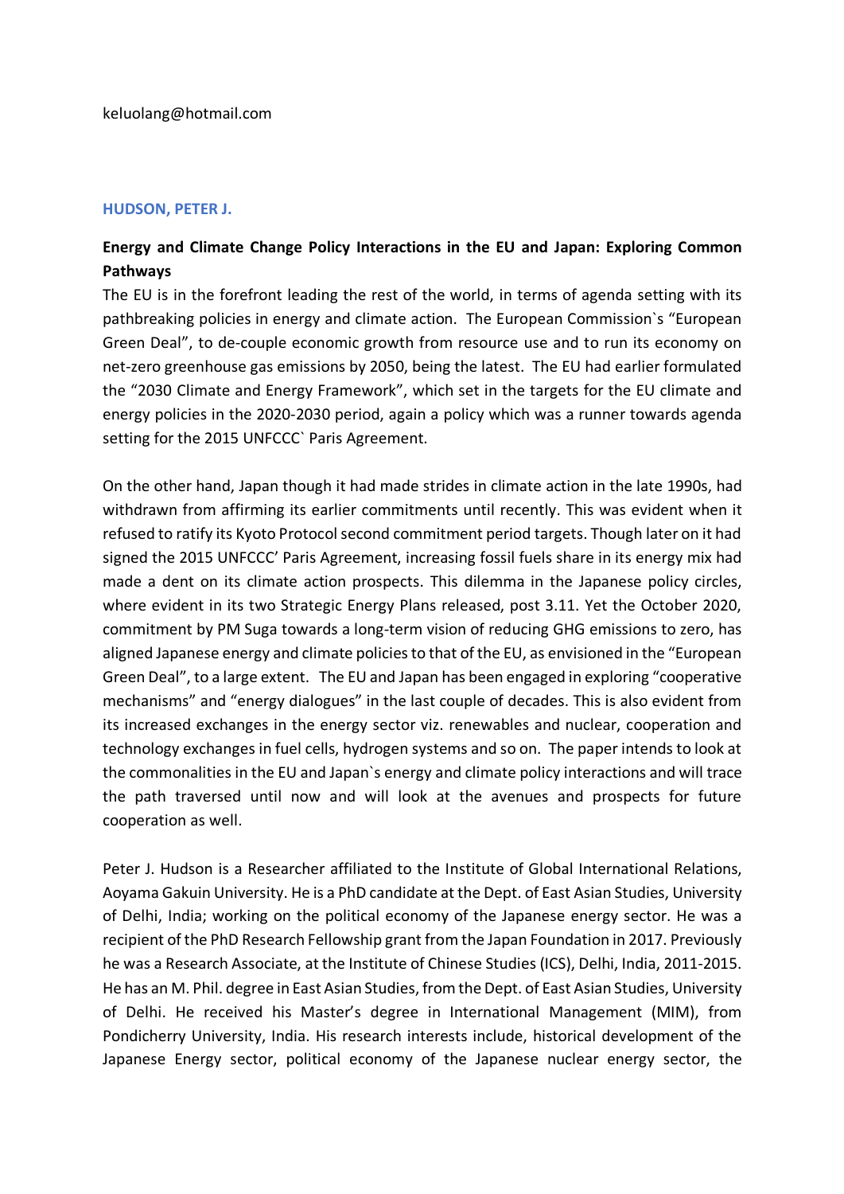keluolang@hotmail.com

### HUDSON, PETER J.

**Energy and Climate Change Policy Interactions in the EU and Japan: Exploring Common Pathways**

The EU is in the forefront leading the rest of the world, in terms of agenda setting with its pathbreaking policies in energy and climate action. The European Commission`s "European Green Deal", to de-couple economic growth from resource use and to run its economy on net-zero greenhouse gas emissions by 2050, being the latest. The EU had earlier formulated the "2030 Climate and Energy Framework", which set in the targets for the EU climate and energy policies in the 2020-2030 period, again a policy which was a runner towards agenda setting for the 2015 UNFCCC` Paris Agreement.

On the other hand, Japan though it had made strides in climate action in the late 1990s, had withdrawn from affirming its earlier commitments until recently. This was evident when it refused to ratify its Kyoto Protocol second commitment period targets. Though later on it had signed the 2015 UNFCCC' Paris Agreement, increasing fossil fuels share in its energy mix had made a dent on its climate action prospects. This dilemma in the Japanese policy circles, where evident in its two Strategic Energy Plans released, post 3.11. Yet the October 2020, commitment by PM Suga towards a long-term vision of reducing GHG emissions to zero, has aligned Japanese energy and climate policies to that of the EU, as envisioned in the "European Green Deal", to a large extent. The EU and Japan has been engaged in exploring "cooperative mechanisms" and "energy dialogues" in the last couple of decades. This is also evident from its increased exchanges in the energy sector viz. renewables and nuclear, cooperation and technology exchanges in fuel cells, hydrogen systems and so on. The paper intends to look at the commonalities in the EU and Japan`s energy and climate policy interactions and will trace the path traversed until now and will look at the avenues and prospects for future cooperation as well.

Peter J. Hudson is a Researcher affiliated to the Institute of Global International Relations, Aoyama Gakuin University. He is a PhD candidate at the Dept. of East Asian Studies, University of Delhi, India; working on the political economy of the Japanese energy sector. He was a recipient of the PhD Research Fellowship grant from the Japan Foundation in 2017. Previously he was a Research Associate, at the Institute of Chinese Studies (ICS), Delhi, India, 2011-2015. He has an M. Phil. degree in East Asian Studies, from the Dept. of East Asian Studies, University of Delhi. He received his Master's degree in International Management (MIM), from Pondicherry University, India. His research interests include, historical development of the Japanese Energy sector, political economy of the Japanese nuclear energy sector, the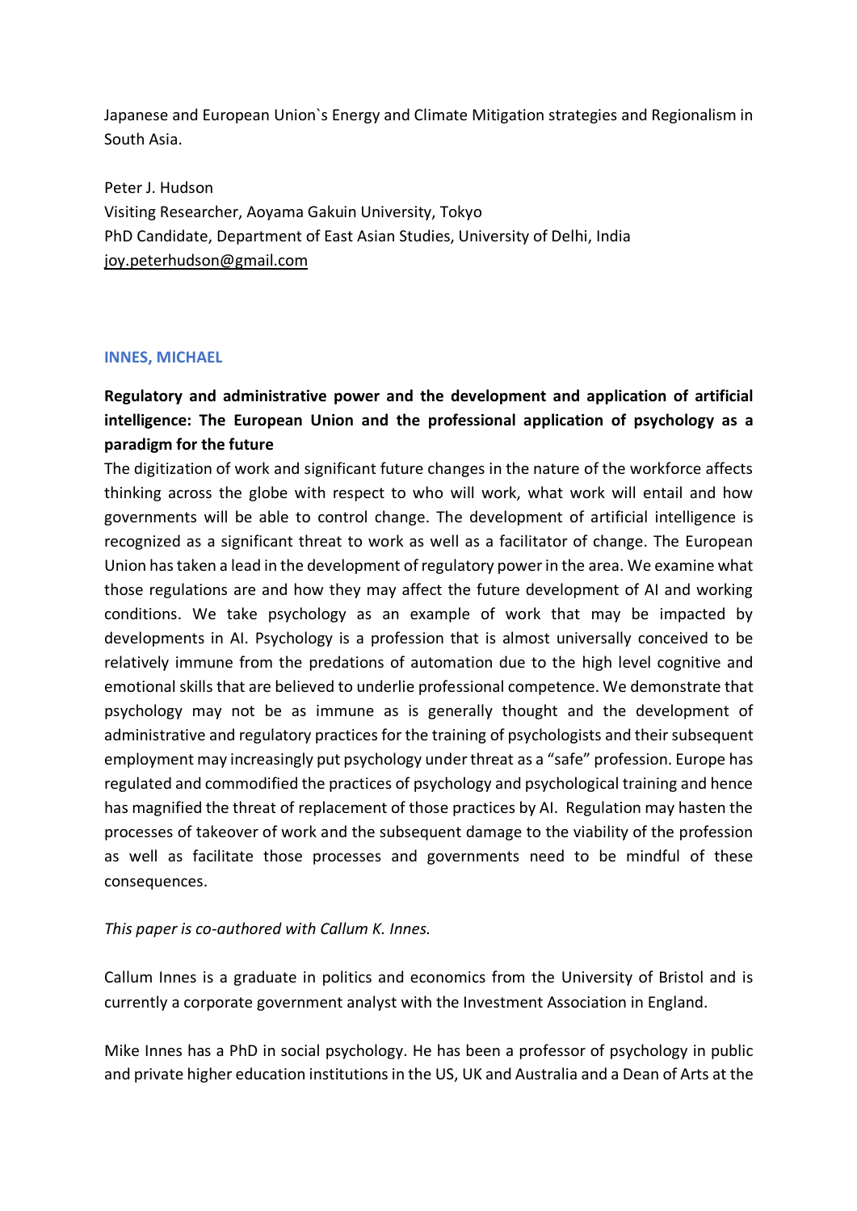Japanese and European Union`s Energy and Climate Mitigation strategies and Regionalism in South Asia.

Peter J. Hudson
Visiting Researcher, Aoyama Gakuin University, Tokyo
PhD Candidate, Department of East Asian Studies, University of Delhi, India
joy.peterhudson@gmail.com

### INNES, MICHAEL

**Regulatory and administrative power and the development and application of artificial intelligence: The European Union and the professional application of psychology as a paradigm for the future**

The digitization of work and significant future changes in the nature of the workforce affects thinking across the globe with respect to who will work, what work will entail and how governments will be able to control change. The development of artificial intelligence is recognized as a significant threat to work as well as a facilitator of change. The European Union has taken a lead in the development of regulatory power in the area. We examine what those regulations are and how they may affect the future development of AI and working conditions. We take psychology as an example of work that may be impacted by developments in AI. Psychology is a profession that is almost universally conceived to be relatively immune from the predations of automation due to the high level cognitive and emotional skills that are believed to underlie professional competence. We demonstrate that psychology may not be as immune as is generally thought and the development of administrative and regulatory practices for the training of psychologists and their subsequent employment may increasingly put psychology under threat as a "safe" profession. Europe has regulated and commodified the practices of psychology and psychological training and hence has magnified the threat of replacement of those practices by AI. Regulation may hasten the processes of takeover of work and the subsequent damage to the viability of the profession as well as facilitate those processes and governments need to be mindful of these consequences.

*This paper is co-authored with Callum K. Innes.*

Callum Innes is a graduate in politics and economics from the University of Bristol and is currently a corporate government analyst with the Investment Association in England.

Mike Innes has a PhD in social psychology. He has been a professor of psychology in public and private higher education institutions in the US, UK and Australia and a Dean of Arts at the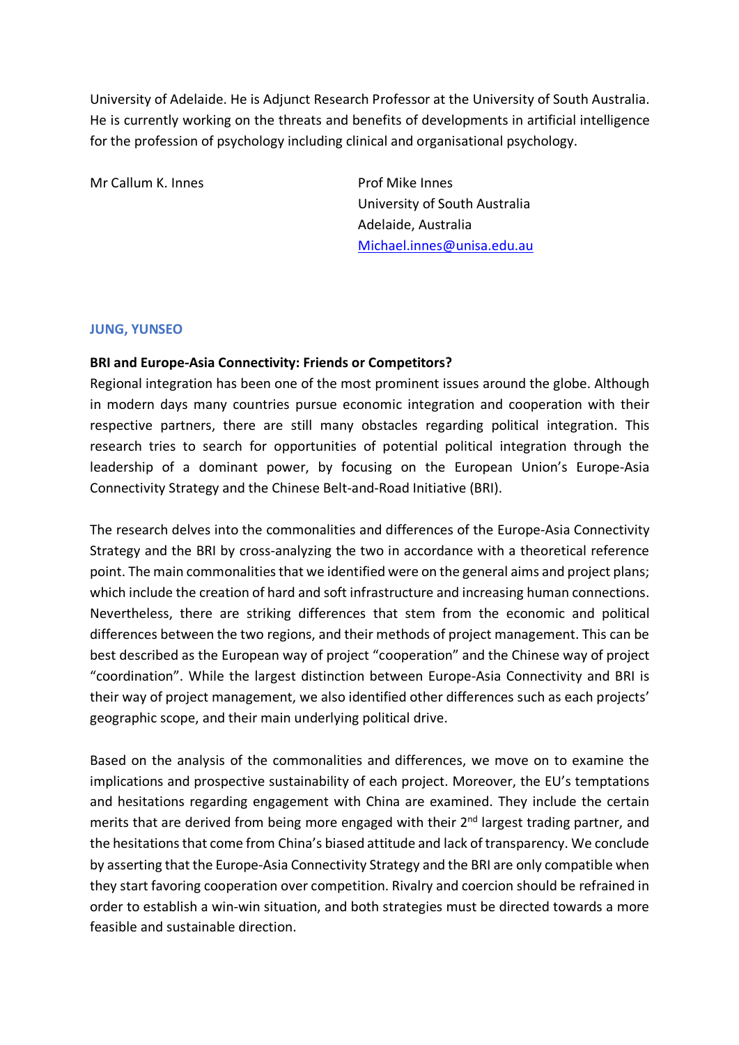University of Adelaide. He is Adjunct Research Professor at the University of South Australia. He is currently working on the threats and benefits of developments in artificial intelligence for the profession of psychology including clinical and organisational psychology.

Mr Callum K. Innes

Prof Mike Innes
University of South Australia
Adelaide, Australia
Michael.innes@unisa.edu.au

### JUNG, YUNSEO

**BRI and Europe-Asia Connectivity: Friends or Competitors?**

Regional integration has been one of the most prominent issues around the globe. Although in modern days many countries pursue economic integration and cooperation with their respective partners, there are still many obstacles regarding political integration. This research tries to search for opportunities of potential political integration through the leadership of a dominant power, by focusing on the European Union's Europe-Asia Connectivity Strategy and the Chinese Belt-and-Road Initiative (BRI).

The research delves into the commonalities and differences of the Europe-Asia Connectivity Strategy and the BRI by cross-analyzing the two in accordance with a theoretical reference point. The main commonalities that we identified were on the general aims and project plans; which include the creation of hard and soft infrastructure and increasing human connections. Nevertheless, there are striking differences that stem from the economic and political differences between the two regions, and their methods of project management. This can be best described as the European way of project "cooperation" and the Chinese way of project "coordination". While the largest distinction between Europe-Asia Connectivity and BRI is their way of project management, we also identified other differences such as each projects' geographic scope, and their main underlying political drive.

Based on the analysis of the commonalities and differences, we move on to examine the implications and prospective sustainability of each project. Moreover, the EU's temptations and hesitations regarding engagement with China are examined. They include the certain merits that are derived from being more engaged with their 2nd largest trading partner, and the hesitations that come from China's biased attitude and lack of transparency. We conclude by asserting that the Europe-Asia Connectivity Strategy and the BRI are only compatible when they start favoring cooperation over competition. Rivalry and coercion should be refrained in order to establish a win-win situation, and both strategies must be directed towards a more feasible and sustainable direction.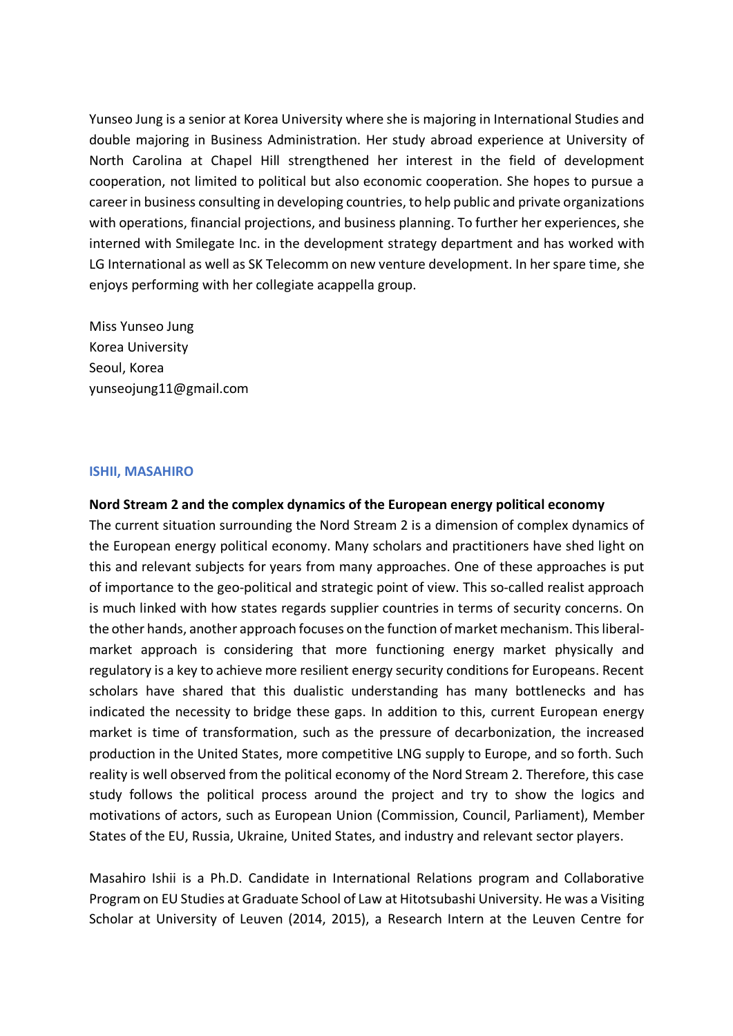Yunseo Jung is a senior at Korea University where she is majoring in International Studies and double majoring in Business Administration. Her study abroad experience at University of North Carolina at Chapel Hill strengthened her interest in the field of development cooperation, not limited to political but also economic cooperation. She hopes to pursue a career in business consulting in developing countries, to help public and private organizations with operations, financial projections, and business planning. To further her experiences, she interned with Smilegate Inc. in the development strategy department and has worked with LG International as well as SK Telecomm on new venture development. In her spare time, she enjoys performing with her collegiate acappella group.

Miss Yunseo Jung  
Korea University  
Seoul, Korea  
yunseojung11@gmail.com

### ISHII, MASAHIRO

**Nord Stream 2 and the complex dynamics of the European energy political economy**

The current situation surrounding the Nord Stream 2 is a dimension of complex dynamics of the European energy political economy. Many scholars and practitioners have shed light on this and relevant subjects for years from many approaches. One of these approaches is put of importance to the geo-political and strategic point of view. This so-called realist approach is much linked with how states regards supplier countries in terms of security concerns. On the other hands, another approach focuses on the function of market mechanism. This liberal-market approach is considering that more functioning energy market physically and regulatory is a key to achieve more resilient energy security conditions for Europeans. Recent scholars have shared that this dualistic understanding has many bottlenecks and has indicated the necessity to bridge these gaps. In addition to this, current European energy market is time of transformation, such as the pressure of decarbonization, the increased production in the United States, more competitive LNG supply to Europe, and so forth. Such reality is well observed from the political economy of the Nord Stream 2. Therefore, this case study follows the political process around the project and try to show the logics and motivations of actors, such as European Union (Commission, Council, Parliament), Member States of the EU, Russia, Ukraine, United States, and industry and relevant sector players.

Masahiro Ishii is a Ph.D. Candidate in International Relations program and Collaborative Program on EU Studies at Graduate School of Law at Hitotsubashi University. He was a Visiting Scholar at University of Leuven (2014, 2015), a Research Intern at the Leuven Centre for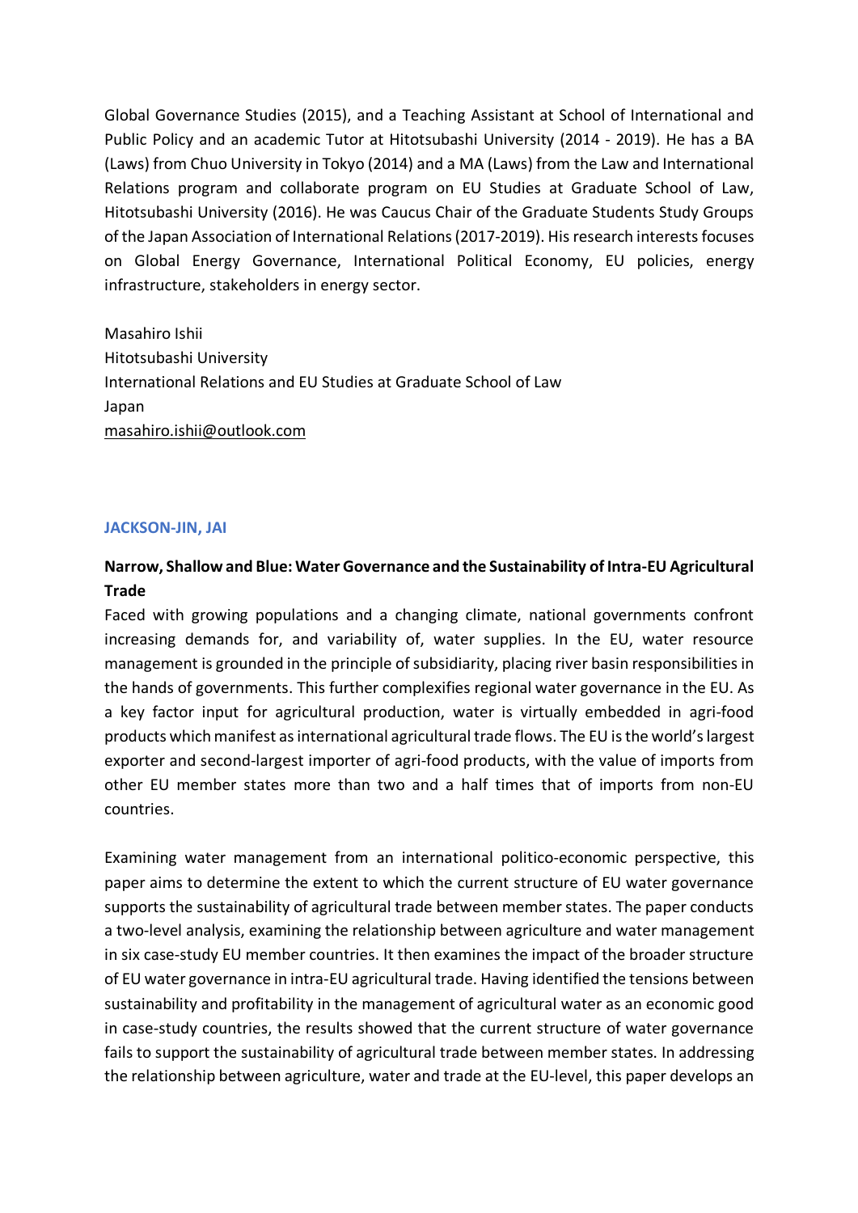Global Governance Studies (2015), and a Teaching Assistant at School of International and Public Policy and an academic Tutor at Hitotsubashi University (2014 - 2019). He has a BA (Laws) from Chuo University in Tokyo (2014) and a MA (Laws) from the Law and International Relations program and collaborate program on EU Studies at Graduate School of Law, Hitotsubashi University (2016). He was Caucus Chair of the Graduate Students Study Groups of the Japan Association of International Relations (2017-2019). His research interests focuses on Global Energy Governance, International Political Economy, EU policies, energy infrastructure, stakeholders in energy sector.

Masahiro Ishii
Hitotsubashi University
International Relations and EU Studies at Graduate School of Law
Japan
masahiro.ishii@outlook.com

### JACKSON-JIN, JAI

**Narrow, Shallow and Blue: Water Governance and the Sustainability of Intra-EU Agricultural Trade**

Faced with growing populations and a changing climate, national governments confront increasing demands for, and variability of, water supplies. In the EU, water resource management is grounded in the principle of subsidiarity, placing river basin responsibilities in the hands of governments. This further complexifies regional water governance in the EU. As a key factor input for agricultural production, water is virtually embedded in agri-food products which manifest as international agricultural trade flows. The EU is the world's largest exporter and second-largest importer of agri-food products, with the value of imports from other EU member states more than two and a half times that of imports from non-EU countries.

Examining water management from an international politico-economic perspective, this paper aims to determine the extent to which the current structure of EU water governance supports the sustainability of agricultural trade between member states. The paper conducts a two-level analysis, examining the relationship between agriculture and water management in six case-study EU member countries. It then examines the impact of the broader structure of EU water governance in intra-EU agricultural trade. Having identified the tensions between sustainability and profitability in the management of agricultural water as an economic good in case-study countries, the results showed that the current structure of water governance fails to support the sustainability of agricultural trade between member states. In addressing the relationship between agriculture, water and trade at the EU-level, this paper develops an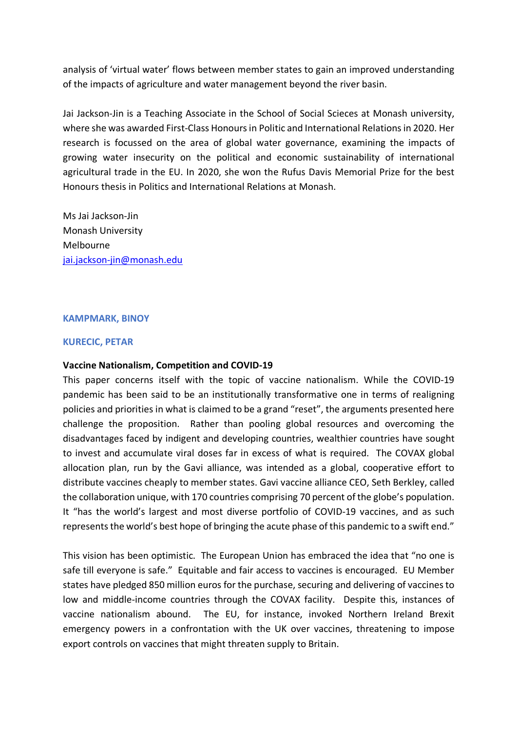analysis of 'virtual water' flows between member states to gain an improved understanding of the impacts of agriculture and water management beyond the river basin.

Jai Jackson-Jin is a Teaching Associate in the School of Social Scieces at Monash university, where she was awarded First-Class Honours in Politic and International Relations in 2020. Her research is focussed on the area of global water governance, examining the impacts of growing water insecurity on the political and economic sustainability of international agricultural trade in the EU. In 2020, she won the Rufus Davis Memorial Prize for the best Honours thesis in Politics and International Relations at Monash.

Ms Jai Jackson-Jin
Monash University
Melbourne
jai.jackson-jin@monash.edu

### KAMPMARK, BINOY

### KURECIC, PETAR

**Vaccine Nationalism, Competition and COVID-19**

This paper concerns itself with the topic of vaccine nationalism. While the COVID-19 pandemic has been said to be an institutionally transformative one in terms of realigning policies and priorities in what is claimed to be a grand "reset", the arguments presented here challenge the proposition. Rather than pooling global resources and overcoming the disadvantages faced by indigent and developing countries, wealthier countries have sought to invest and accumulate viral doses far in excess of what is required. The COVAX global allocation plan, run by the Gavi alliance, was intended as a global, cooperative effort to distribute vaccines cheaply to member states. Gavi vaccine alliance CEO, Seth Berkley, called the collaboration unique, with 170 countries comprising 70 percent of the globe's population. It "has the world's largest and most diverse portfolio of COVID-19 vaccines, and as such represents the world's best hope of bringing the acute phase of this pandemic to a swift end."

This vision has been optimistic. The European Union has embraced the idea that "no one is safe till everyone is safe." Equitable and fair access to vaccines is encouraged. EU Member states have pledged 850 million euros for the purchase, securing and delivering of vaccines to low and middle-income countries through the COVAX facility. Despite this, instances of vaccine nationalism abound. The EU, for instance, invoked Northern Ireland Brexit emergency powers in a confrontation with the UK over vaccines, threatening to impose export controls on vaccines that might threaten supply to Britain.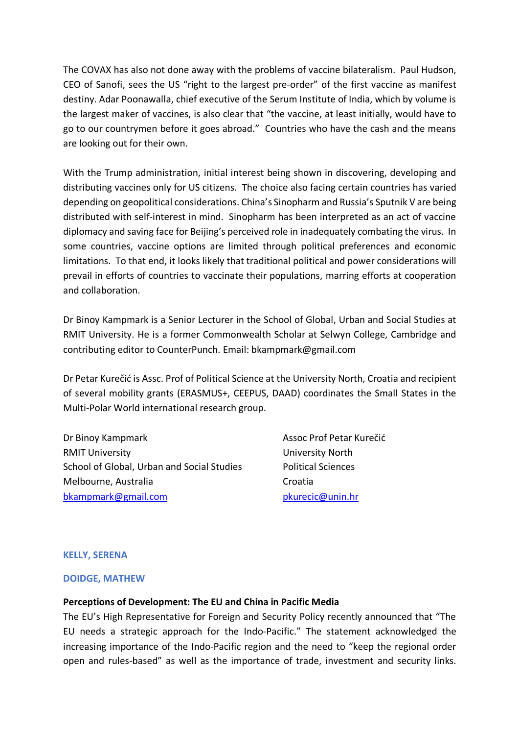The COVAX has also not done away with the problems of vaccine bilateralism. Paul Hudson, CEO of Sanofi, sees the US "right to the largest pre-order" of the first vaccine as manifest destiny. Adar Poonawalla, chief executive of the Serum Institute of India, which by volume is the largest maker of vaccines, is also clear that "the vaccine, at least initially, would have to go to our countrymen before it goes abroad." Countries who have the cash and the means are looking out for their own.

With the Trump administration, initial interest being shown in discovering, developing and distributing vaccines only for US citizens. The choice also facing certain countries has varied depending on geopolitical considerations. China's Sinopharm and Russia's Sputnik V are being distributed with self-interest in mind. Sinopharm has been interpreted as an act of vaccine diplomacy and saving face for Beijing's perceived role in inadequately combating the virus. In some countries, vaccine options are limited through political preferences and economic limitations. To that end, it looks likely that traditional political and power considerations will prevail in efforts of countries to vaccinate their populations, marring efforts at cooperation and collaboration.

Dr Binoy Kampmark is a Senior Lecturer in the School of Global, Urban and Social Studies at RMIT University. He is a former Commonwealth Scholar at Selwyn College, Cambridge and contributing editor to CounterPunch. Email: bkampmark@gmail.com

Dr Petar Kurečić is Assc. Prof of Political Science at the University North, Croatia and recipient of several mobility grants (ERASMUS+, CEEPUS, DAAD) coordinates the Small States in the Multi-Polar World international research group.

Dr Binoy Kampmark
RMIT University
School of Global, Urban and Social Studies
Melbourne, Australia
bkampmark@gmail.com

Assoc Prof Petar Kurečić
University North
Political Sciences
Croatia
pkurecic@unin.hr

**KELLY, SERENA**

**DOIDGE, MATHEW**

**Perceptions of Development: The EU and China in Pacific Media**

The EU's High Representative for Foreign and Security Policy recently announced that "The EU needs a strategic approach for the Indo-Pacific." The statement acknowledged the increasing importance of the Indo-Pacific region and the need to "keep the regional order open and rules-based" as well as the importance of trade, investment and security links.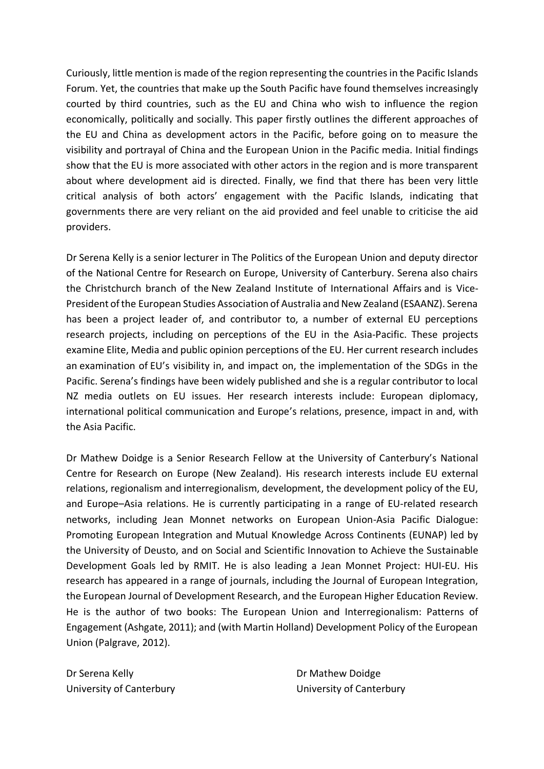Curiously, little mention is made of the region representing the countries in the Pacific Islands Forum. Yet, the countries that make up the South Pacific have found themselves increasingly courted by third countries, such as the EU and China who wish to influence the region economically, politically and socially. This paper firstly outlines the different approaches of the EU and China as development actors in the Pacific, before going on to measure the visibility and portrayal of China and the European Union in the Pacific media. Initial findings show that the EU is more associated with other actors in the region and is more transparent about where development aid is directed. Finally, we find that there has been very little critical analysis of both actors' engagement with the Pacific Islands, indicating that governments there are very reliant on the aid provided and feel unable to criticise the aid providers.

Dr Serena Kelly is a senior lecturer in The Politics of the European Union and deputy director of the National Centre for Research on Europe, University of Canterbury. Serena also chairs the Christchurch branch of the New Zealand Institute of International Affairs and is Vice-President of the European Studies Association of Australia and New Zealand (ESAANZ). Serena has been a project leader of, and contributor to, a number of external EU perceptions research projects, including on perceptions of the EU in the Asia-Pacific. These projects examine Elite, Media and public opinion perceptions of the EU. Her current research includes an examination of EU's visibility in, and impact on, the implementation of the SDGs in the Pacific. Serena's findings have been widely published and she is a regular contributor to local NZ media outlets on EU issues. Her research interests include: European diplomacy, international political communication and Europe's relations, presence, impact in and, with the Asia Pacific.

Dr Mathew Doidge is a Senior Research Fellow at the University of Canterbury's National Centre for Research on Europe (New Zealand). His research interests include EU external relations, regionalism and interregionalism, development, the development policy of the EU, and Europe–Asia relations. He is currently participating in a range of EU-related research networks, including Jean Monnet networks on European Union-Asia Pacific Dialogue: Promoting European Integration and Mutual Knowledge Across Continents (EUNAP) led by the University of Deusto, and on Social and Scientific Innovation to Achieve the Sustainable Development Goals led by RMIT. He is also leading a Jean Monnet Project: HUI-EU. His research has appeared in a range of journals, including the Journal of European Integration, the European Journal of Development Research, and the European Higher Education Review. He is the author of two books: The European Union and Interregionalism: Patterns of Engagement (Ashgate, 2011); and (with Martin Holland) Development Policy of the European Union (Palgrave, 2012).

Dr Serena Kelly
University of Canterbury

Dr Mathew Doidge
University of Canterbury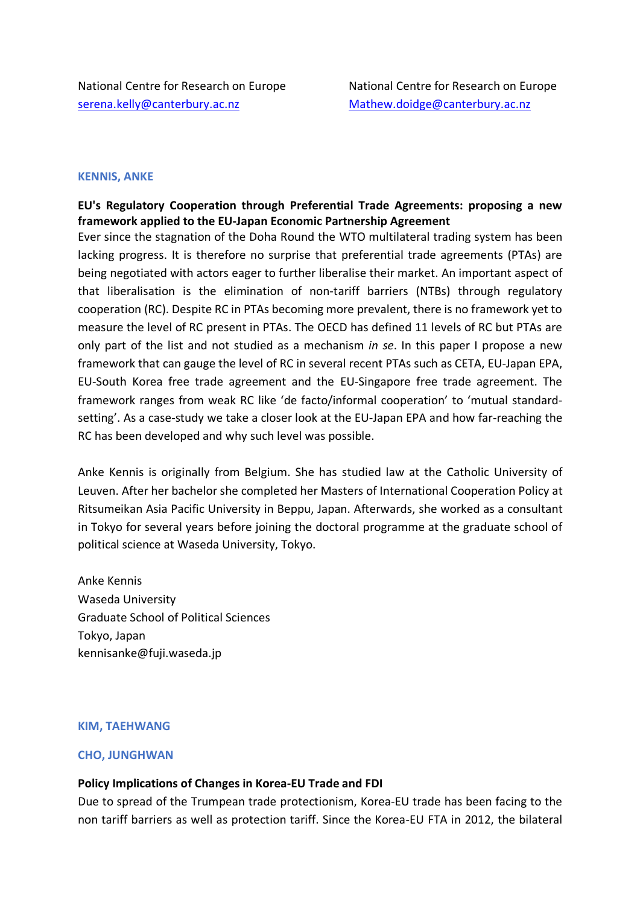National Centre for Research on Europe
serena.kelly@canterbury.ac.nz

National Centre for Research on Europe
Mathew.doidge@canterbury.ac.nz

### KENNIS, ANKE

**EU's Regulatory Cooperation through Preferential Trade Agreements: proposing a new framework applied to the EU-Japan Economic Partnership Agreement**

Ever since the stagnation of the Doha Round the WTO multilateral trading system has been lacking progress. It is therefore no surprise that preferential trade agreements (PTAs) are being negotiated with actors eager to further liberalise their market. An important aspect of that liberalisation is the elimination of non-tariff barriers (NTBs) through regulatory cooperation (RC). Despite RC in PTAs becoming more prevalent, there is no framework yet to measure the level of RC present in PTAs. The OECD has defined 11 levels of RC but PTAs are only part of the list and not studied as a mechanism *in se*. In this paper I propose a new framework that can gauge the level of RC in several recent PTAs such as CETA, EU-Japan EPA, EU-South Korea free trade agreement and the EU-Singapore free trade agreement. The framework ranges from weak RC like 'de facto/informal cooperation' to 'mutual standard-setting'. As a case-study we take a closer look at the EU-Japan EPA and how far-reaching the RC has been developed and why such level was possible.

Anke Kennis is originally from Belgium. She has studied law at the Catholic University of Leuven. After her bachelor she completed her Masters of International Cooperation Policy at Ritsumeikan Asia Pacific University in Beppu, Japan. Afterwards, she worked as a consultant in Tokyo for several years before joining the doctoral programme at the graduate school of political science at Waseda University, Tokyo.

Anke Kennis
Waseda University
Graduate School of Political Sciences
Tokyo, Japan
kennisanke@fuji.waseda.jp

### KIM, TAEHWANG

### CHO, JUNGHWAN

**Policy Implications of Changes in Korea-EU Trade and FDI**

Due to spread of the Trumpean trade protectionism, Korea-EU trade has been facing to the non tariff barriers as well as protection tariff. Since the Korea-EU FTA in 2012, the bilateral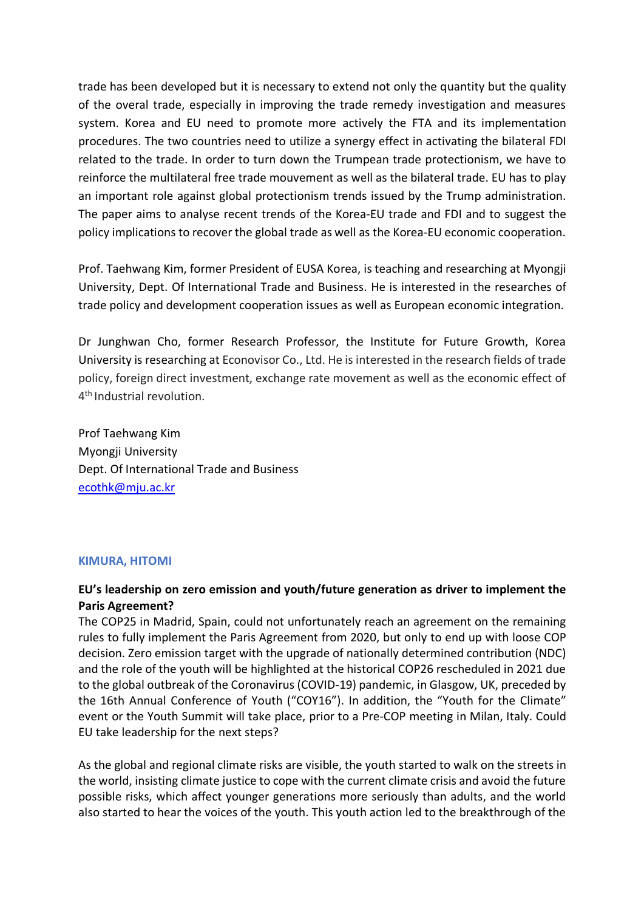trade has been developed but it is necessary to extend not only the quantity but the quality of the overal trade, especially in improving the trade remedy investigation and measures system. Korea and EU need to promote more actively the FTA and its implementation procedures. The two countries need to utilize a synergy effect in activating the bilateral FDI related to the trade. In order to turn down the Trumpean trade protectionism, we have to reinforce the multilateral free trade mouvement as well as the bilateral trade. EU has to play an important role against global protectionism trends issued by the Trump administration. The paper aims to analyse recent trends of the Korea-EU trade and FDI and to suggest the policy implications to recover the global trade as well as the Korea-EU economic cooperation.

Prof. Taehwang Kim, former President of EUSA Korea, is teaching and researching at Myongji University, Dept. Of International Trade and Business. He is interested in the researches of trade policy and development cooperation issues as well as European economic integration.

Dr Junghwan Cho, former Research Professor, the Institute for Future Growth, Korea University is researching at Econovisor Co., Ltd. He is interested in the research fields of trade policy, foreign direct investment, exchange rate movement as well as the economic effect of 4th Industrial revolution.

Prof Taehwang Kim
Myongji University
Dept. Of International Trade and Business
ecothk@mju.ac.kr

### KIMURA, HITOMI

**EU's leadership on zero emission and youth/future generation as driver to implement the Paris Agreement?**

The COP25 in Madrid, Spain, could not unfortunately reach an agreement on the remaining rules to fully implement the Paris Agreement from 2020, but only to end up with loose COP decision. Zero emission target with the upgrade of nationally determined contribution (NDC) and the role of the youth will be highlighted at the historical COP26 rescheduled in 2021 due to the global outbreak of the Coronavirus (COVID-19) pandemic, in Glasgow, UK, preceded by the 16th Annual Conference of Youth ("COY16"). In addition, the "Youth for the Climate" event or the Youth Summit will take place, prior to a Pre-COP meeting in Milan, Italy. Could EU take leadership for the next steps?

As the global and regional climate risks are visible, the youth started to walk on the streets in the world, insisting climate justice to cope with the current climate crisis and avoid the future possible risks, which affect younger generations more seriously than adults, and the world also started to hear the voices of the youth. This youth action led to the breakthrough of the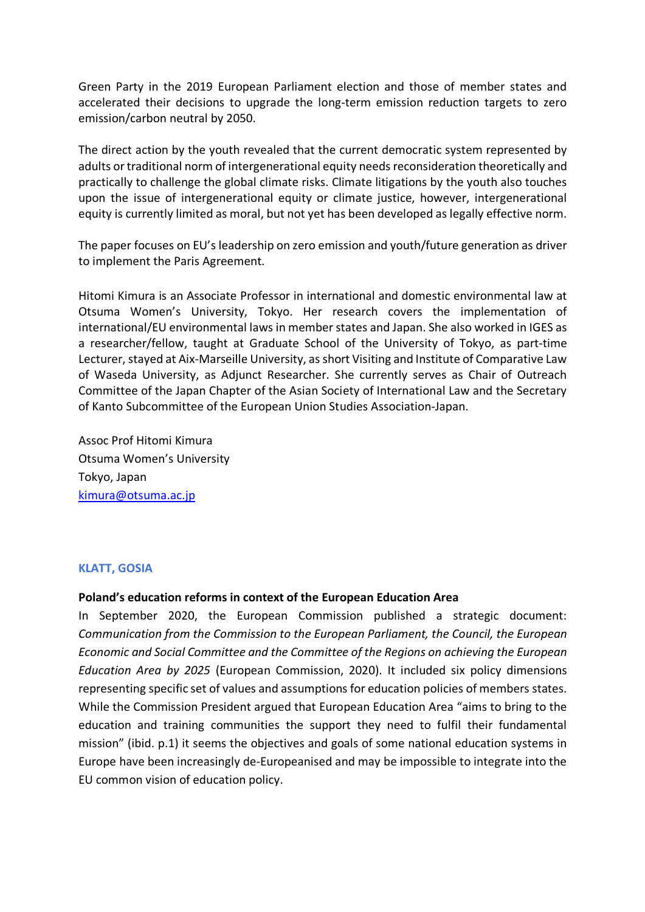Green Party in the 2019 European Parliament election and those of member states and accelerated their decisions to upgrade the long-term emission reduction targets to zero emission/carbon neutral by 2050.

The direct action by the youth revealed that the current democratic system represented by adults or traditional norm of intergenerational equity needs reconsideration theoretically and practically to challenge the global climate risks. Climate litigations by the youth also touches upon the issue of intergenerational equity or climate justice, however, intergenerational equity is currently limited as moral, but not yet has been developed as legally effective norm.

The paper focuses on EU's leadership on zero emission and youth/future generation as driver to implement the Paris Agreement.

Hitomi Kimura is an Associate Professor in international and domestic environmental law at Otsuma Women's University, Tokyo. Her research covers the implementation of international/EU environmental laws in member states and Japan. She also worked in IGES as a researcher/fellow, taught at Graduate School of the University of Tokyo, as part-time Lecturer, stayed at Aix-Marseille University, as short Visiting and Institute of Comparative Law of Waseda University, as Adjunct Researcher. She currently serves as Chair of Outreach Committee of the Japan Chapter of the Asian Society of International Law and the Secretary of Kanto Subcommittee of the European Union Studies Association-Japan.

Assoc Prof Hitomi Kimura
Otsuma Women's University
Tokyo, Japan
kimura@otsuma.ac.jp

### KLATT, GOSIA

**Poland's education reforms in context of the European Education Area**

In September 2020, the European Commission published a strategic document: *Communication from the Commission to the European Parliament, the Council, the European Economic and Social Committee and the Committee of the Regions on achieving the European Education Area by 2025* (European Commission, 2020). It included six policy dimensions representing specific set of values and assumptions for education policies of members states. While the Commission President argued that European Education Area "aims to bring to the education and training communities the support they need to fulfil their fundamental mission" (ibid. p.1) it seems the objectives and goals of some national education systems in Europe have been increasingly de-Europeanised and may be impossible to integrate into the EU common vision of education policy.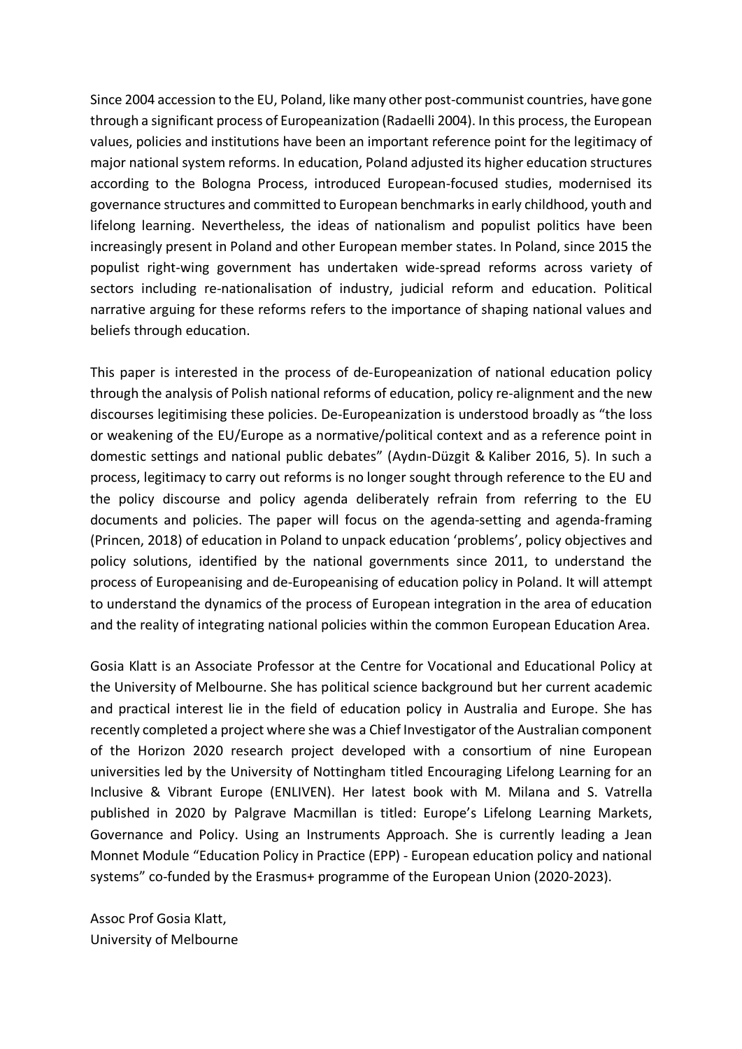Since 2004 accession to the EU, Poland, like many other post-communist countries, have gone through a significant process of Europeanization (Radaelli 2004). In this process, the European values, policies and institutions have been an important reference point for the legitimacy of major national system reforms. In education, Poland adjusted its higher education structures according to the Bologna Process, introduced European-focused studies, modernised its governance structures and committed to European benchmarks in early childhood, youth and lifelong learning. Nevertheless, the ideas of nationalism and populist politics have been increasingly present in Poland and other European member states. In Poland, since 2015 the populist right-wing government has undertaken wide-spread reforms across variety of sectors including re-nationalisation of industry, judicial reform and education. Political narrative arguing for these reforms refers to the importance of shaping national values and beliefs through education.

This paper is interested in the process of de-Europeanization of national education policy through the analysis of Polish national reforms of education, policy re-alignment and the new discourses legitimising these policies. De-Europeanization is understood broadly as "the loss or weakening of the EU/Europe as a normative/political context and as a reference point in domestic settings and national public debates" (Aydın-Düzgit & Kaliber 2016, 5). In such a process, legitimacy to carry out reforms is no longer sought through reference to the EU and the policy discourse and policy agenda deliberately refrain from referring to the EU documents and policies. The paper will focus on the agenda-setting and agenda-framing (Princen, 2018) of education in Poland to unpack education 'problems', policy objectives and policy solutions, identified by the national governments since 2011, to understand the process of Europeanising and de-Europeanising of education policy in Poland. It will attempt to understand the dynamics of the process of European integration in the area of education and the reality of integrating national policies within the common European Education Area.

Gosia Klatt is an Associate Professor at the Centre for Vocational and Educational Policy at the University of Melbourne. She has political science background but her current academic and practical interest lie in the field of education policy in Australia and Europe. She has recently completed a project where she was a Chief Investigator of the Australian component of the Horizon 2020 research project developed with a consortium of nine European universities led by the University of Nottingham titled Encouraging Lifelong Learning for an Inclusive & Vibrant Europe (ENLIVEN). Her latest book with M. Milana and S. Vatrella published in 2020 by Palgrave Macmillan is titled: Europe's Lifelong Learning Markets, Governance and Policy. Using an Instruments Approach. She is currently leading a Jean Monnet Module "Education Policy in Practice (EPP) - European education policy and national systems" co-funded by the Erasmus+ programme of the European Union (2020-2023).

Assoc Prof Gosia Klatt,
University of Melbourne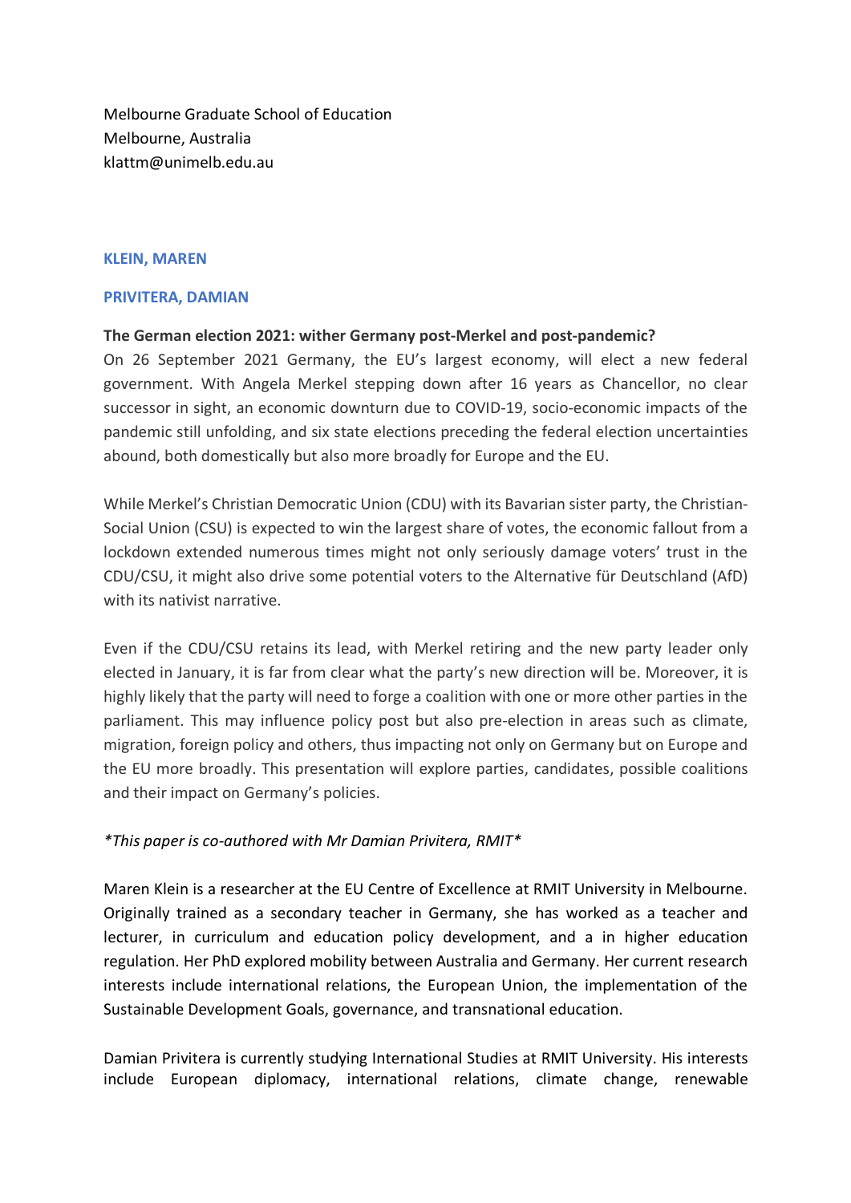Melbourne Graduate School of Education
Melbourne, Australia
klattm@unimelb.edu.au

**KLEIN, MAREN**

**PRIVITERA, DAMIAN**

**The German election 2021: wither Germany post-Merkel and post-pandemic?**

On 26 September 2021 Germany, the EU's largest economy, will elect a new federal government. With Angela Merkel stepping down after 16 years as Chancellor, no clear successor in sight, an economic downturn due to COVID-19, socio-economic impacts of the pandemic still unfolding, and six state elections preceding the federal election uncertainties abound, both domestically but also more broadly for Europe and the EU.

While Merkel's Christian Democratic Union (CDU) with its Bavarian sister party, the Christian-Social Union (CSU) is expected to win the largest share of votes, the economic fallout from a lockdown extended numerous times might not only seriously damage voters' trust in the CDU/CSU, it might also drive some potential voters to the Alternative für Deutschland (AfD) with its nativist narrative.

Even if the CDU/CSU retains its lead, with Merkel retiring and the new party leader only elected in January, it is far from clear what the party's new direction will be. Moreover, it is highly likely that the party will need to forge a coalition with one or more other parties in the parliament. This may influence policy post but also pre-election in areas such as climate, migration, foreign policy and others, thus impacting not only on Germany but on Europe and the EU more broadly. This presentation will explore parties, candidates, possible coalitions and their impact on Germany's policies.

*\*This paper is co-authored with Mr Damian Privitera, RMIT\**

Maren Klein is a researcher at the EU Centre of Excellence at RMIT University in Melbourne. Originally trained as a secondary teacher in Germany, she has worked as a teacher and lecturer, in curriculum and education policy development, and a in higher education regulation. Her PhD explored mobility between Australia and Germany. Her current research interests include international relations, the European Union, the implementation of the Sustainable Development Goals, governance, and transnational education.

Damian Privitera is currently studying International Studies at RMIT University. His interests include European diplomacy, international relations, climate change, renewable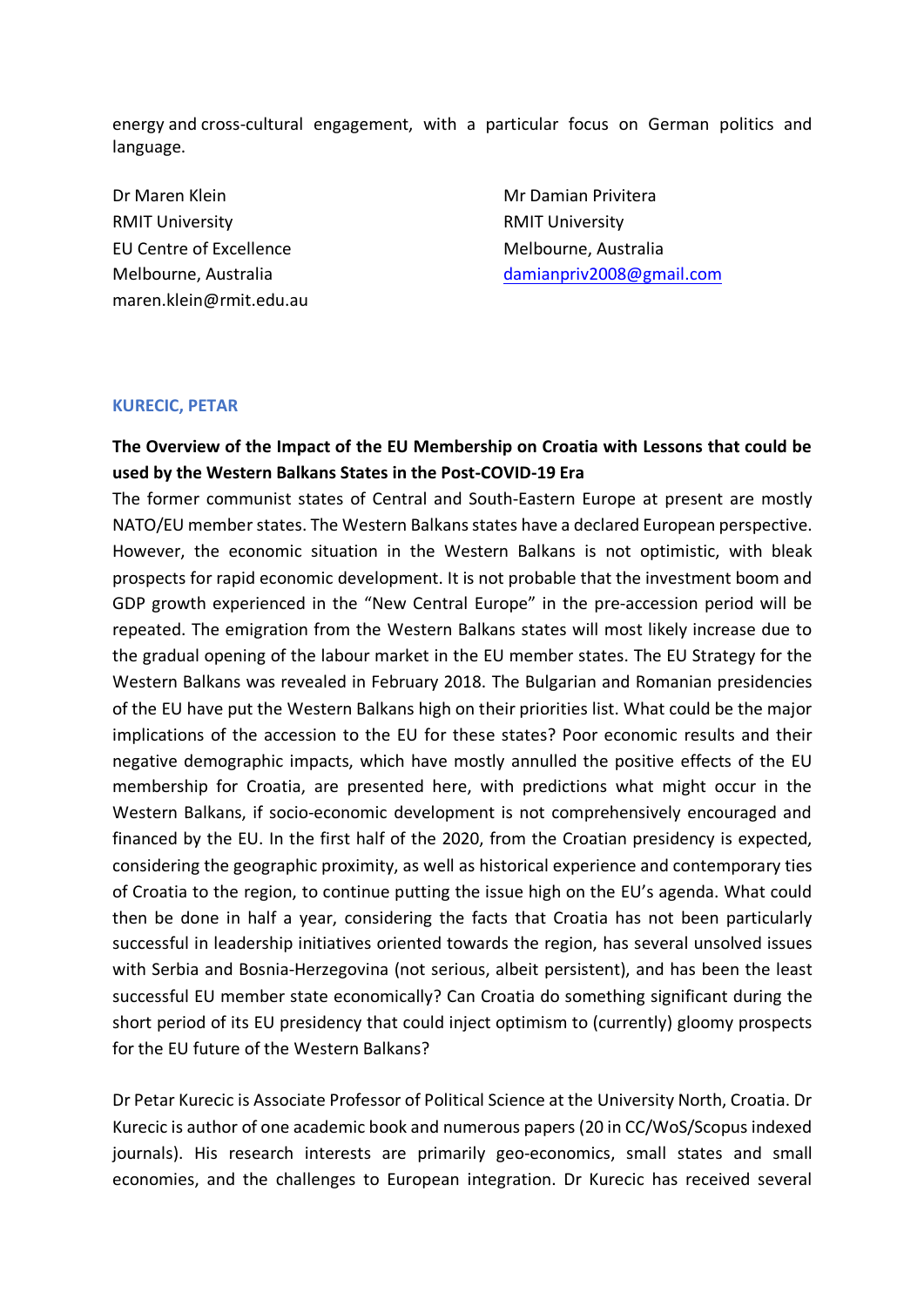energy and cross-cultural engagement, with a particular focus on German politics and language.

Dr Maren Klein
RMIT University
EU Centre of Excellence
Melbourne, Australia
maren.klein@rmit.edu.au

Mr Damian Privitera
RMIT University
Melbourne, Australia
damianpriv2008@gmail.com

### KURECIC, PETAR

**The Overview of the Impact of the EU Membership on Croatia with Lessons that could be used by the Western Balkans States in the Post-COVID-19 Era**

The former communist states of Central and South-Eastern Europe at present are mostly NATO/EU member states. The Western Balkans states have a declared European perspective. However, the economic situation in the Western Balkans is not optimistic, with bleak prospects for rapid economic development. It is not probable that the investment boom and GDP growth experienced in the "New Central Europe" in the pre-accession period will be repeated. The emigration from the Western Balkans states will most likely increase due to the gradual opening of the labour market in the EU member states. The EU Strategy for the Western Balkans was revealed in February 2018. The Bulgarian and Romanian presidencies of the EU have put the Western Balkans high on their priorities list. What could be the major implications of the accession to the EU for these states? Poor economic results and their negative demographic impacts, which have mostly annulled the positive effects of the EU membership for Croatia, are presented here, with predictions what might occur in the Western Balkans, if socio-economic development is not comprehensively encouraged and financed by the EU. In the first half of the 2020, from the Croatian presidency is expected, considering the geographic proximity, as well as historical experience and contemporary ties of Croatia to the region, to continue putting the issue high on the EU's agenda. What could then be done in half a year, considering the facts that Croatia has not been particularly successful in leadership initiatives oriented towards the region, has several unsolved issues with Serbia and Bosnia-Herzegovina (not serious, albeit persistent), and has been the least successful EU member state economically? Can Croatia do something significant during the short period of its EU presidency that could inject optimism to (currently) gloomy prospects for the EU future of the Western Balkans?

Dr Petar Kurecic is Associate Professor of Political Science at the University North, Croatia. Dr Kurecic is author of one academic book and numerous papers (20 in CC/WoS/Scopus indexed journals). His research interests are primarily geo-economics, small states and small economies, and the challenges to European integration. Dr Kurecic has received several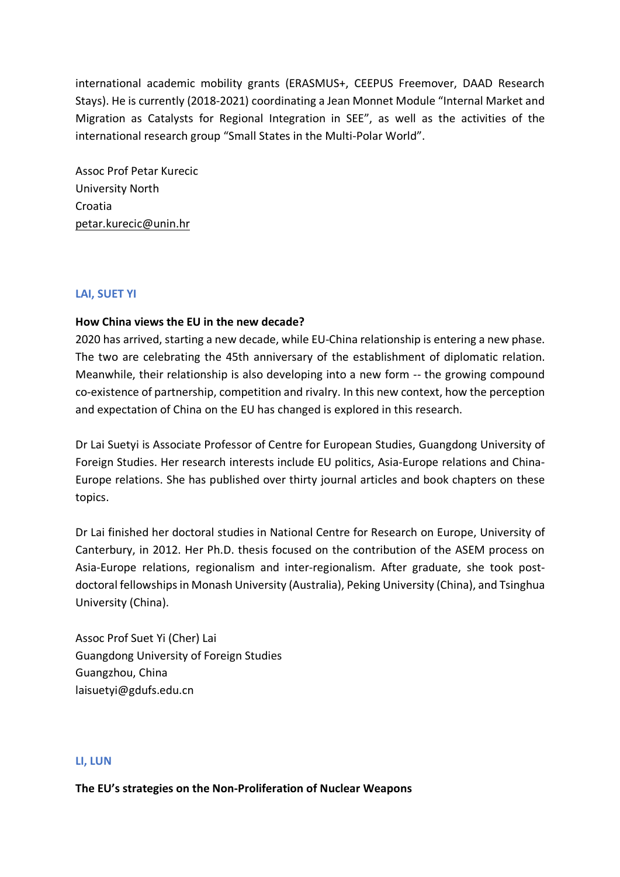international academic mobility grants (ERASMUS+, CEEPUS Freemover, DAAD Research Stays). He is currently (2018-2021) coordinating a Jean Monnet Module "Internal Market and Migration as Catalysts for Regional Integration in SEE", as well as the activities of the international research group "Small States in the Multi-Polar World".

Assoc Prof Petar Kurecic
University North
Croatia
petar.kurecic@unin.hr

### LAI, SUET YI

**How China views the EU in the new decade?**

2020 has arrived, starting a new decade, while EU-China relationship is entering a new phase. The two are celebrating the 45th anniversary of the establishment of diplomatic relation. Meanwhile, their relationship is also developing into a new form -- the growing compound co-existence of partnership, competition and rivalry. In this new context, how the perception and expectation of China on the EU has changed is explored in this research.

Dr Lai Suetyi is Associate Professor of Centre for European Studies, Guangdong University of Foreign Studies. Her research interests include EU politics, Asia-Europe relations and China-Europe relations. She has published over thirty journal articles and book chapters on these topics.

Dr Lai finished her doctoral studies in National Centre for Research on Europe, University of Canterbury, in 2012. Her Ph.D. thesis focused on the contribution of the ASEM process on Asia-Europe relations, regionalism and inter-regionalism. After graduate, she took post-doctoral fellowships in Monash University (Australia), Peking University (China), and Tsinghua University (China).

Assoc Prof Suet Yi (Cher) Lai
Guangdong University of Foreign Studies
Guangzhou, China
laisuetyi@gdufs.edu.cn

### LI, LUN

**The EU's strategies on the Non-Proliferation of Nuclear Weapons**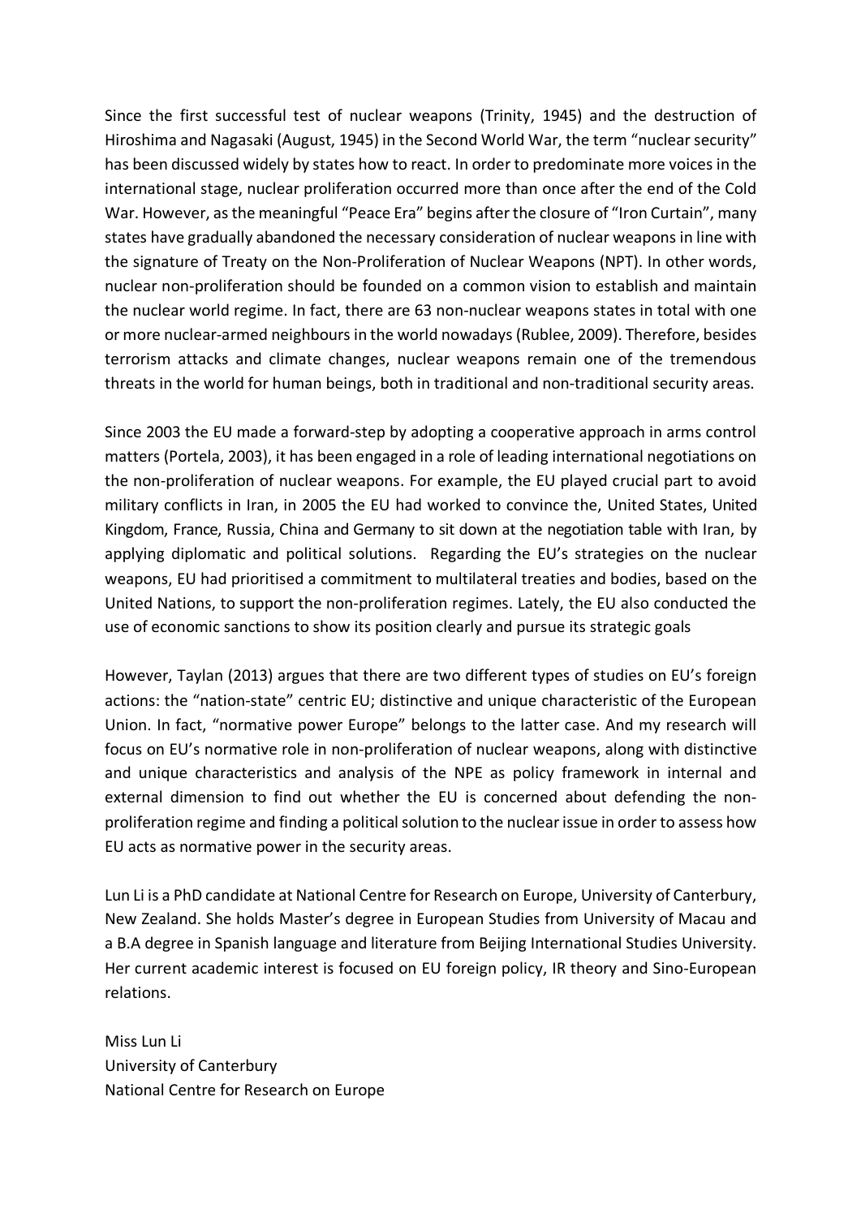Since the first successful test of nuclear weapons (Trinity, 1945) and the destruction of Hiroshima and Nagasaki (August, 1945) in the Second World War, the term "nuclear security" has been discussed widely by states how to react. In order to predominate more voices in the international stage, nuclear proliferation occurred more than once after the end of the Cold War. However, as the meaningful "Peace Era" begins after the closure of "Iron Curtain", many states have gradually abandoned the necessary consideration of nuclear weapons in line with the signature of Treaty on the Non-Proliferation of Nuclear Weapons (NPT). In other words, nuclear non-proliferation should be founded on a common vision to establish and maintain the nuclear world regime. In fact, there are 63 non-nuclear weapons states in total with one or more nuclear-armed neighbours in the world nowadays (Rublee, 2009). Therefore, besides terrorism attacks and climate changes, nuclear weapons remain one of the tremendous threats in the world for human beings, both in traditional and non-traditional security areas.

Since 2003 the EU made a forward-step by adopting a cooperative approach in arms control matters (Portela, 2003), it has been engaged in a role of leading international negotiations on the non-proliferation of nuclear weapons. For example, the EU played crucial part to avoid military conflicts in Iran, in 2005 the EU had worked to convince the, United States, United Kingdom, France, Russia, China and Germany to sit down at the negotiation table with Iran, by applying diplomatic and political solutions. Regarding the EU's strategies on the nuclear weapons, EU had prioritised a commitment to multilateral treaties and bodies, based on the United Nations, to support the non-proliferation regimes. Lately, the EU also conducted the use of economic sanctions to show its position clearly and pursue its strategic goals

However, Taylan (2013) argues that there are two different types of studies on EU's foreign actions: the "nation-state" centric EU; distinctive and unique characteristic of the European Union. In fact, "normative power Europe" belongs to the latter case. And my research will focus on EU's normative role in non-proliferation of nuclear weapons, along with distinctive and unique characteristics and analysis of the NPE as policy framework in internal and external dimension to find out whether the EU is concerned about defending the non-proliferation regime and finding a political solution to the nuclear issue in order to assess how EU acts as normative power in the security areas.

Lun Li is a PhD candidate at National Centre for Research on Europe, University of Canterbury, New Zealand. She holds Master's degree in European Studies from University of Macau and a B.A degree in Spanish language and literature from Beijing International Studies University. Her current academic interest is focused on EU foreign policy, IR theory and Sino-European relations.

Miss Lun Li
University of Canterbury
National Centre for Research on Europe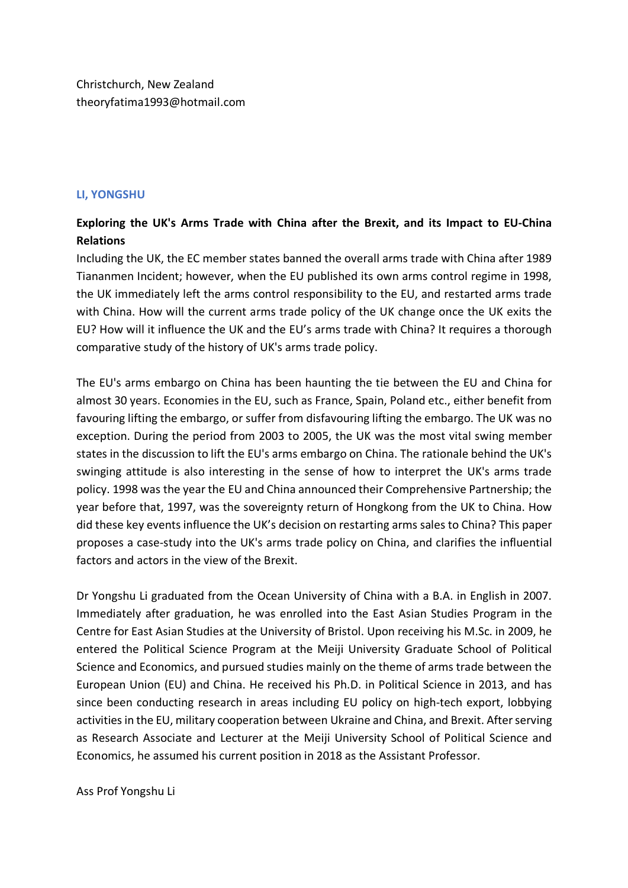Christchurch, New Zealand
theoryfatima1993@hotmail.com

### LI, YONGSHU

**Exploring the UK's Arms Trade with China after the Brexit, and its Impact to EU-China Relations**

Including the UK, the EC member states banned the overall arms trade with China after 1989 Tiananmen Incident; however, when the EU published its own arms control regime in 1998, the UK immediately left the arms control responsibility to the EU, and restarted arms trade with China. How will the current arms trade policy of the UK change once the UK exits the EU? How will it influence the UK and the EU's arms trade with China? It requires a thorough comparative study of the history of UK's arms trade policy.

The EU's arms embargo on China has been haunting the tie between the EU and China for almost 30 years. Economies in the EU, such as France, Spain, Poland etc., either benefit from favouring lifting the embargo, or suffer from disfavouring lifting the embargo. The UK was no exception. During the period from 2003 to 2005, the UK was the most vital swing member states in the discussion to lift the EU's arms embargo on China. The rationale behind the UK's swinging attitude is also interesting in the sense of how to interpret the UK's arms trade policy. 1998 was the year the EU and China announced their Comprehensive Partnership; the year before that, 1997, was the sovereignty return of Hongkong from the UK to China. How did these key events influence the UK's decision on restarting arms sales to China? This paper proposes a case-study into the UK's arms trade policy on China, and clarifies the influential factors and actors in the view of the Brexit.

Dr Yongshu Li graduated from the Ocean University of China with a B.A. in English in 2007. Immediately after graduation, he was enrolled into the East Asian Studies Program in the Centre for East Asian Studies at the University of Bristol. Upon receiving his M.Sc. in 2009, he entered the Political Science Program at the Meiji University Graduate School of Political Science and Economics, and pursued studies mainly on the theme of arms trade between the European Union (EU) and China. He received his Ph.D. in Political Science in 2013, and has since been conducting research in areas including EU policy on high-tech export, lobbying activities in the EU, military cooperation between Ukraine and China, and Brexit. After serving as Research Associate and Lecturer at the Meiji University School of Political Science and Economics, he assumed his current position in 2018 as the Assistant Professor.

Ass Prof Yongshu Li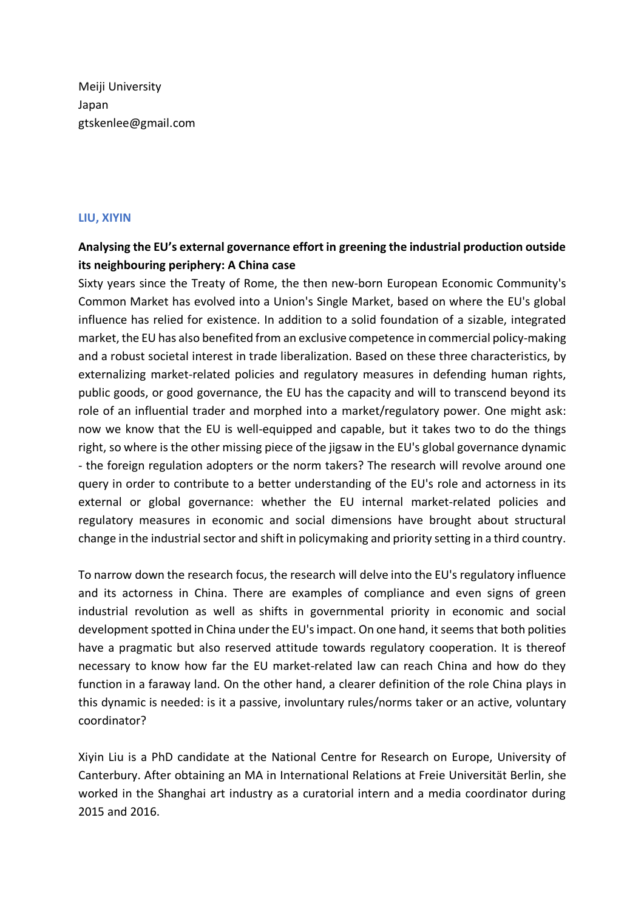Meiji University
Japan
gtskenlee@gmail.com

### LIU, XIYIN

**Analysing the EU's external governance effort in greening the industrial production outside its neighbouring periphery: A China case**

Sixty years since the Treaty of Rome, the then new-born European Economic Community's Common Market has evolved into a Union's Single Market, based on where the EU's global influence has relied for existence. In addition to a solid foundation of a sizable, integrated market, the EU has also benefited from an exclusive competence in commercial policy-making and a robust societal interest in trade liberalization. Based on these three characteristics, by externalizing market-related policies and regulatory measures in defending human rights, public goods, or good governance, the EU has the capacity and will to transcend beyond its role of an influential trader and morphed into a market/regulatory power. One might ask: now we know that the EU is well-equipped and capable, but it takes two to do the things right, so where is the other missing piece of the jigsaw in the EU's global governance dynamic - the foreign regulation adopters or the norm takers? The research will revolve around one query in order to contribute to a better understanding of the EU's role and actorness in its external or global governance: whether the EU internal market-related policies and regulatory measures in economic and social dimensions have brought about structural change in the industrial sector and shift in policymaking and priority setting in a third country.

To narrow down the research focus, the research will delve into the EU's regulatory influence and its actorness in China. There are examples of compliance and even signs of green industrial revolution as well as shifts in governmental priority in economic and social development spotted in China under the EU's impact. On one hand, it seems that both polities have a pragmatic but also reserved attitude towards regulatory cooperation. It is thereof necessary to know how far the EU market-related law can reach China and how do they function in a faraway land. On the other hand, a clearer definition of the role China plays in this dynamic is needed: is it a passive, involuntary rules/norms taker or an active, voluntary coordinator?

Xiyin Liu is a PhD candidate at the National Centre for Research on Europe, University of Canterbury. After obtaining an MA in International Relations at Freie Universität Berlin, she worked in the Shanghai art industry as a curatorial intern and a media coordinator during 2015 and 2016.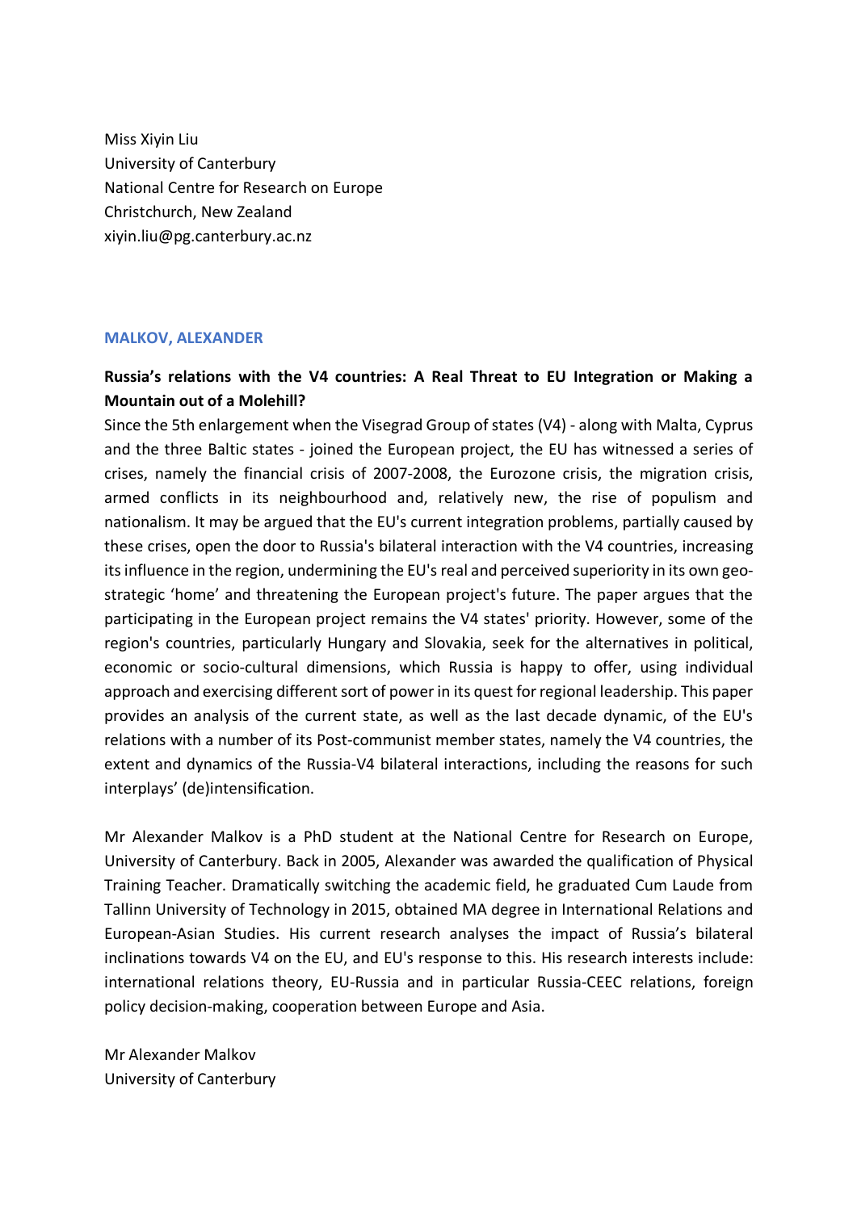Miss Xiyin Liu  
University of Canterbury  
National Centre for Research on Europe  
Christchurch, New Zealand  
xiyin.liu@pg.canterbury.ac.nz

## MALKOV, ALEXANDER

**Russia's relations with the V4 countries: A Real Threat to EU Integration or Making a Mountain out of a Molehill?**

Since the 5th enlargement when the Visegrad Group of states (V4) - along with Malta, Cyprus and the three Baltic states - joined the European project, the EU has witnessed a series of crises, namely the financial crisis of 2007-2008, the Eurozone crisis, the migration crisis, armed conflicts in its neighbourhood and, relatively new, the rise of populism and nationalism. It may be argued that the EU's current integration problems, partially caused by these crises, open the door to Russia's bilateral interaction with the V4 countries, increasing its influence in the region, undermining the EU's real and perceived superiority in its own geo-strategic 'home' and threatening the European project's future. The paper argues that the participating in the European project remains the V4 states' priority. However, some of the region's countries, particularly Hungary and Slovakia, seek for the alternatives in political, economic or socio-cultural dimensions, which Russia is happy to offer, using individual approach and exercising different sort of power in its quest for regional leadership. This paper provides an analysis of the current state, as well as the last decade dynamic, of the EU's relations with a number of its Post-communist member states, namely the V4 countries, the extent and dynamics of the Russia-V4 bilateral interactions, including the reasons for such interplays' (de)intensification.

Mr Alexander Malkov is a PhD student at the National Centre for Research on Europe, University of Canterbury. Back in 2005, Alexander was awarded the qualification of Physical Training Teacher. Dramatically switching the academic field, he graduated Cum Laude from Tallinn University of Technology in 2015, obtained MA degree in International Relations and European-Asian Studies. His current research analyses the impact of Russia's bilateral inclinations towards V4 on the EU, and EU's response to this. His research interests include: international relations theory, EU-Russia and in particular Russia-CEEC relations, foreign policy decision-making, cooperation between Europe and Asia.

Mr Alexander Malkov  
University of Canterbury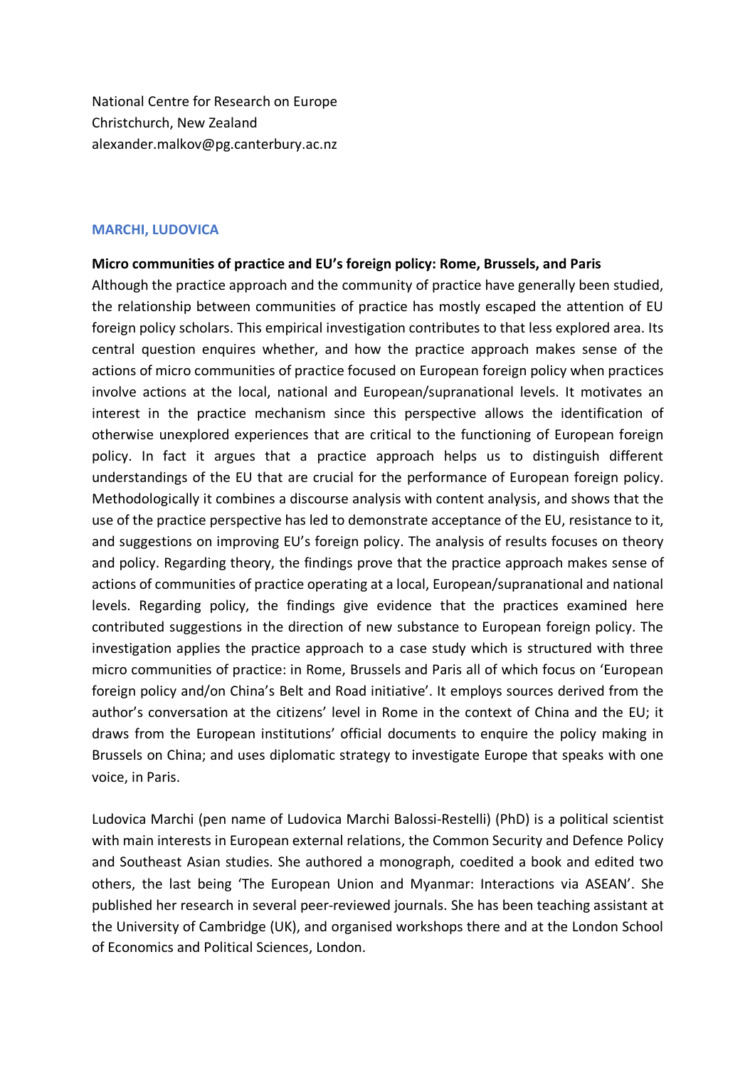National Centre for Research on Europe
Christchurch, New Zealand
alexander.malkov@pg.canterbury.ac.nz

### MARCHI, LUDOVICA

**Micro communities of practice and EU's foreign policy: Rome, Brussels, and Paris**

Although the practice approach and the community of practice have generally been studied, the relationship between communities of practice has mostly escaped the attention of EU foreign policy scholars. This empirical investigation contributes to that less explored area. Its central question enquires whether, and how the practice approach makes sense of the actions of micro communities of practice focused on European foreign policy when practices involve actions at the local, national and European/supranational levels. It motivates an interest in the practice mechanism since this perspective allows the identification of otherwise unexplored experiences that are critical to the functioning of European foreign policy. In fact it argues that a practice approach helps us to distinguish different understandings of the EU that are crucial for the performance of European foreign policy. Methodologically it combines a discourse analysis with content analysis, and shows that the use of the practice perspective has led to demonstrate acceptance of the EU, resistance to it, and suggestions on improving EU's foreign policy. The analysis of results focuses on theory and policy. Regarding theory, the findings prove that the practice approach makes sense of actions of communities of practice operating at a local, European/supranational and national levels. Regarding policy, the findings give evidence that the practices examined here contributed suggestions in the direction of new substance to European foreign policy. The investigation applies the practice approach to a case study which is structured with three micro communities of practice: in Rome, Brussels and Paris all of which focus on 'European foreign policy and/on China's Belt and Road initiative'. It employs sources derived from the author's conversation at the citizens' level in Rome in the context of China and the EU; it draws from the European institutions' official documents to enquire the policy making in Brussels on China; and uses diplomatic strategy to investigate Europe that speaks with one voice, in Paris.

Ludovica Marchi (pen name of Ludovica Marchi Balossi-Restelli) (PhD) is a political scientist with main interests in European external relations, the Common Security and Defence Policy and Southeast Asian studies. She authored a monograph, coedited a book and edited two others, the last being 'The European Union and Myanmar: Interactions via ASEAN'. She published her research in several peer-reviewed journals. She has been teaching assistant at the University of Cambridge (UK), and organised workshops there and at the London School of Economics and Political Sciences, London.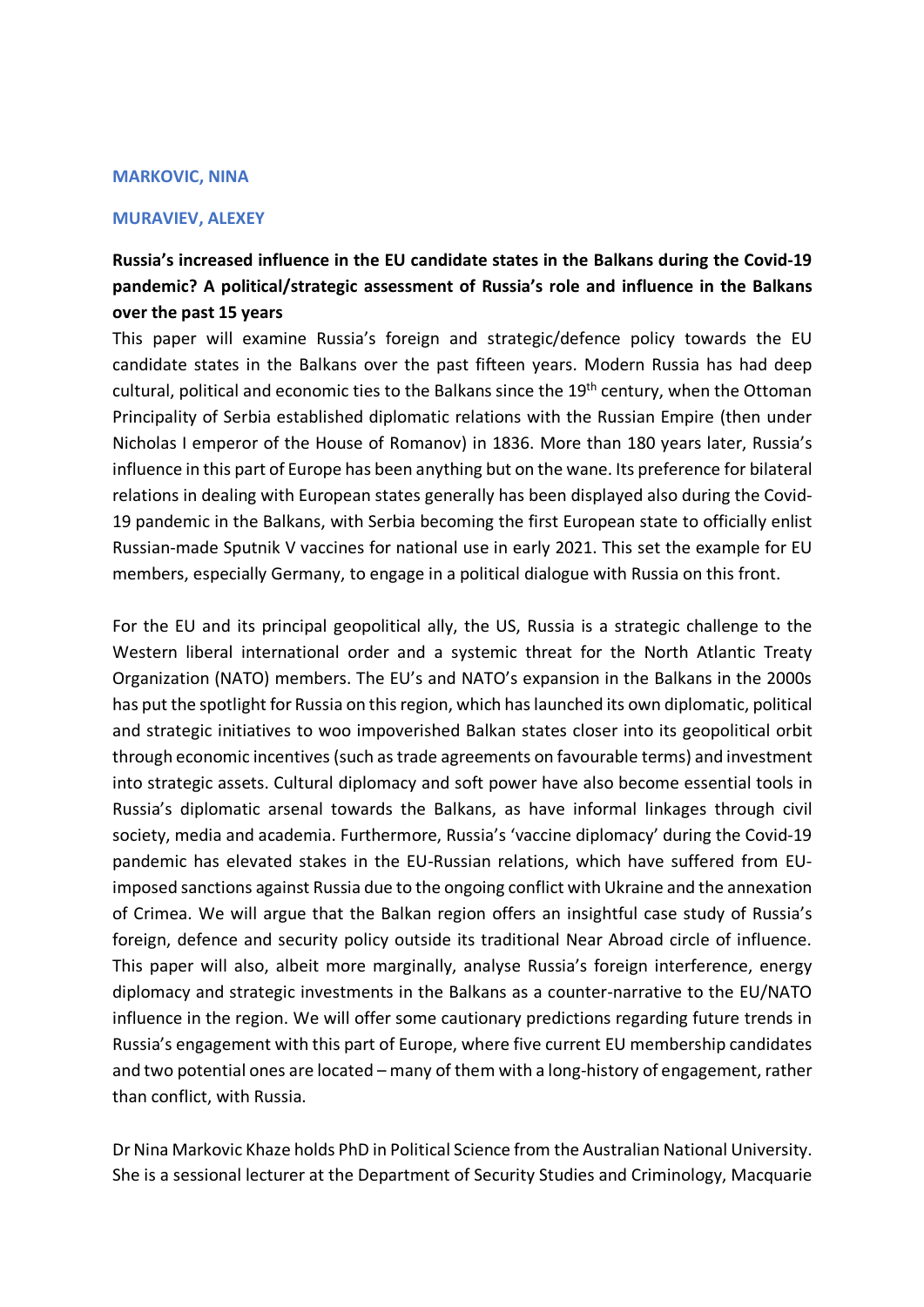**MARKOVIC, NINA**

**MURAVIEV, ALEXEY**

**Russia's increased influence in the EU candidate states in the Balkans during the Covid-19 pandemic? A political/strategic assessment of Russia's role and influence in the Balkans over the past 15 years**

This paper will examine Russia's foreign and strategic/defence policy towards the EU candidate states in the Balkans over the past fifteen years. Modern Russia has had deep cultural, political and economic ties to the Balkans since the 19th century, when the Ottoman Principality of Serbia established diplomatic relations with the Russian Empire (then under Nicholas I emperor of the House of Romanov) in 1836. More than 180 years later, Russia's influence in this part of Europe has been anything but on the wane. Its preference for bilateral relations in dealing with European states generally has been displayed also during the Covid-19 pandemic in the Balkans, with Serbia becoming the first European state to officially enlist Russian-made Sputnik V vaccines for national use in early 2021. This set the example for EU members, especially Germany, to engage in a political dialogue with Russia on this front.

For the EU and its principal geopolitical ally, the US, Russia is a strategic challenge to the Western liberal international order and a systemic threat for the North Atlantic Treaty Organization (NATO) members. The EU's and NATO's expansion in the Balkans in the 2000s has put the spotlight for Russia on this region, which has launched its own diplomatic, political and strategic initiatives to woo impoverished Balkan states closer into its geopolitical orbit through economic incentives (such as trade agreements on favourable terms) and investment into strategic assets. Cultural diplomacy and soft power have also become essential tools in Russia's diplomatic arsenal towards the Balkans, as have informal linkages through civil society, media and academia. Furthermore, Russia's 'vaccine diplomacy' during the Covid-19 pandemic has elevated stakes in the EU-Russian relations, which have suffered from EU-imposed sanctions against Russia due to the ongoing conflict with Ukraine and the annexation of Crimea. We will argue that the Balkan region offers an insightful case study of Russia's foreign, defence and security policy outside its traditional Near Abroad circle of influence. This paper will also, albeit more marginally, analyse Russia's foreign interference, energy diplomacy and strategic investments in the Balkans as a counter-narrative to the EU/NATO influence in the region. We will offer some cautionary predictions regarding future trends in Russia's engagement with this part of Europe, where five current EU membership candidates and two potential ones are located – many of them with a long-history of engagement, rather than conflict, with Russia.

Dr Nina Markovic Khaze holds PhD in Political Science from the Australian National University. She is a sessional lecturer at the Department of Security Studies and Criminology, Macquarie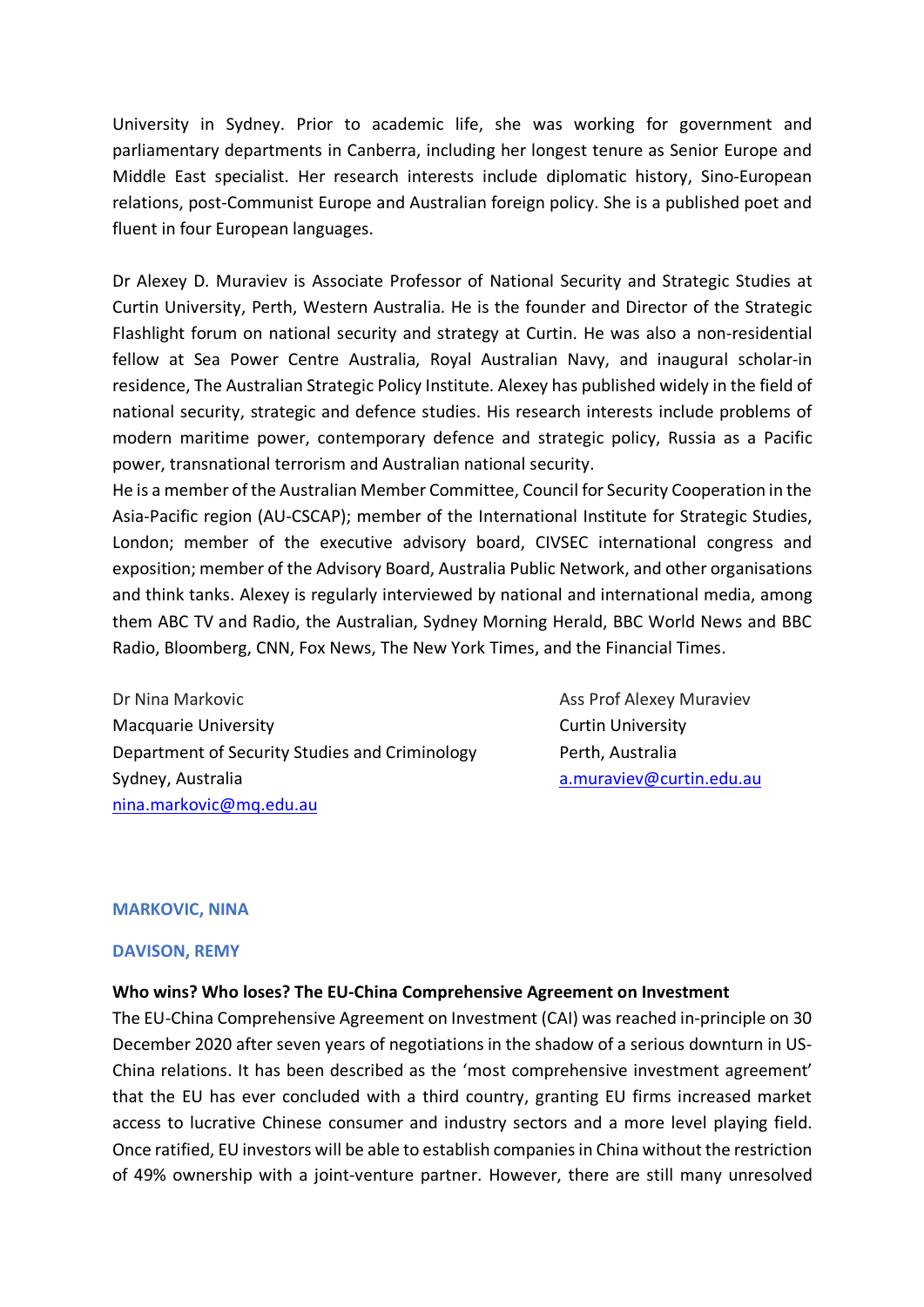University in Sydney. Prior to academic life, she was working for government and parliamentary departments in Canberra, including her longest tenure as Senior Europe and Middle East specialist. Her research interests include diplomatic history, Sino-European relations, post-Communist Europe and Australian foreign policy. She is a published poet and fluent in four European languages.

Dr Alexey D. Muraviev is Associate Professor of National Security and Strategic Studies at Curtin University, Perth, Western Australia. He is the founder and Director of the Strategic Flashlight forum on national security and strategy at Curtin. He was also a non-residential fellow at Sea Power Centre Australia, Royal Australian Navy, and inaugural scholar-in residence, The Australian Strategic Policy Institute. Alexey has published widely in the field of national security, strategic and defence studies. His research interests include problems of modern maritime power, contemporary defence and strategic policy, Russia as a Pacific power, transnational terrorism and Australian national security.
He is a member of the Australian Member Committee, Council for Security Cooperation in the Asia-Pacific region (AU-CSCAP); member of the International Institute for Strategic Studies, London; member of the executive advisory board, CIVSEC international congress and exposition; member of the Advisory Board, Australia Public Network, and other organisations and think tanks. Alexey is regularly interviewed by national and international media, among them ABC TV and Radio, the Australian, Sydney Morning Herald, BBC World News and BBC Radio, Bloomberg, CNN, Fox News, The New York Times, and the Financial Times.

Dr Nina Markovic
Macquarie University
Department of Security Studies and Criminology
Sydney, Australia
nina.markovic@mq.edu.au

Ass Prof Alexey Muraviev
Curtin University
Perth, Australia
a.muraviev@curtin.edu.au

### MARKOVIC, NINA

### DAVISON, REMY

**Who wins? Who loses? The EU-China Comprehensive Agreement on Investment**

The EU-China Comprehensive Agreement on Investment (CAI) was reached in-principle on 30 December 2020 after seven years of negotiations in the shadow of a serious downturn in US-China relations. It has been described as the 'most comprehensive investment agreement' that the EU has ever concluded with a third country, granting EU firms increased market access to lucrative Chinese consumer and industry sectors and a more level playing field. Once ratified, EU investors will be able to establish companies in China without the restriction of 49% ownership with a joint-venture partner. However, there are still many unresolved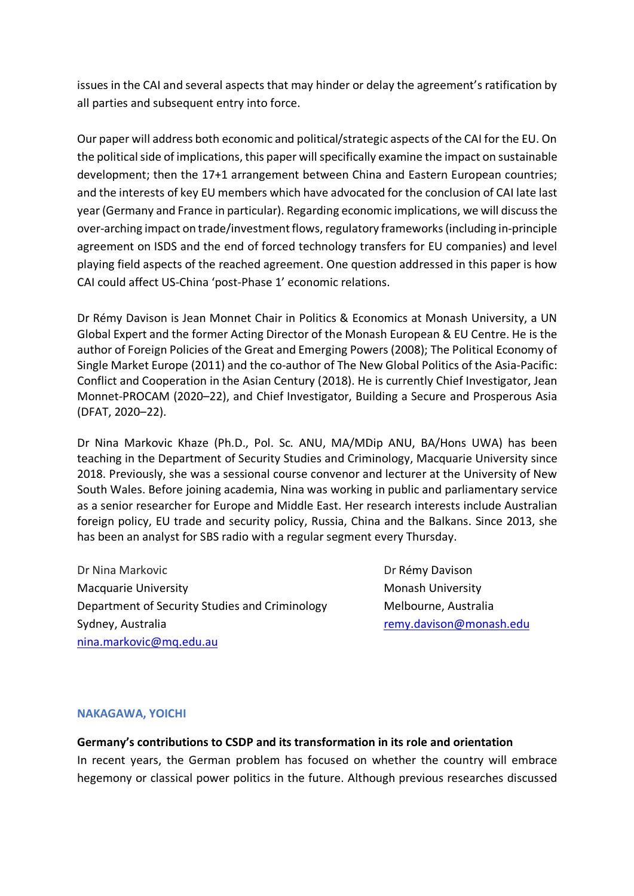issues in the CAI and several aspects that may hinder or delay the agreement's ratification by all parties and subsequent entry into force.

Our paper will address both economic and political/strategic aspects of the CAI for the EU. On the political side of implications, this paper will specifically examine the impact on sustainable development; then the 17+1 arrangement between China and Eastern European countries; and the interests of key EU members which have advocated for the conclusion of CAI late last year (Germany and France in particular). Regarding economic implications, we will discuss the over-arching impact on trade/investment flows, regulatory frameworks (including in-principle agreement on ISDS and the end of forced technology transfers for EU companies) and level playing field aspects of the reached agreement. One question addressed in this paper is how CAI could affect US-China 'post-Phase 1' economic relations.

Dr Rémy Davison is Jean Monnet Chair in Politics & Economics at Monash University, a UN Global Expert and the former Acting Director of the Monash European & EU Centre. He is the author of Foreign Policies of the Great and Emerging Powers (2008); The Political Economy of Single Market Europe (2011) and the co-author of The New Global Politics of the Asia-Pacific: Conflict and Cooperation in the Asian Century (2018). He is currently Chief Investigator, Jean Monnet-PROCAM (2020–22), and Chief Investigator, Building a Secure and Prosperous Asia (DFAT, 2020–22).

Dr Nina Markovic Khaze (Ph.D., Pol. Sc. ANU, MA/MDip ANU, BA/Hons UWA) has been teaching in the Department of Security Studies and Criminology, Macquarie University since 2018. Previously, she was a sessional course convenor and lecturer at the University of New South Wales. Before joining academia, Nina was working in public and parliamentary service as a senior researcher for Europe and Middle East. Her research interests include Australian foreign policy, EU trade and security policy, Russia, China and the Balkans. Since 2013, she has been an analyst for SBS radio with a regular segment every Thursday.

Dr Nina Markovic
Macquarie University
Department of Security Studies and Criminology
Sydney, Australia
nina.markovic@mq.edu.au

Dr Rémy Davison
Monash University
Melbourne, Australia
remy.davison@monash.edu

## NAKAGAWA, YOICHI

**Germany's contributions to CSDP and its transformation in its role and orientation**

In recent years, the German problem has focused on whether the country will embrace hegemony or classical power politics in the future. Although previous researches discussed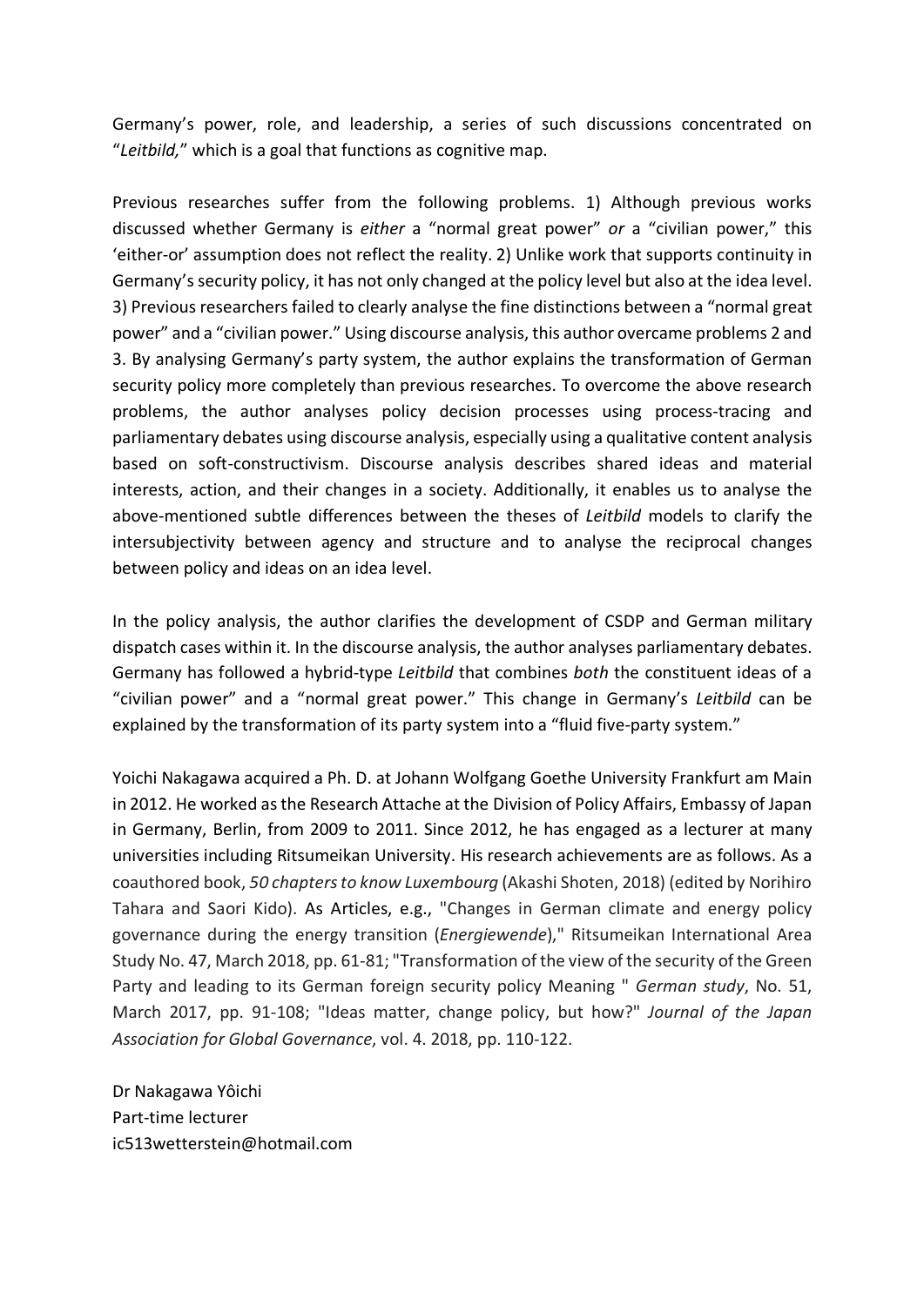Germany's power, role, and leadership, a series of such discussions concentrated on "*Leitbild,*" which is a goal that functions as cognitive map.

Previous researches suffer from the following problems. 1) Although previous works discussed whether Germany is *either* a "normal great power" *or* a "civilian power," this 'either-or' assumption does not reflect the reality. 2) Unlike work that supports continuity in Germany's security policy, it has not only changed at the policy level but also at the idea level. 3) Previous researchers failed to clearly analyse the fine distinctions between a "normal great power" and a "civilian power." Using discourse analysis, this author overcame problems 2 and 3. By analysing Germany's party system, the author explains the transformation of German security policy more completely than previous researches. To overcome the above research problems, the author analyses policy decision processes using process-tracing and parliamentary debates using discourse analysis, especially using a qualitative content analysis based on soft-constructivism. Discourse analysis describes shared ideas and material interests, action, and their changes in a society. Additionally, it enables us to analyse the above-mentioned subtle differences between the theses of *Leitbild* models to clarify the intersubjectivity between agency and structure and to analyse the reciprocal changes between policy and ideas on an idea level.

In the policy analysis, the author clarifies the development of CSDP and German military dispatch cases within it. In the discourse analysis, the author analyses parliamentary debates. Germany has followed a hybrid-type *Leitbild* that combines *both* the constituent ideas of a "civilian power" and a "normal great power." This change in Germany's *Leitbild* can be explained by the transformation of its party system into a "fluid five-party system."

Yoichi Nakagawa acquired a Ph. D. at Johann Wolfgang Goethe University Frankfurt am Main in 2012. He worked as the Research Attache at the Division of Policy Affairs, Embassy of Japan in Germany, Berlin, from 2009 to 2011. Since 2012, he has engaged as a lecturer at many universities including Ritsumeikan University. His research achievements are as follows. As a coauthored book, *50 chapters to know Luxembourg* (Akashi Shoten, 2018) (edited by Norihiro Tahara and Saori Kido). As Articles, e.g., "Changes in German climate and energy policy governance during the energy transition (*Energiewende*)," Ritsumeikan International Area Study No. 47, March 2018, pp. 61-81; "Transformation of the view of the security of the Green Party and leading to its German foreign security policy Meaning " *German study*, No. 51, March 2017, pp. 91-108; "Ideas matter, change policy, but how?" *Journal of the Japan Association for Global Governance*, vol. 4. 2018, pp. 110-122.

Dr Nakagawa Yôichi
Part-time lecturer
ic513wetterstein@hotmail.com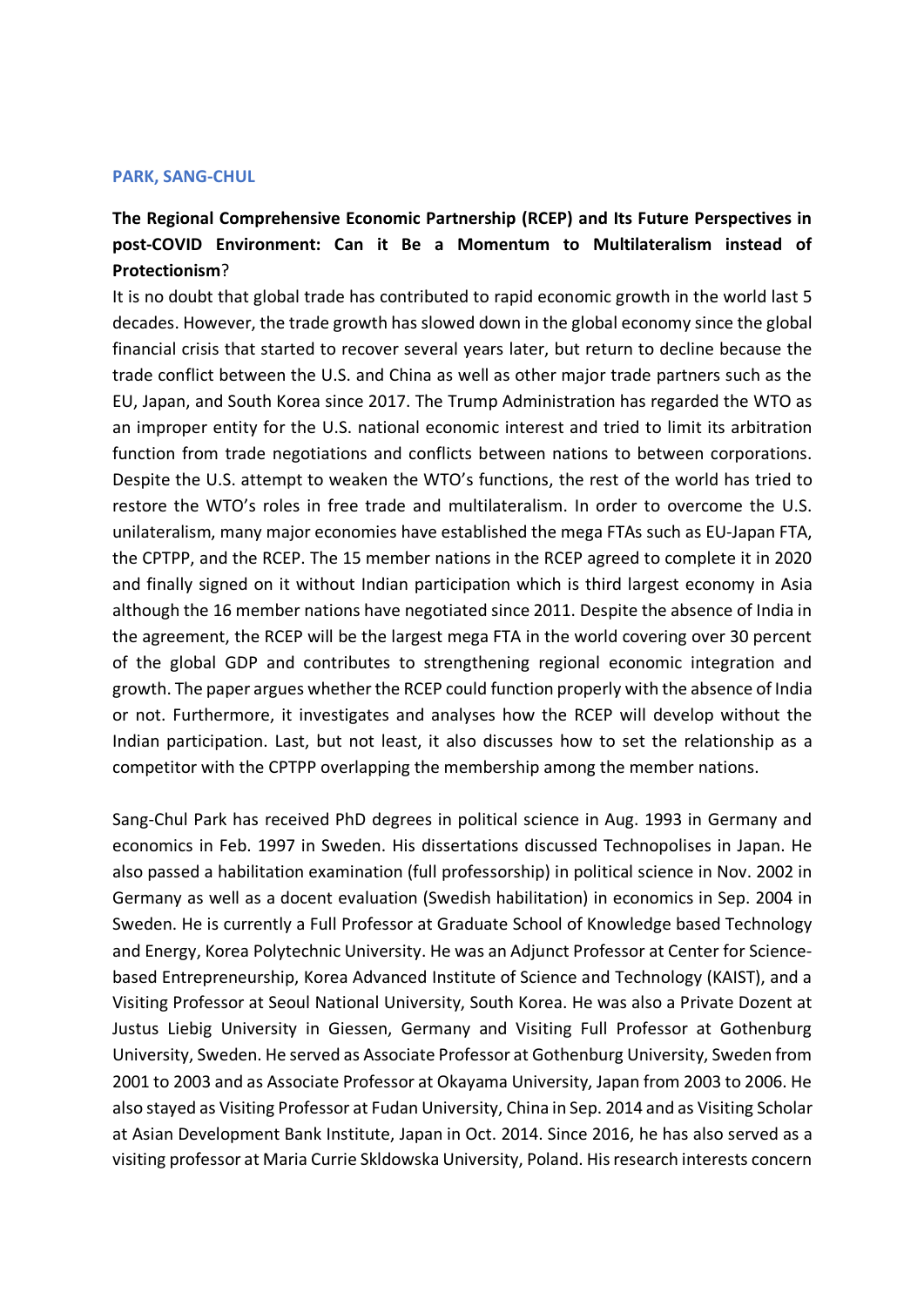**PARK, SANG-CHUL**

**The Regional Comprehensive Economic Partnership (RCEP) and Its Future Perspectives in post-COVID Environment: Can it Be a Momentum to Multilateralism instead of Protectionism**?

It is no doubt that global trade has contributed to rapid economic growth in the world last 5 decades. However, the trade growth has slowed down in the global economy since the global financial crisis that started to recover several years later, but return to decline because the trade conflict between the U.S. and China as well as other major trade partners such as the EU, Japan, and South Korea since 2017. The Trump Administration has regarded the WTO as an improper entity for the U.S. national economic interest and tried to limit its arbitration function from trade negotiations and conflicts between nations to between corporations. Despite the U.S. attempt to weaken the WTO's functions, the rest of the world has tried to restore the WTO's roles in free trade and multilateralism. In order to overcome the U.S. unilateralism, many major economies have established the mega FTAs such as EU-Japan FTA, the CPTPP, and the RCEP. The 15 member nations in the RCEP agreed to complete it in 2020 and finally signed on it without Indian participation which is third largest economy in Asia although the 16 member nations have negotiated since 2011. Despite the absence of India in the agreement, the RCEP will be the largest mega FTA in the world covering over 30 percent of the global GDP and contributes to strengthening regional economic integration and growth. The paper argues whether the RCEP could function properly with the absence of India or not. Furthermore, it investigates and analyses how the RCEP will develop without the Indian participation. Last, but not least, it also discusses how to set the relationship as a competitor with the CPTPP overlapping the membership among the member nations.

Sang-Chul Park has received PhD degrees in political science in Aug. 1993 in Germany and economics in Feb. 1997 in Sweden. His dissertations discussed Technopolises in Japan. He also passed a habilitation examination (full professorship) in political science in Nov. 2002 in Germany as well as a docent evaluation (Swedish habilitation) in economics in Sep. 2004 in Sweden. He is currently a Full Professor at Graduate School of Knowledge based Technology and Energy, Korea Polytechnic University. He was an Adjunct Professor at Center for Science-based Entrepreneurship, Korea Advanced Institute of Science and Technology (KAIST), and a Visiting Professor at Seoul National University, South Korea. He was also a Private Dozent at Justus Liebig University in Giessen, Germany and Visiting Full Professor at Gothenburg University, Sweden. He served as Associate Professor at Gothenburg University, Sweden from 2001 to 2003 and as Associate Professor at Okayama University, Japan from 2003 to 2006. He also stayed as Visiting Professor at Fudan University, China in Sep. 2014 and as Visiting Scholar at Asian Development Bank Institute, Japan in Oct. 2014. Since 2016, he has also served as a visiting professor at Maria Currie Skldowska University, Poland. His research interests concern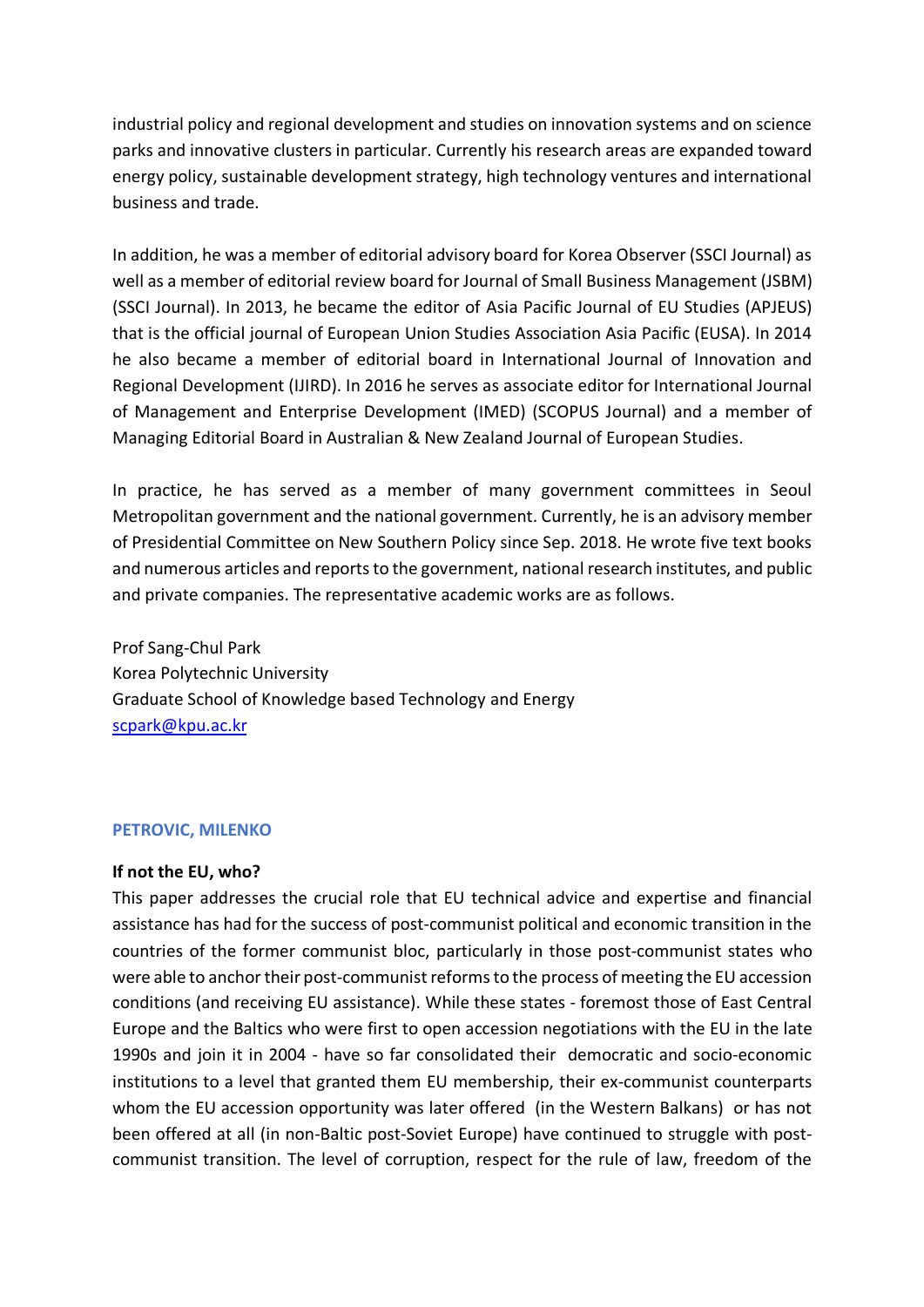industrial policy and regional development and studies on innovation systems and on science parks and innovative clusters in particular. Currently his research areas are expanded toward energy policy, sustainable development strategy, high technology ventures and international business and trade.

In addition, he was a member of editorial advisory board for Korea Observer (SSCI Journal) as well as a member of editorial review board for Journal of Small Business Management (JSBM) (SSCI Journal). In 2013, he became the editor of Asia Pacific Journal of EU Studies (APJEUS) that is the official journal of European Union Studies Association Asia Pacific (EUSA). In 2014 he also became a member of editorial board in International Journal of Innovation and Regional Development (IJIRD). In 2016 he serves as associate editor for International Journal of Management and Enterprise Development (IMED) (SCOPUS Journal) and a member of Managing Editorial Board in Australian & New Zealand Journal of European Studies.

In practice, he has served as a member of many government committees in Seoul Metropolitan government and the national government. Currently, he is an advisory member of Presidential Committee on New Southern Policy since Sep. 2018. He wrote five text books and numerous articles and reports to the government, national research institutes, and public and private companies. The representative academic works are as follows.

Prof Sang-Chul Park
Korea Polytechnic University
Graduate School of Knowledge based Technology and Energy
scpark@kpu.ac.kr

## PETROVIC, MILENKO

**If not the EU, who?**

This paper addresses the crucial role that EU technical advice and expertise and financial assistance has had for the success of post-communist political and economic transition in the countries of the former communist bloc, particularly in those post-communist states who were able to anchor their post-communist reforms to the process of meeting the EU accession conditions (and receiving EU assistance). While these states - foremost those of East Central Europe and the Baltics who were first to open accession negotiations with the EU in the late 1990s and join it in 2004 - have so far consolidated their democratic and socio-economic institutions to a level that granted them EU membership, their ex-communist counterparts whom the EU accession opportunity was later offered (in the Western Balkans) or has not been offered at all (in non-Baltic post-Soviet Europe) have continued to struggle with post-communist transition. The level of corruption, respect for the rule of law, freedom of the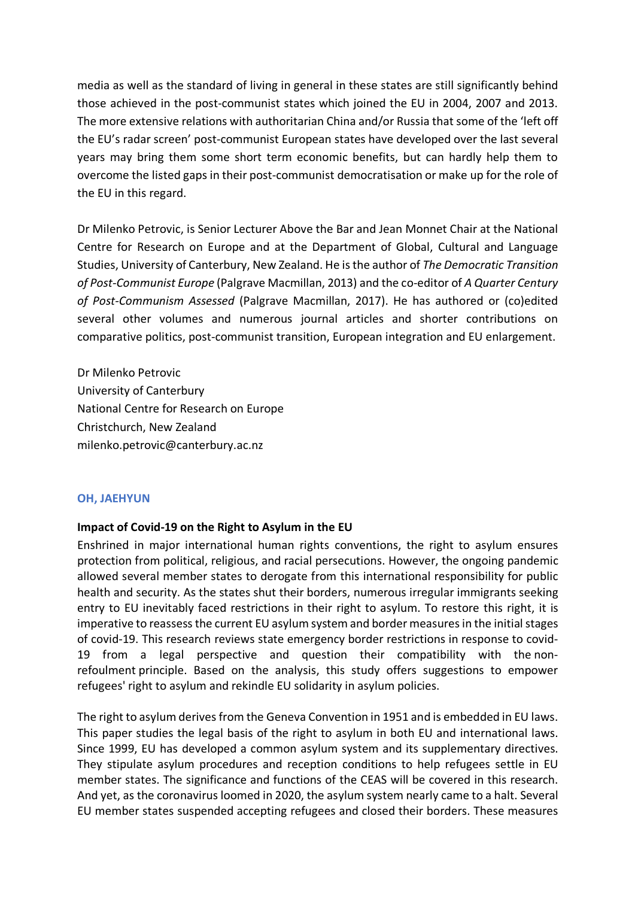media as well as the standard of living in general in these states are still significantly behind those achieved in the post-communist states which joined the EU in 2004, 2007 and 2013. The more extensive relations with authoritarian China and/or Russia that some of the 'left off the EU's radar screen' post-communist European states have developed over the last several years may bring them some short term economic benefits, but can hardly help them to overcome the listed gaps in their post-communist democratisation or make up for the role of the EU in this regard.

Dr Milenko Petrovic, is Senior Lecturer Above the Bar and Jean Monnet Chair at the National Centre for Research on Europe and at the Department of Global, Cultural and Language Studies, University of Canterbury, New Zealand. He is the author of *The Democratic Transition of Post-Communist Europe* (Palgrave Macmillan, 2013) and the co-editor of *A Quarter Century of Post-Communism Assessed* (Palgrave Macmillan, 2017). He has authored or (co)edited several other volumes and numerous journal articles and shorter contributions on comparative politics, post-communist transition, European integration and EU enlargement.

Dr Milenko Petrovic
University of Canterbury
National Centre for Research on Europe
Christchurch, New Zealand
milenko.petrovic@canterbury.ac.nz

## OH, JAEHYUN

**Impact of Covid-19 on the Right to Asylum in the EU**

Enshrined in major international human rights conventions, the right to asylum ensures protection from political, religious, and racial persecutions. However, the ongoing pandemic allowed several member states to derogate from this international responsibility for public health and security. As the states shut their borders, numerous irregular immigrants seeking entry to EU inevitably faced restrictions in their right to asylum. To restore this right, it is imperative to reassess the current EU asylum system and border measures in the initial stages of covid-19. This research reviews state emergency border restrictions in response to covid-19 from a legal perspective and question their compatibility with the non-refoulment principle. Based on the analysis, this study offers suggestions to empower refugees' right to asylum and rekindle EU solidarity in asylum policies.

The right to asylum derives from the Geneva Convention in 1951 and is embedded in EU laws. This paper studies the legal basis of the right to asylum in both EU and international laws. Since 1999, EU has developed a common asylum system and its supplementary directives. They stipulate asylum procedures and reception conditions to help refugees settle in EU member states. The significance and functions of the CEAS will be covered in this research. And yet, as the coronavirus loomed in 2020, the asylum system nearly came to a halt. Several EU member states suspended accepting refugees and closed their borders. These measures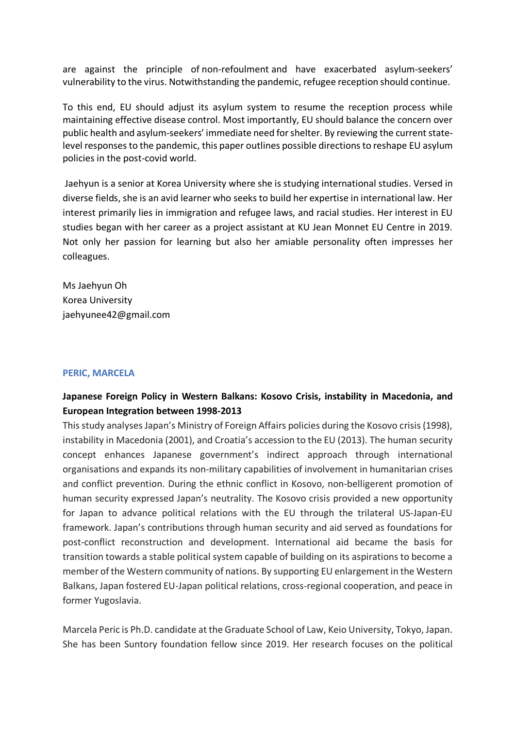are against the principle of non-refoulment and have exacerbated asylum-seekers' vulnerability to the virus. Notwithstanding the pandemic, refugee reception should continue.

To this end, EU should adjust its asylum system to resume the reception process while maintaining effective disease control. Most importantly, EU should balance the concern over public health and asylum-seekers' immediate need for shelter. By reviewing the current state-level responses to the pandemic, this paper outlines possible directions to reshape EU asylum policies in the post-covid world.

Jaehyun is a senior at Korea University where she is studying international studies. Versed in diverse fields, she is an avid learner who seeks to build her expertise in international law. Her interest primarily lies in immigration and refugee laws, and racial studies. Her interest in EU studies began with her career as a project assistant at KU Jean Monnet EU Centre in 2019. Not only her passion for learning but also her amiable personality often impresses her colleagues.

Ms Jaehyun Oh
Korea University
jaehyunee42@gmail.com

#### PERIC, MARCELA

**Japanese Foreign Policy in Western Balkans: Kosovo Crisis, instability in Macedonia, and European Integration between 1998-2013**

This study analyses Japan's Ministry of Foreign Affairs policies during the Kosovo crisis (1998), instability in Macedonia (2001), and Croatia's accession to the EU (2013). The human security concept enhances Japanese government's indirect approach through international organisations and expands its non-military capabilities of involvement in humanitarian crises and conflict prevention. During the ethnic conflict in Kosovo, non-belligerent promotion of human security expressed Japan's neutrality. The Kosovo crisis provided a new opportunity for Japan to advance political relations with the EU through the trilateral US-Japan-EU framework. Japan's contributions through human security and aid served as foundations for post-conflict reconstruction and development. International aid became the basis for transition towards a stable political system capable of building on its aspirations to become a member of the Western community of nations. By supporting EU enlargement in the Western Balkans, Japan fostered EU-Japan political relations, cross-regional cooperation, and peace in former Yugoslavia.

Marcela Peric is Ph.D. candidate at the Graduate School of Law, Keio University, Tokyo, Japan. She has been Suntory foundation fellow since 2019. Her research focuses on the political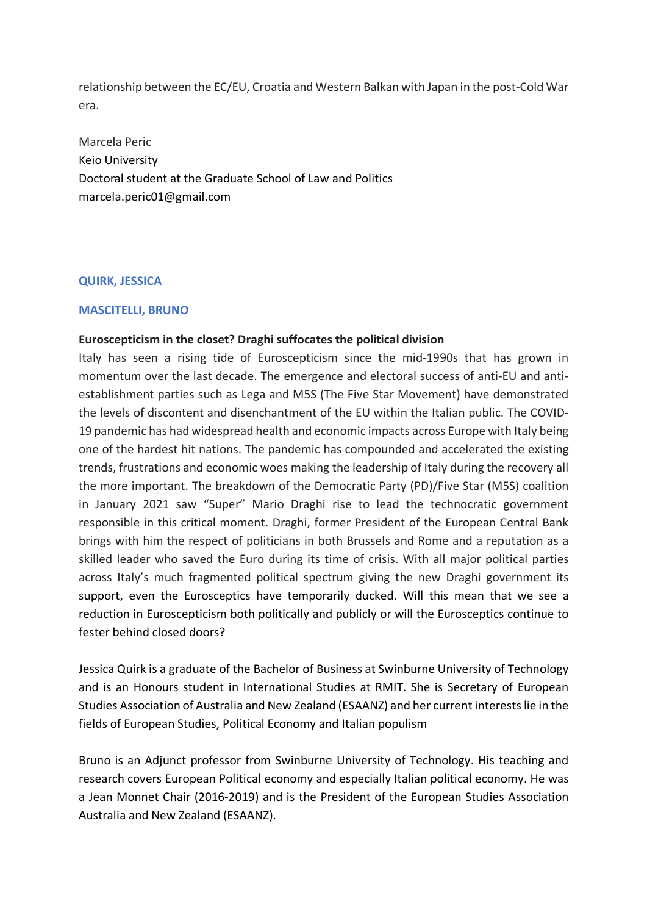relationship between the EC/EU, Croatia and Western Balkan with Japan in the post-Cold War era.

Marcela Peric  
Keio University  
Doctoral student at the Graduate School of Law and Politics  
marcela.peric01@gmail.com

#### QUIRK, JESSICA

#### MASCITELLI, BRUNO

**Euroscepticism in the closet? Draghi suffocates the political division**

Italy has seen a rising tide of Euroscepticism since the mid-1990s that has grown in momentum over the last decade. The emergence and electoral success of anti-EU and anti-establishment parties such as Lega and M5S (The Five Star Movement) have demonstrated the levels of discontent and disenchantment of the EU within the Italian public. The COVID-19 pandemic has had widespread health and economic impacts across Europe with Italy being one of the hardest hit nations. The pandemic has compounded and accelerated the existing trends, frustrations and economic woes making the leadership of Italy during the recovery all the more important. The breakdown of the Democratic Party (PD)/Five Star (M5S) coalition in January 2021 saw "Super" Mario Draghi rise to lead the technocratic government responsible in this critical moment. Draghi, former President of the European Central Bank brings with him the respect of politicians in both Brussels and Rome and a reputation as a skilled leader who saved the Euro during its time of crisis. With all major political parties across Italy's much fragmented political spectrum giving the new Draghi government its support, even the Eurosceptics have temporarily ducked. Will this mean that we see a reduction in Euroscepticism both politically and publicly or will the Eurosceptics continue to fester behind closed doors?

Jessica Quirk is a graduate of the Bachelor of Business at Swinburne University of Technology and is an Honours student in International Studies at RMIT. She is Secretary of European Studies Association of Australia and New Zealand (ESAANZ) and her current interests lie in the fields of European Studies, Political Economy and Italian populism

Bruno is an Adjunct professor from Swinburne University of Technology. His teaching and research covers European Political economy and especially Italian political economy. He was a Jean Monnet Chair (2016-2019) and is the President of the European Studies Association Australia and New Zealand (ESAANZ).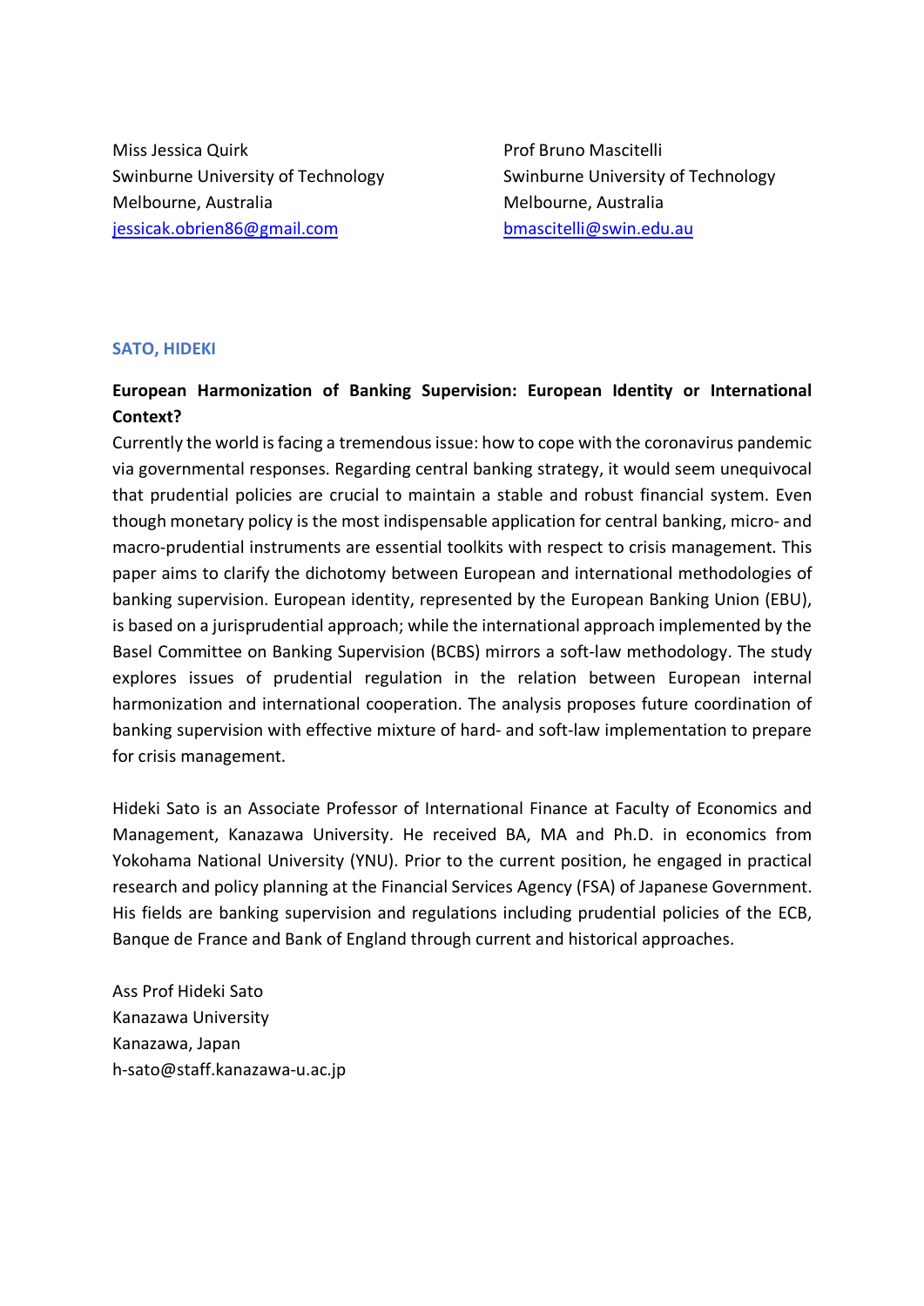Miss Jessica Quirk
Swinburne University of Technology
Melbourne, Australia
jessicak.obrien86@gmail.com

Prof Bruno Mascitelli
Swinburne University of Technology
Melbourne, Australia
bmascitelli@swin.edu.au

### SATO, HIDEKI

**European Harmonization of Banking Supervision: European Identity or International Context?**

Currently the world is facing a tremendous issue: how to cope with the coronavirus pandemic via governmental responses. Regarding central banking strategy, it would seem unequivocal that prudential policies are crucial to maintain a stable and robust financial system. Even though monetary policy is the most indispensable application for central banking, micro- and macro-prudential instruments are essential toolkits with respect to crisis management. This paper aims to clarify the dichotomy between European and international methodologies of banking supervision. European identity, represented by the European Banking Union (EBU), is based on a jurisprudential approach; while the international approach implemented by the Basel Committee on Banking Supervision (BCBS) mirrors a soft-law methodology. The study explores issues of prudential regulation in the relation between European internal harmonization and international cooperation. The analysis proposes future coordination of banking supervision with effective mixture of hard- and soft-law implementation to prepare for crisis management.

Hideki Sato is an Associate Professor of International Finance at Faculty of Economics and Management, Kanazawa University. He received BA, MA and Ph.D. in economics from Yokohama National University (YNU). Prior to the current position, he engaged in practical research and policy planning at the Financial Services Agency (FSA) of Japanese Government. His fields are banking supervision and regulations including prudential policies of the ECB, Banque de France and Bank of England through current and historical approaches.

Ass Prof Hideki Sato
Kanazawa University
Kanazawa, Japan
h-sato@staff.kanazawa-u.ac.jp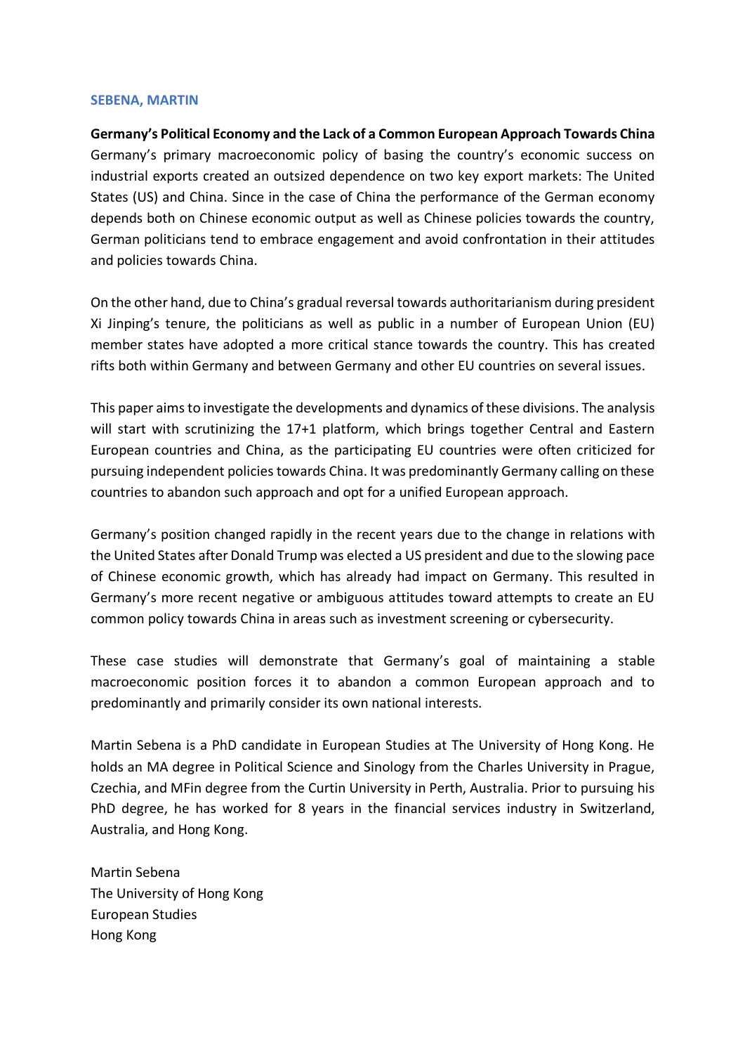**SEBENA, MARTIN**

**Germany's Political Economy and the Lack of a Common European Approach Towards China**
Germany's primary macroeconomic policy of basing the country's economic success on industrial exports created an outsized dependence on two key export markets: The United States (US) and China. Since in the case of China the performance of the German economy depends both on Chinese economic output as well as Chinese policies towards the country, German politicians tend to embrace engagement and avoid confrontation in their attitudes and policies towards China.

On the other hand, due to China's gradual reversal towards authoritarianism during president Xi Jinping's tenure, the politicians as well as public in a number of European Union (EU) member states have adopted a more critical stance towards the country. This has created rifts both within Germany and between Germany and other EU countries on several issues.

This paper aims to investigate the developments and dynamics of these divisions. The analysis will start with scrutinizing the 17+1 platform, which brings together Central and Eastern European countries and China, as the participating EU countries were often criticized for pursuing independent policies towards China. It was predominantly Germany calling on these countries to abandon such approach and opt for a unified European approach.

Germany's position changed rapidly in the recent years due to the change in relations with the United States after Donald Trump was elected a US president and due to the slowing pace of Chinese economic growth, which has already had impact on Germany. This resulted in Germany's more recent negative or ambiguous attitudes toward attempts to create an EU common policy towards China in areas such as investment screening or cybersecurity.

These case studies will demonstrate that Germany's goal of maintaining a stable macroeconomic position forces it to abandon a common European approach and to predominantly and primarily consider its own national interests.

Martin Sebena is a PhD candidate in European Studies at The University of Hong Kong. He holds an MA degree in Political Science and Sinology from the Charles University in Prague, Czechia, and MFin degree from the Curtin University in Perth, Australia. Prior to pursuing his PhD degree, he has worked for 8 years in the financial services industry in Switzerland, Australia, and Hong Kong.

Martin Sebena
The University of Hong Kong
European Studies
Hong Kong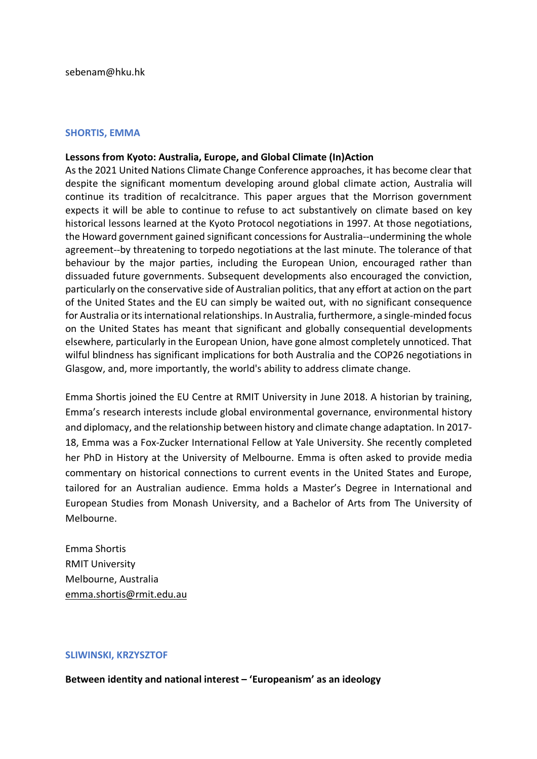sebenam@hku.hk

### SHORTIS, EMMA

**Lessons from Kyoto: Australia, Europe, and Global Climate (In)Action**

As the 2021 United Nations Climate Change Conference approaches, it has become clear that despite the significant momentum developing around global climate action, Australia will continue its tradition of recalcitrance. This paper argues that the Morrison government expects it will be able to continue to refuse to act substantively on climate based on key historical lessons learned at the Kyoto Protocol negotiations in 1997. At those negotiations, the Howard government gained significant concessions for Australia--undermining the whole agreement--by threatening to torpedo negotiations at the last minute. The tolerance of that behaviour by the major parties, including the European Union, encouraged rather than dissuaded future governments. Subsequent developments also encouraged the conviction, particularly on the conservative side of Australian politics, that any effort at action on the part of the United States and the EU can simply be waited out, with no significant consequence for Australia or its international relationships. In Australia, furthermore, a single-minded focus on the United States has meant that significant and globally consequential developments elsewhere, particularly in the European Union, have gone almost completely unnoticed. That wilful blindness has significant implications for both Australia and the COP26 negotiations in Glasgow, and, more importantly, the world's ability to address climate change.

Emma Shortis joined the EU Centre at RMIT University in June 2018. A historian by training, Emma's research interests include global environmental governance, environmental history and diplomacy, and the relationship between history and climate change adaptation. In 2017-18, Emma was a Fox-Zucker International Fellow at Yale University. She recently completed her PhD in History at the University of Melbourne. Emma is often asked to provide media commentary on historical connections to current events in the United States and Europe, tailored for an Australian audience. Emma holds a Master's Degree in International and European Studies from Monash University, and a Bachelor of Arts from The University of Melbourne.

Emma Shortis
RMIT University
Melbourne, Australia
emma.shortis@rmit.edu.au

### SLIWINSKI, KRZYSZTOF

**Between identity and national interest – 'Europeanism' as an ideology**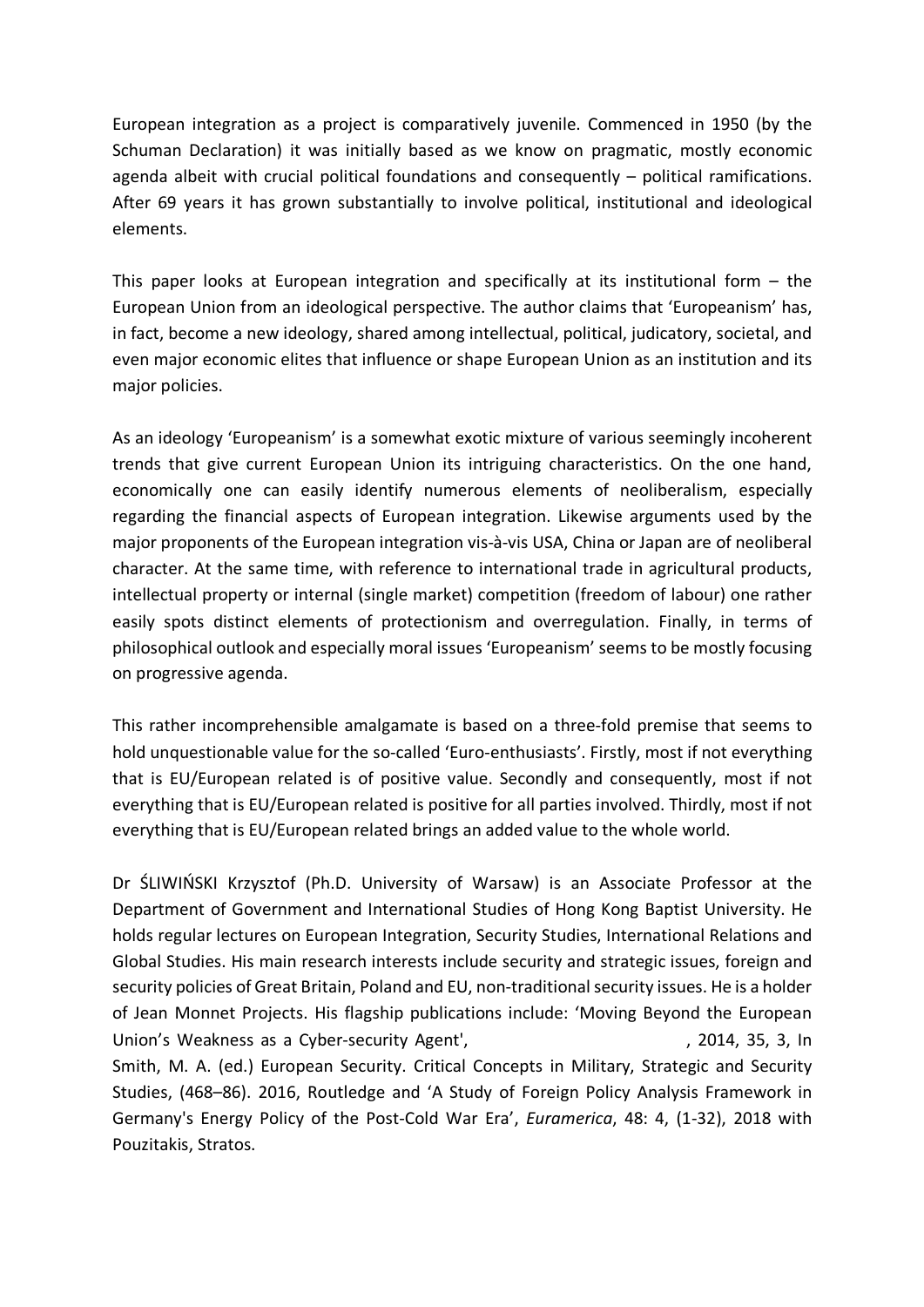European integration as a project is comparatively juvenile. Commenced in 1950 (by the Schuman Declaration) it was initially based as we know on pragmatic, mostly economic agenda albeit with crucial political foundations and consequently – political ramifications. After 69 years it has grown substantially to involve political, institutional and ideological elements.

This paper looks at European integration and specifically at its institutional form – the European Union from an ideological perspective. The author claims that 'Europeanism' has, in fact, become a new ideology, shared among intellectual, political, judicatory, societal, and even major economic elites that influence or shape European Union as an institution and its major policies.

As an ideology 'Europeanism' is a somewhat exotic mixture of various seemingly incoherent trends that give current European Union its intriguing characteristics. On the one hand, economically one can easily identify numerous elements of neoliberalism, especially regarding the financial aspects of European integration. Likewise arguments used by the major proponents of the European integration vis-à-vis USA, China or Japan are of neoliberal character. At the same time, with reference to international trade in agricultural products, intellectual property or internal (single market) competition (freedom of labour) one rather easily spots distinct elements of protectionism and overregulation. Finally, in terms of philosophical outlook and especially moral issues 'Europeanism' seems to be mostly focusing on progressive agenda.

This rather incomprehensible amalgamate is based on a three-fold premise that seems to hold unquestionable value for the so-called 'Euro-enthusiasts'. Firstly, most if not everything that is EU/European related is of positive value. Secondly and consequently, most if not everything that is EU/European related is positive for all parties involved. Thirdly, most if not everything that is EU/European related brings an added value to the whole world.

Dr ŚLIWIŃSKI Krzysztof (Ph.D. University of Warsaw) is an Associate Professor at the Department of Government and International Studies of Hong Kong Baptist University. He holds regular lectures on European Integration, Security Studies, International Relations and Global Studies. His main research interests include security and strategic issues, foreign and security policies of Great Britain, Poland and EU, non-traditional security issues. He is a holder of Jean Monnet Projects. His flagship publications include: 'Moving Beyond the European Union's Weakness as a Cyber-security Agent', , 2014, 35, 3, In Smith, M. A. (ed.) European Security. Critical Concepts in Military, Strategic and Security Studies, (468–86). 2016, Routledge and 'A Study of Foreign Policy Analysis Framework in Germany's Energy Policy of the Post-Cold War Era', *Euramerica*, 48: 4, (1-32), 2018 with Pouzitakis, Stratos.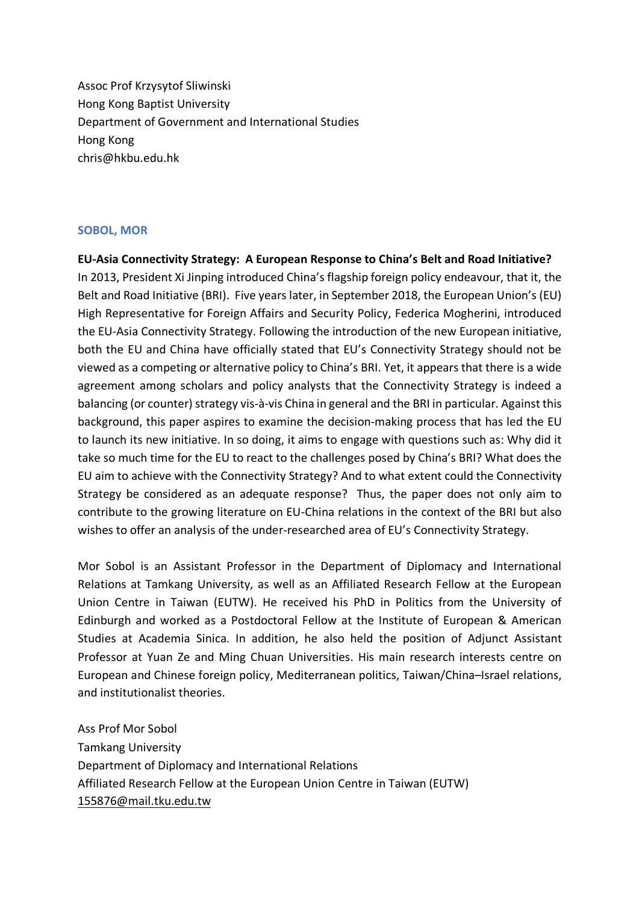Assoc Prof Krzysytof Sliwinski
Hong Kong Baptist University
Department of Government and International Studies
Hong Kong
chris@hkbu.edu.hk

### SOBOL, MOR

**EU-Asia Connectivity Strategy: A European Response to China's Belt and Road Initiative?**

In 2013, President Xi Jinping introduced China's flagship foreign policy endeavour, that it, the Belt and Road Initiative (BRI). Five years later, in September 2018, the European Union's (EU) High Representative for Foreign Affairs and Security Policy, Federica Mogherini, introduced the EU-Asia Connectivity Strategy. Following the introduction of the new European initiative, both the EU and China have officially stated that EU's Connectivity Strategy should not be viewed as a competing or alternative policy to China's BRI. Yet, it appears that there is a wide agreement among scholars and policy analysts that the Connectivity Strategy is indeed a balancing (or counter) strategy vis-à-vis China in general and the BRI in particular. Against this background, this paper aspires to examine the decision-making process that has led the EU to launch its new initiative. In so doing, it aims to engage with questions such as: Why did it take so much time for the EU to react to the challenges posed by China's BRI? What does the EU aim to achieve with the Connectivity Strategy? And to what extent could the Connectivity Strategy be considered as an adequate response? Thus, the paper does not only aim to contribute to the growing literature on EU-China relations in the context of the BRI but also wishes to offer an analysis of the under-researched area of EU's Connectivity Strategy.

Mor Sobol is an Assistant Professor in the Department of Diplomacy and International Relations at Tamkang University, as well as an Affiliated Research Fellow at the European Union Centre in Taiwan (EUTW). He received his PhD in Politics from the University of Edinburgh and worked as a Postdoctoral Fellow at the Institute of European & American Studies at Academia Sinica. In addition, he also held the position of Adjunct Assistant Professor at Yuan Ze and Ming Chuan Universities. His main research interests centre on European and Chinese foreign policy, Mediterranean politics, Taiwan/China–Israel relations, and institutionalist theories.

Ass Prof Mor Sobol
Tamkang University
Department of Diplomacy and International Relations
Affiliated Research Fellow at the European Union Centre in Taiwan (EUTW)
155876@mail.tku.edu.tw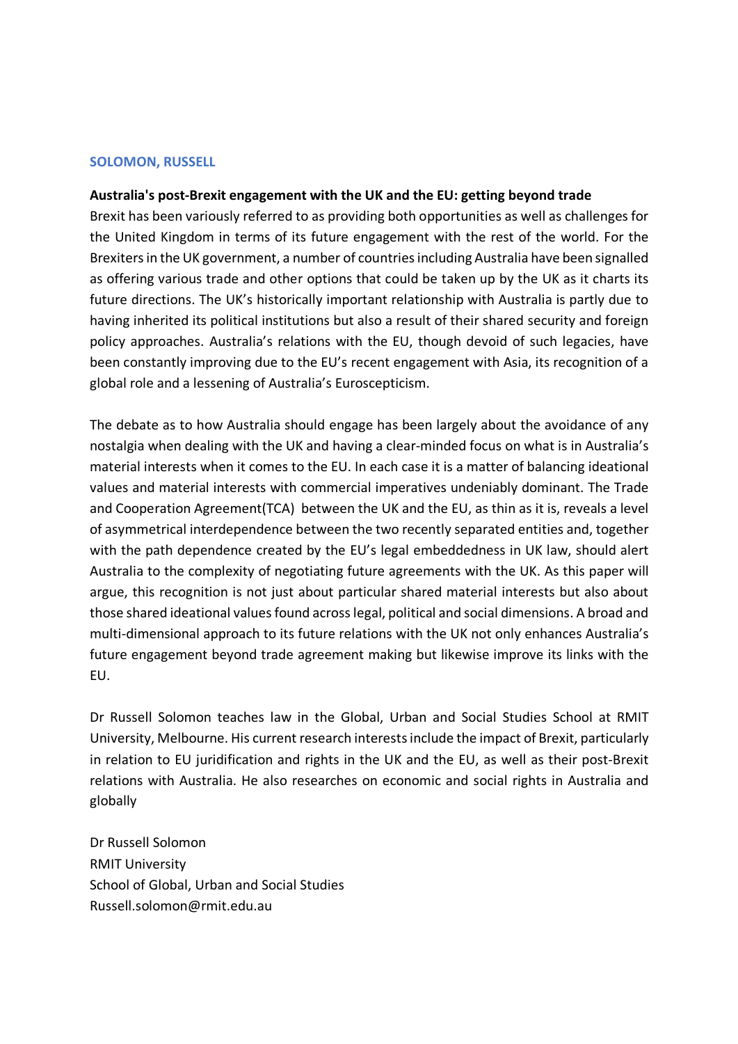**SOLOMON, RUSSELL**

**Australia's post-Brexit engagement with the UK and the EU: getting beyond trade**

Brexit has been variously referred to as providing both opportunities as well as challenges for the United Kingdom in terms of its future engagement with the rest of the world. For the Brexiters in the UK government, a number of countries including Australia have been signalled as offering various trade and other options that could be taken up by the UK as it charts its future directions. The UK's historically important relationship with Australia is partly due to having inherited its political institutions but also a result of their shared security and foreign policy approaches. Australia's relations with the EU, though devoid of such legacies, have been constantly improving due to the EU's recent engagement with Asia, its recognition of a global role and a lessening of Australia's Euroscepticism.

The debate as to how Australia should engage has been largely about the avoidance of any nostalgia when dealing with the UK and having a clear-minded focus on what is in Australia's material interests when it comes to the EU. In each case it is a matter of balancing ideational values and material interests with commercial imperatives undeniably dominant. The Trade and Cooperation Agreement(TCA) between the UK and the EU, as thin as it is, reveals a level of asymmetrical interdependence between the two recently separated entities and, together with the path dependence created by the EU's legal embeddedness in UK law, should alert Australia to the complexity of negotiating future agreements with the UK. As this paper will argue, this recognition is not just about particular shared material interests but also about those shared ideational values found across legal, political and social dimensions. A broad and multi-dimensional approach to its future relations with the UK not only enhances Australia's future engagement beyond trade agreement making but likewise improve its links with the EU.

Dr Russell Solomon teaches law in the Global, Urban and Social Studies School at RMIT University, Melbourne. His current research interests include the impact of Brexit, particularly in relation to EU juridification and rights in the UK and the EU, as well as their post-Brexit relations with Australia. He also researches on economic and social rights in Australia and globally

Dr Russell Solomon  
RMIT University  
School of Global, Urban and Social Studies  
Russell.solomon@rmit.edu.au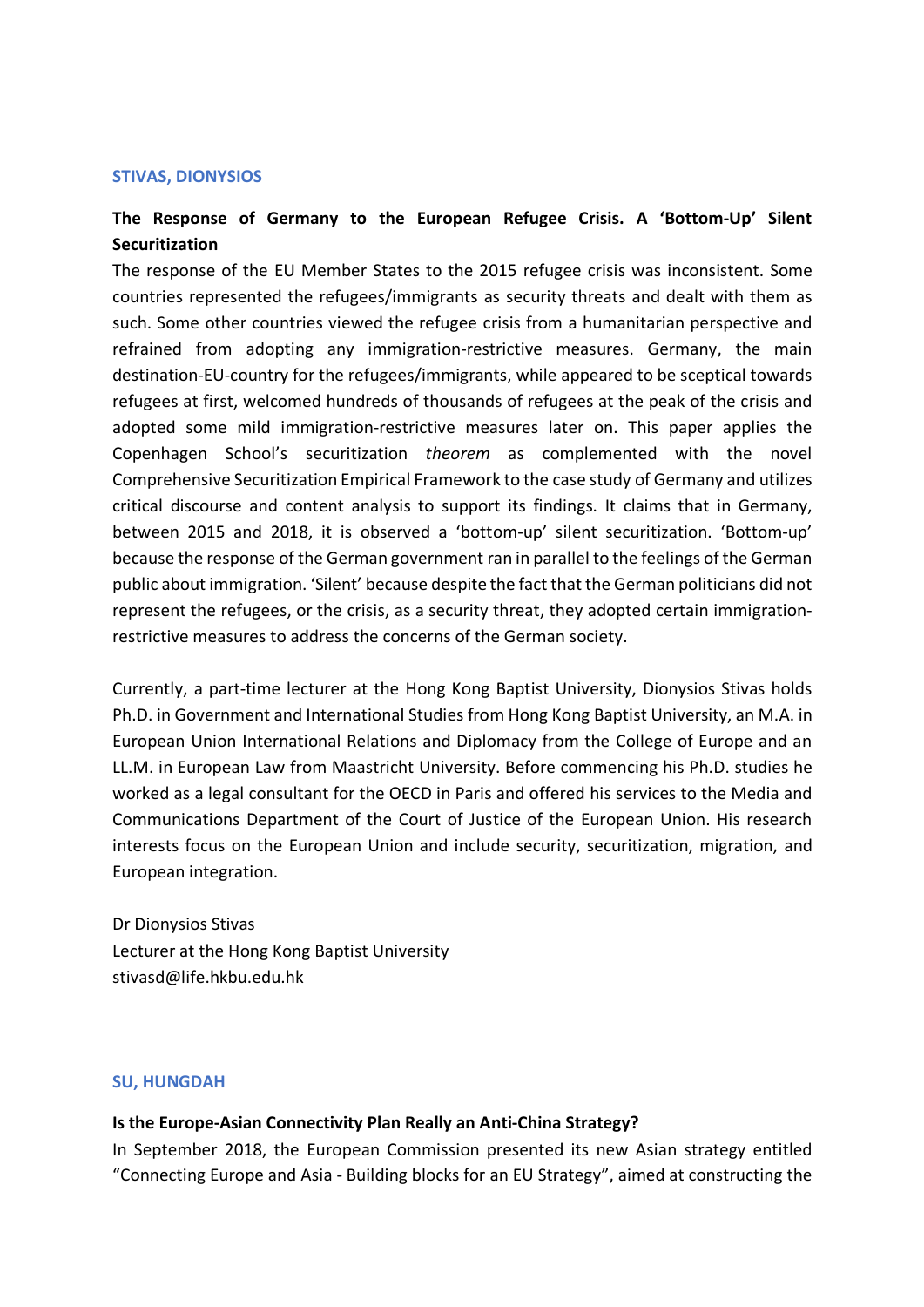### STIVAS, DIONYSIOS

**The Response of Germany to the European Refugee Crisis. A 'Bottom-Up' Silent Securitization**

The response of the EU Member States to the 2015 refugee crisis was inconsistent. Some countries represented the refugees/immigrants as security threats and dealt with them as such. Some other countries viewed the refugee crisis from a humanitarian perspective and refrained from adopting any immigration-restrictive measures. Germany, the main destination-EU-country for the refugees/immigrants, while appeared to be sceptical towards refugees at first, welcomed hundreds of thousands of refugees at the peak of the crisis and adopted some mild immigration-restrictive measures later on. This paper applies the Copenhagen School's securitization *theorem* as complemented with the novel Comprehensive Securitization Empirical Framework to the case study of Germany and utilizes critical discourse and content analysis to support its findings. It claims that in Germany, between 2015 and 2018, it is observed a 'bottom-up' silent securitization. 'Bottom-up' because the response of the German government ran in parallel to the feelings of the German public about immigration. 'Silent' because despite the fact that the German politicians did not represent the refugees, or the crisis, as a security threat, they adopted certain immigration-restrictive measures to address the concerns of the German society.

Currently, a part-time lecturer at the Hong Kong Baptist University, Dionysios Stivas holds Ph.D. in Government and International Studies from Hong Kong Baptist University, an M.A. in European Union International Relations and Diplomacy from the College of Europe and an LL.M. in European Law from Maastricht University. Before commencing his Ph.D. studies he worked as a legal consultant for the OECD in Paris and offered his services to the Media and Communications Department of the Court of Justice of the European Union. His research interests focus on the European Union and include security, securitization, migration, and European integration.

Dr Dionysios Stivas
Lecturer at the Hong Kong Baptist University
stivasd@life.hkbu.edu.hk

### SU, HUNGDAH

**Is the Europe-Asian Connectivity Plan Really an Anti-China Strategy?**

In September 2018, the European Commission presented its new Asian strategy entitled "Connecting Europe and Asia - Building blocks for an EU Strategy", aimed at constructing the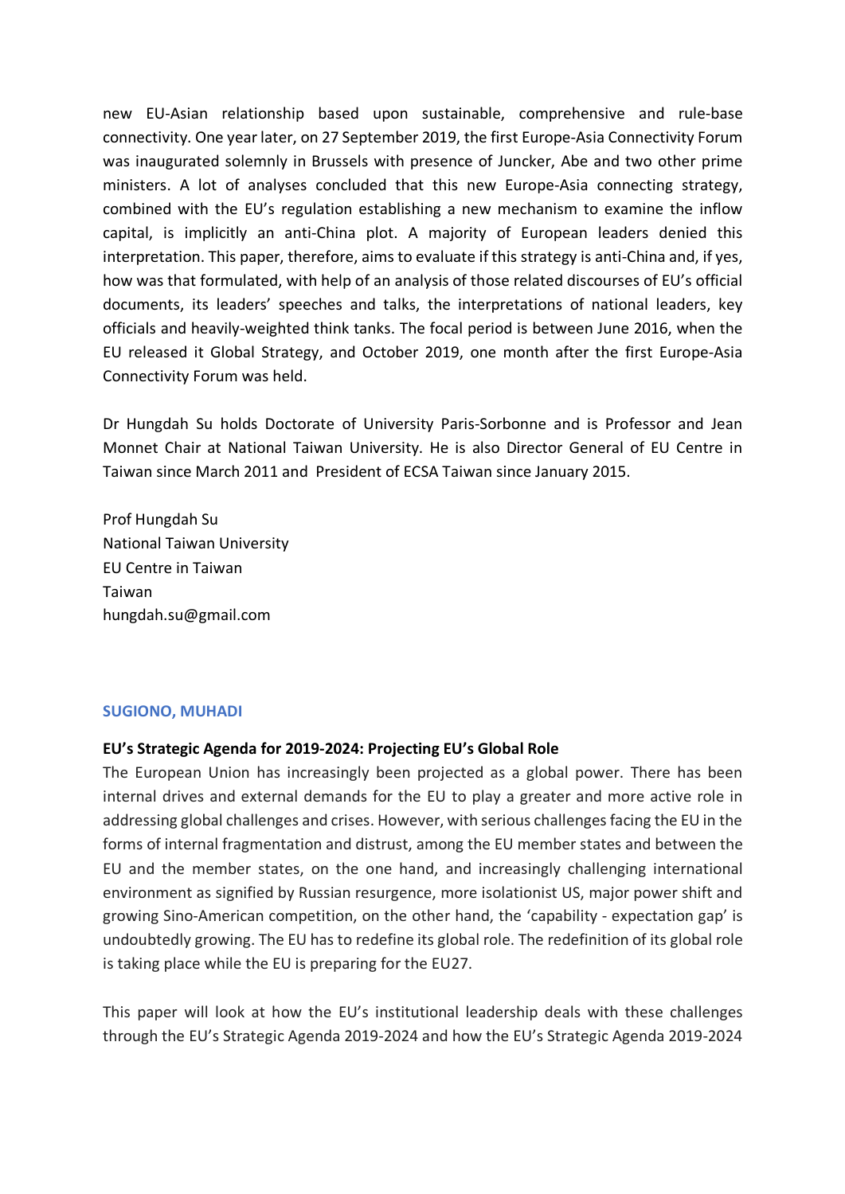new EU-Asian relationship based upon sustainable, comprehensive and rule-base connectivity. One year later, on 27 September 2019, the first Europe-Asia Connectivity Forum was inaugurated solemnly in Brussels with presence of Juncker, Abe and two other prime ministers. A lot of analyses concluded that this new Europe-Asia connecting strategy, combined with the EU's regulation establishing a new mechanism to examine the inflow capital, is implicitly an anti-China plot. A majority of European leaders denied this interpretation. This paper, therefore, aims to evaluate if this strategy is anti-China and, if yes, how was that formulated, with help of an analysis of those related discourses of EU's official documents, its leaders' speeches and talks, the interpretations of national leaders, key officials and heavily-weighted think tanks. The focal period is between June 2016, when the EU released it Global Strategy, and October 2019, one month after the first Europe-Asia Connectivity Forum was held.

Dr Hungdah Su holds Doctorate of University Paris-Sorbonne and is Professor and Jean Monnet Chair at National Taiwan University. He is also Director General of EU Centre in Taiwan since March 2011 and President of ECSA Taiwan since January 2015.

Prof Hungdah Su
National Taiwan University
EU Centre in Taiwan
Taiwan
hungdah.su@gmail.com

### SUGIONO, MUHADI

**EU's Strategic Agenda for 2019-2024: Projecting EU's Global Role**

The European Union has increasingly been projected as a global power. There has been internal drives and external demands for the EU to play a greater and more active role in addressing global challenges and crises. However, with serious challenges facing the EU in the forms of internal fragmentation and distrust, among the EU member states and between the EU and the member states, on the one hand, and increasingly challenging international environment as signified by Russian resurgence, more isolationist US, major power shift and growing Sino-American competition, on the other hand, the 'capability - expectation gap' is undoubtedly growing. The EU has to redefine its global role. The redefinition of its global role is taking place while the EU is preparing for the EU27.

This paper will look at how the EU's institutional leadership deals with these challenges through the EU's Strategic Agenda 2019-2024 and how the EU's Strategic Agenda 2019-2024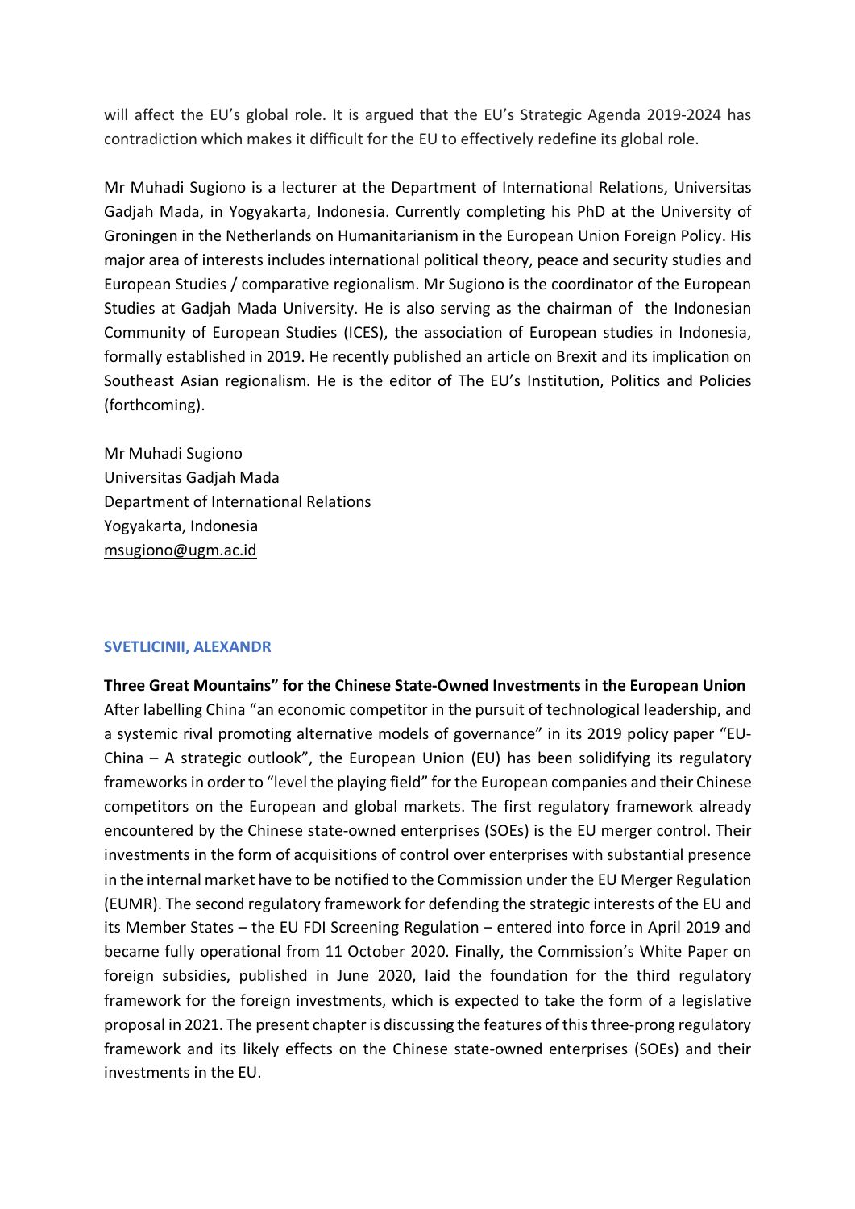will affect the EU's global role. It is argued that the EU's Strategic Agenda 2019-2024 has contradiction which makes it difficult for the EU to effectively redefine its global role.

Mr Muhadi Sugiono is a lecturer at the Department of International Relations, Universitas Gadjah Mada, in Yogyakarta, Indonesia. Currently completing his PhD at the University of Groningen in the Netherlands on Humanitarianism in the European Union Foreign Policy. His major area of interests includes international political theory, peace and security studies and European Studies / comparative regionalism. Mr Sugiono is the coordinator of the European Studies at Gadjah Mada University. He is also serving as the chairman of the Indonesian Community of European Studies (ICES), the association of European studies in Indonesia, formally established in 2019. He recently published an article on Brexit and its implication on Southeast Asian regionalism. He is the editor of The EU's Institution, Politics and Policies (forthcoming).

Mr Muhadi Sugiono
Universitas Gadjah Mada
Department of International Relations
Yogyakarta, Indonesia
msugiono@ugm.ac.id

### SVETLICINII, ALEXANDR

**Three Great Mountains" for the Chinese State-Owned Investments in the European Union**

After labelling China "an economic competitor in the pursuit of technological leadership, and a systemic rival promoting alternative models of governance" in its 2019 policy paper "EU-China – A strategic outlook", the European Union (EU) has been solidifying its regulatory frameworks in order to "level the playing field" for the European companies and their Chinese competitors on the European and global markets. The first regulatory framework already encountered by the Chinese state-owned enterprises (SOEs) is the EU merger control. Their investments in the form of acquisitions of control over enterprises with substantial presence in the internal market have to be notified to the Commission under the EU Merger Regulation (EUMR). The second regulatory framework for defending the strategic interests of the EU and its Member States – the EU FDI Screening Regulation – entered into force in April 2019 and became fully operational from 11 October 2020. Finally, the Commission's White Paper on foreign subsidies, published in June 2020, laid the foundation for the third regulatory framework for the foreign investments, which is expected to take the form of a legislative proposal in 2021. The present chapter is discussing the features of this three-prong regulatory framework and its likely effects on the Chinese state-owned enterprises (SOEs) and their investments in the EU.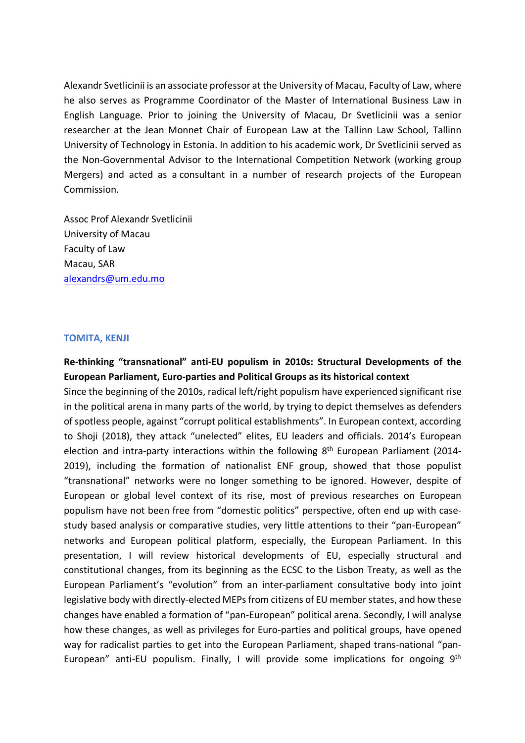Alexandr Svetlicinii is an associate professor at the University of Macau, Faculty of Law, where he also serves as Programme Coordinator of the Master of International Business Law in English Language. Prior to joining the University of Macau, Dr Svetlicinii was a senior researcher at the Jean Monnet Chair of European Law at the Tallinn Law School, Tallinn University of Technology in Estonia. In addition to his academic work, Dr Svetlicinii served as the Non-Governmental Advisor to the International Competition Network (working group Mergers) and acted as a consultant in a number of research projects of the European Commission.

Assoc Prof Alexandr Svetlicinii
University of Macau
Faculty of Law
Macau, SAR
alexandrs@um.edu.mo

#### TOMITA, KENJI

**Re-thinking "transnational" anti-EU populism in 2010s: Structural Developments of the European Parliament, Euro-parties and Political Groups as its historical context**

Since the beginning of the 2010s, radical left/right populism have experienced significant rise in the political arena in many parts of the world, by trying to depict themselves as defenders of spotless people, against "corrupt political establishments". In European context, according to Shoji (2018), they attack "unelected" elites, EU leaders and officials. 2014's European election and intra-party interactions within the following 8th European Parliament (2014-2019), including the formation of nationalist ENF group, showed that those populist "transnational" networks were no longer something to be ignored. However, despite of European or global level context of its rise, most of previous researches on European populism have not been free from "domestic politics" perspective, often end up with case-study based analysis or comparative studies, very little attentions to their "pan-European" networks and European political platform, especially, the European Parliament. In this presentation, I will review historical developments of EU, especially structural and constitutional changes, from its beginning as the ECSC to the Lisbon Treaty, as well as the European Parliament's "evolution" from an inter-parliament consultative body into joint legislative body with directly-elected MEPs from citizens of EU member states, and how these changes have enabled a formation of "pan-European" political arena. Secondly, I will analyse how these changes, as well as privileges for Euro-parties and political groups, have opened way for radicalist parties to get into the European Parliament, shaped trans-national "pan-European" anti-EU populism. Finally, I will provide some implications for ongoing 9th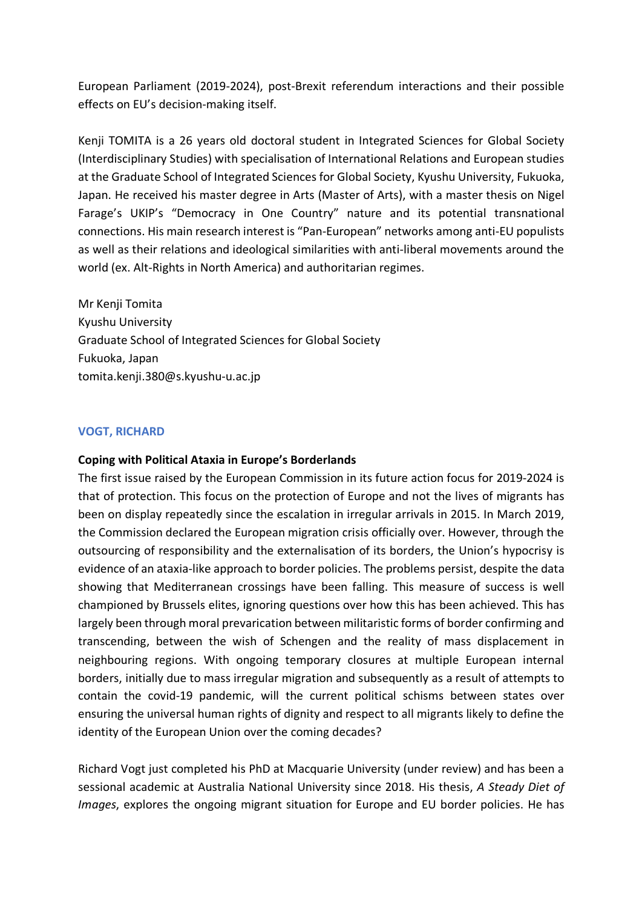European Parliament (2019-2024), post-Brexit referendum interactions and their possible effects on EU's decision-making itself.

Kenji TOMITA is a 26 years old doctoral student in Integrated Sciences for Global Society (Interdisciplinary Studies) with specialisation of International Relations and European studies at the Graduate School of Integrated Sciences for Global Society, Kyushu University, Fukuoka, Japan. He received his master degree in Arts (Master of Arts), with a master thesis on Nigel Farage's UKIP's "Democracy in One Country" nature and its potential transnational connections. His main research interest is "Pan-European" networks among anti-EU populists as well as their relations and ideological similarities with anti-liberal movements around the world (ex. Alt-Rights in North America) and authoritarian regimes.

Mr Kenji Tomita
Kyushu University
Graduate School of Integrated Sciences for Global Society
Fukuoka, Japan
tomita.kenji.380@s.kyushu-u.ac.jp

### VOGT, RICHARD

**Coping with Political Ataxia in Europe's Borderlands**

The first issue raised by the European Commission in its future action focus for 2019-2024 is that of protection. This focus on the protection of Europe and not the lives of migrants has been on display repeatedly since the escalation in irregular arrivals in 2015. In March 2019, the Commission declared the European migration crisis officially over. However, through the outsourcing of responsibility and the externalisation of its borders, the Union's hypocrisy is evidence of an ataxia-like approach to border policies. The problems persist, despite the data showing that Mediterranean crossings have been falling. This measure of success is well championed by Brussels elites, ignoring questions over how this has been achieved. This has largely been through moral prevarication between militaristic forms of border confirming and transcending, between the wish of Schengen and the reality of mass displacement in neighbouring regions. With ongoing temporary closures at multiple European internal borders, initially due to mass irregular migration and subsequently as a result of attempts to contain the covid-19 pandemic, will the current political schisms between states over ensuring the universal human rights of dignity and respect to all migrants likely to define the identity of the European Union over the coming decades?

Richard Vogt just completed his PhD at Macquarie University (under review) and has been a sessional academic at Australia National University since 2018. His thesis, *A Steady Diet of Images*, explores the ongoing migrant situation for Europe and EU border policies. He has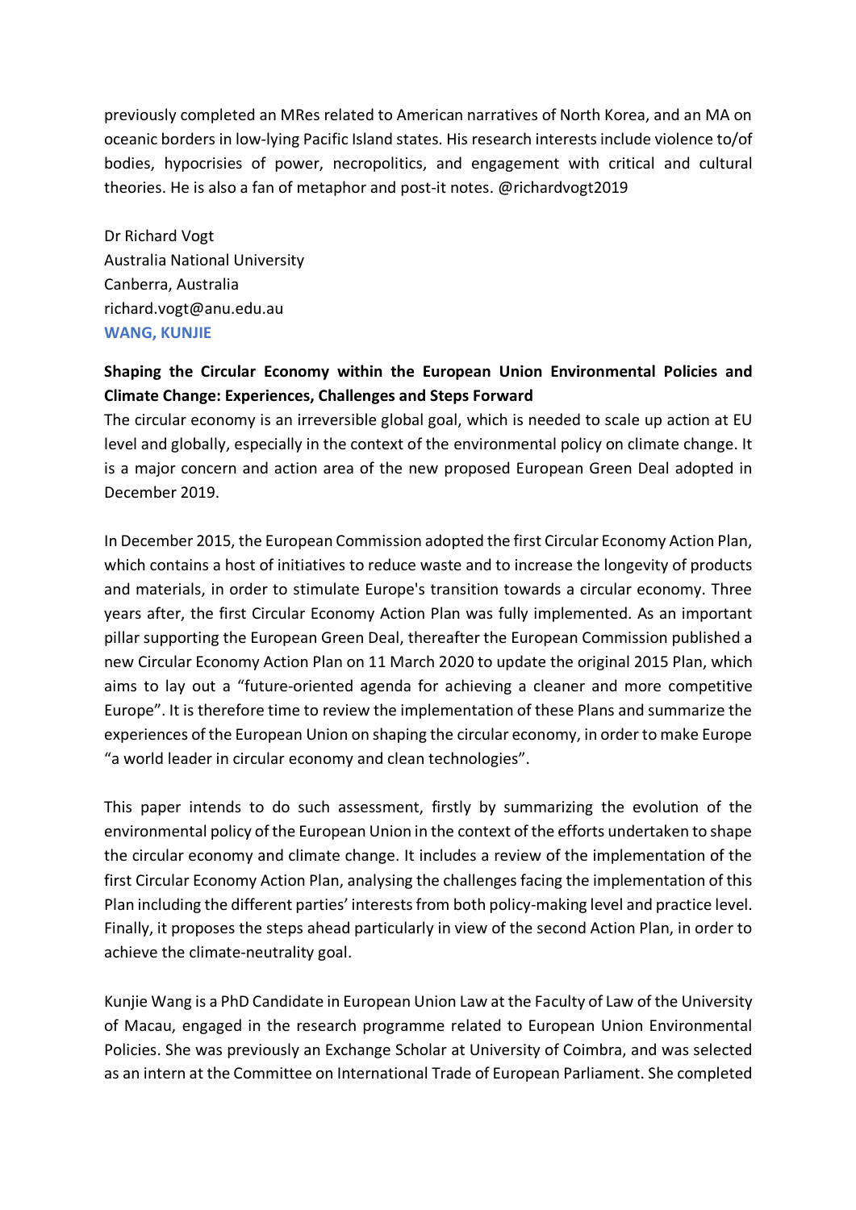previously completed an MRes related to American narratives of North Korea, and an MA on oceanic borders in low-lying Pacific Island states. His research interests include violence to/of bodies, hypocrisies of power, necropolitics, and engagement with critical and cultural theories. He is also a fan of metaphor and post-it notes. @richardvogt2019

Dr Richard Vogt
Australia National University
Canberra, Australia
richard.vogt@anu.edu.au

**WANG, KUNJIE**

**Shaping the Circular Economy within the European Union Environmental Policies and Climate Change: Experiences, Challenges and Steps Forward**

The circular economy is an irreversible global goal, which is needed to scale up action at EU level and globally, especially in the context of the environmental policy on climate change. It is a major concern and action area of the new proposed European Green Deal adopted in December 2019.

In December 2015, the European Commission adopted the first Circular Economy Action Plan, which contains a host of initiatives to reduce waste and to increase the longevity of products and materials, in order to stimulate Europe's transition towards a circular economy. Three years after, the first Circular Economy Action Plan was fully implemented. As an important pillar supporting the European Green Deal, thereafter the European Commission published a new Circular Economy Action Plan on 11 March 2020 to update the original 2015 Plan, which aims to lay out a "future-oriented agenda for achieving a cleaner and more competitive Europe". It is therefore time to review the implementation of these Plans and summarize the experiences of the European Union on shaping the circular economy, in order to make Europe "a world leader in circular economy and clean technologies".

This paper intends to do such assessment, firstly by summarizing the evolution of the environmental policy of the European Union in the context of the efforts undertaken to shape the circular economy and climate change. It includes a review of the implementation of the first Circular Economy Action Plan, analysing the challenges facing the implementation of this Plan including the different parties' interests from both policy-making level and practice level. Finally, it proposes the steps ahead particularly in view of the second Action Plan, in order to achieve the climate-neutrality goal.

Kunjie Wang is a PhD Candidate in European Union Law at the Faculty of Law of the University of Macau, engaged in the research programme related to European Union Environmental Policies. She was previously an Exchange Scholar at University of Coimbra, and was selected as an intern at the Committee on International Trade of European Parliament. She completed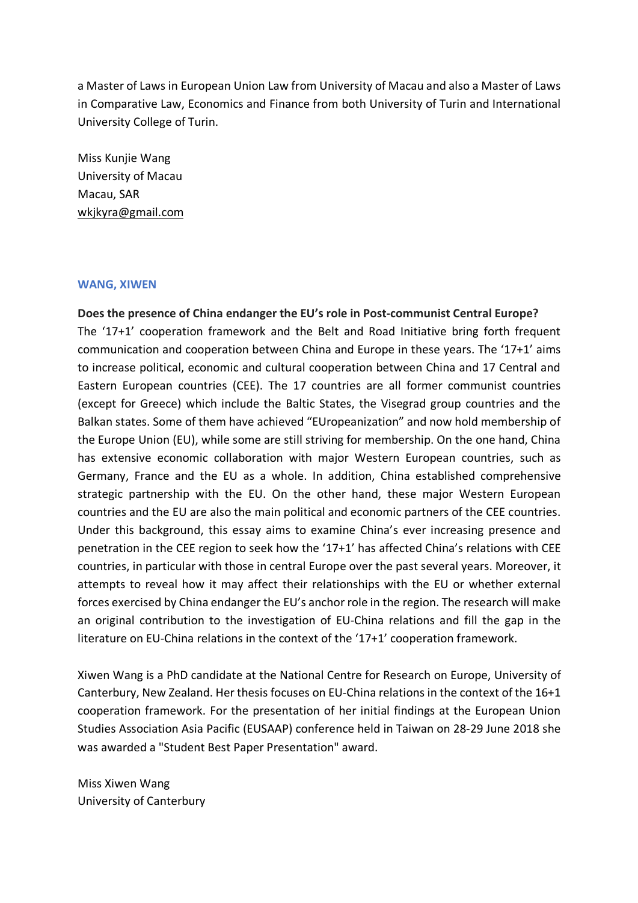a Master of Laws in European Union Law from University of Macau and also a Master of Laws in Comparative Law, Economics and Finance from both University of Turin and International University College of Turin.

Miss Kunjie Wang
University of Macau
Macau, SAR
wkjkyra@gmail.com

### WANG, XIWEN

**Does the presence of China endanger the EU's role in Post-communist Central Europe?**
The '17+1' cooperation framework and the Belt and Road Initiative bring forth frequent communication and cooperation between China and Europe in these years. The '17+1' aims to increase political, economic and cultural cooperation between China and 17 Central and Eastern European countries (CEE). The 17 countries are all former communist countries (except for Greece) which include the Baltic States, the Visegrad group countries and the Balkan states. Some of them have achieved "EUropeanization" and now hold membership of the Europe Union (EU), while some are still striving for membership. On the one hand, China has extensive economic collaboration with major Western European countries, such as Germany, France and the EU as a whole. In addition, China established comprehensive strategic partnership with the EU. On the other hand, these major Western European countries and the EU are also the main political and economic partners of the CEE countries. Under this background, this essay aims to examine China's ever increasing presence and penetration in the CEE region to seek how the '17+1' has affected China's relations with CEE countries, in particular with those in central Europe over the past several years. Moreover, it attempts to reveal how it may affect their relationships with the EU or whether external forces exercised by China endanger the EU's anchor role in the region. The research will make an original contribution to the investigation of EU-China relations and fill the gap in the literature on EU-China relations in the context of the '17+1' cooperation framework.

Xiwen Wang is a PhD candidate at the National Centre for Research on Europe, University of Canterbury, New Zealand. Her thesis focuses on EU-China relations in the context of the 16+1 cooperation framework. For the presentation of her initial findings at the European Union Studies Association Asia Pacific (EUSAAP) conference held in Taiwan on 28-29 June 2018 she was awarded a "Student Best Paper Presentation" award.

Miss Xiwen Wang
University of Canterbury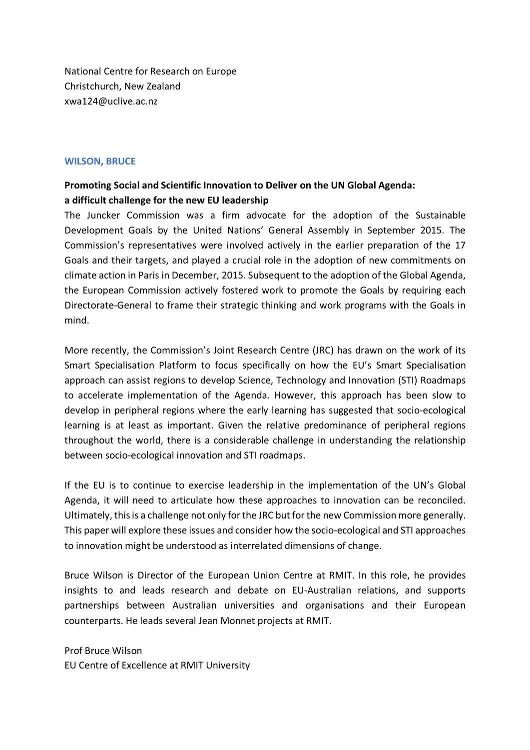National Centre for Research on Europe
Christchurch, New Zealand
xwa124@uclive.ac.nz

### WILSON, BRUCE

**Promoting Social and Scientific Innovation to Deliver on the UN Global Agenda: a difficult challenge for the new EU leadership**

The Juncker Commission was a firm advocate for the adoption of the Sustainable Development Goals by the United Nations' General Assembly in September 2015. The Commission's representatives were involved actively in the earlier preparation of the 17 Goals and their targets, and played a crucial role in the adoption of new commitments on climate action in Paris in December, 2015. Subsequent to the adoption of the Global Agenda, the European Commission actively fostered work to promote the Goals by requiring each Directorate-General to frame their strategic thinking and work programs with the Goals in mind.

More recently, the Commission's Joint Research Centre (JRC) has drawn on the work of its Smart Specialisation Platform to focus specifically on how the EU's Smart Specialisation approach can assist regions to develop Science, Technology and Innovation (STI) Roadmaps to accelerate implementation of the Agenda. However, this approach has been slow to develop in peripheral regions where the early learning has suggested that socio-ecological learning is at least as important. Given the relative predominance of peripheral regions throughout the world, there is a considerable challenge in understanding the relationship between socio-ecological innovation and STI roadmaps.

If the EU is to continue to exercise leadership in the implementation of the UN's Global Agenda, it will need to articulate how these approaches to innovation can be reconciled. Ultimately, this is a challenge not only for the JRC but for the new Commission more generally. This paper will explore these issues and consider how the socio-ecological and STI approaches to innovation might be understood as interrelated dimensions of change.

Bruce Wilson is Director of the European Union Centre at RMIT. In this role, he provides insights to and leads research and debate on EU-Australian relations, and supports partnerships between Australian universities and organisations and their European counterparts. He leads several Jean Monnet projects at RMIT.

Prof Bruce Wilson
EU Centre of Excellence at RMIT University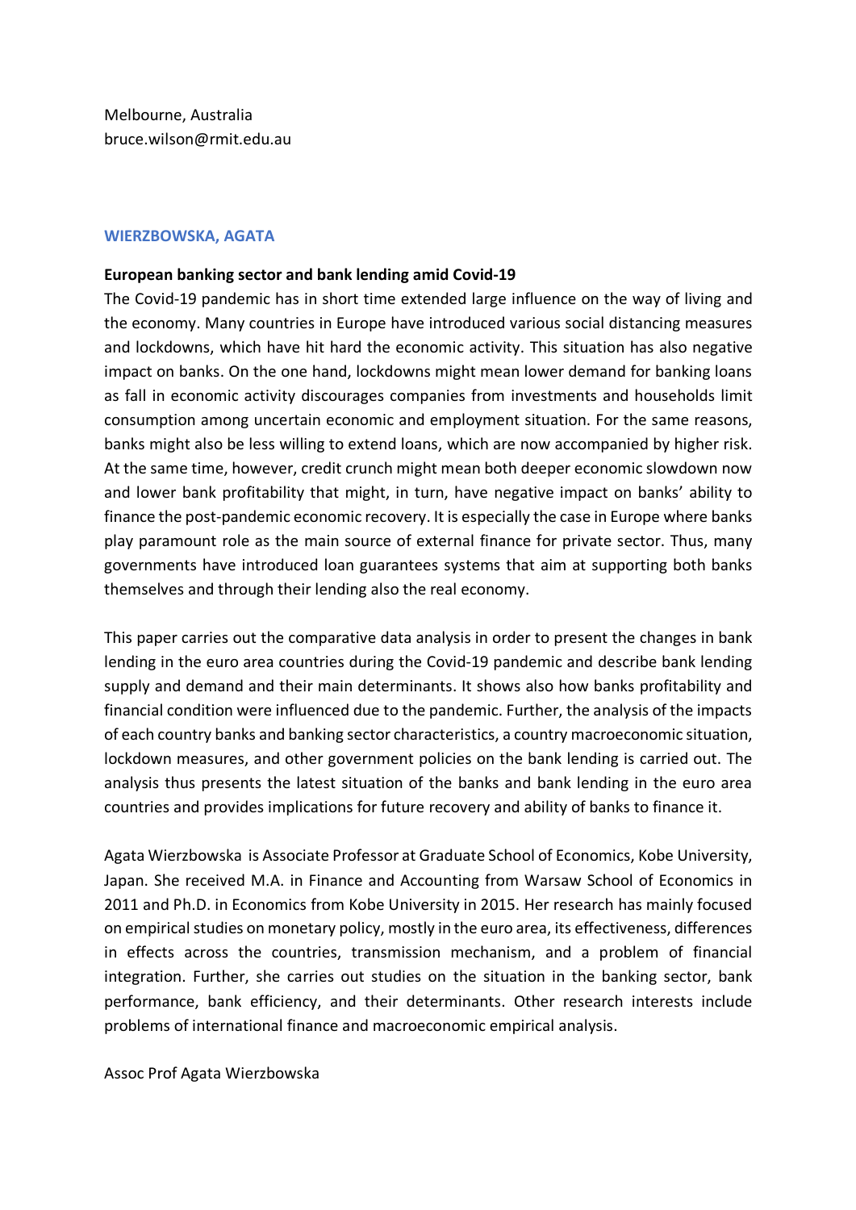Melbourne, Australia
bruce.wilson@rmit.edu.au

## WIERZBOWSKA, AGATA

**European banking sector and bank lending amid Covid-19**

The Covid-19 pandemic has in short time extended large influence on the way of living and the economy. Many countries in Europe have introduced various social distancing measures and lockdowns, which have hit hard the economic activity. This situation has also negative impact on banks. On the one hand, lockdowns might mean lower demand for banking loans as fall in economic activity discourages companies from investments and households limit consumption among uncertain economic and employment situation. For the same reasons, banks might also be less willing to extend loans, which are now accompanied by higher risk. At the same time, however, credit crunch might mean both deeper economic slowdown now and lower bank profitability that might, in turn, have negative impact on banks' ability to finance the post-pandemic economic recovery. It is especially the case in Europe where banks play paramount role as the main source of external finance for private sector. Thus, many governments have introduced loan guarantees systems that aim at supporting both banks themselves and through their lending also the real economy.

This paper carries out the comparative data analysis in order to present the changes in bank lending in the euro area countries during the Covid-19 pandemic and describe bank lending supply and demand and their main determinants. It shows also how banks profitability and financial condition were influenced due to the pandemic. Further, the analysis of the impacts of each country banks and banking sector characteristics, a country macroeconomic situation, lockdown measures, and other government policies on the bank lending is carried out. The analysis thus presents the latest situation of the banks and bank lending in the euro area countries and provides implications for future recovery and ability of banks to finance it.

Agata Wierzbowska is Associate Professor at Graduate School of Economics, Kobe University, Japan. She received M.A. in Finance and Accounting from Warsaw School of Economics in 2011 and Ph.D. in Economics from Kobe University in 2015. Her research has mainly focused on empirical studies on monetary policy, mostly in the euro area, its effectiveness, differences in effects across the countries, transmission mechanism, and a problem of financial integration. Further, she carries out studies on the situation in the banking sector, bank performance, bank efficiency, and their determinants. Other research interests include problems of international finance and macroeconomic empirical analysis.

Assoc Prof Agata Wierzbowska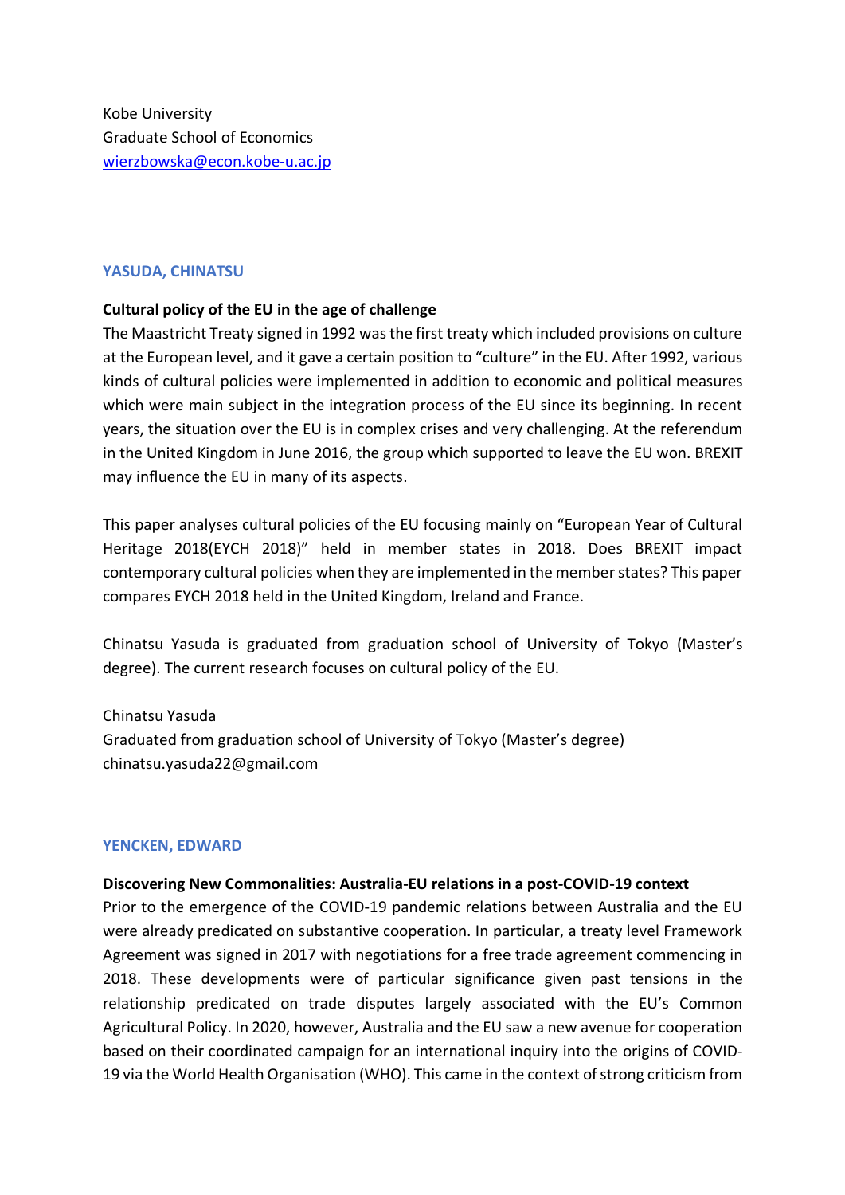Kobe University
Graduate School of Economics
wierzbowska@econ.kobe-u.ac.jp

## YASUDA, CHINATSU

**Cultural policy of the EU in the age of challenge**

The Maastricht Treaty signed in 1992 was the first treaty which included provisions on culture at the European level, and it gave a certain position to "culture" in the EU. After 1992, various kinds of cultural policies were implemented in addition to economic and political measures which were main subject in the integration process of the EU since its beginning. In recent years, the situation over the EU is in complex crises and very challenging. At the referendum in the United Kingdom in June 2016, the group which supported to leave the EU won. BREXIT may influence the EU in many of its aspects.

This paper analyses cultural policies of the EU focusing mainly on "European Year of Cultural Heritage 2018(EYCH 2018)" held in member states in 2018. Does BREXIT impact contemporary cultural policies when they are implemented in the member states? This paper compares EYCH 2018 held in the United Kingdom, Ireland and France.

Chinatsu Yasuda is graduated from graduation school of University of Tokyo (Master's degree). The current research focuses on cultural policy of the EU.

Chinatsu Yasuda
Graduated from graduation school of University of Tokyo (Master's degree)
chinatsu.yasuda22@gmail.com

## YENCKEN, EDWARD

**Discovering New Commonalities: Australia-EU relations in a post-COVID-19 context**

Prior to the emergence of the COVID-19 pandemic relations between Australia and the EU were already predicated on substantive cooperation. In particular, a treaty level Framework Agreement was signed in 2017 with negotiations for a free trade agreement commencing in 2018. These developments were of particular significance given past tensions in the relationship predicated on trade disputes largely associated with the EU's Common Agricultural Policy. In 2020, however, Australia and the EU saw a new avenue for cooperation based on their coordinated campaign for an international inquiry into the origins of COVID-19 via the World Health Organisation (WHO). This came in the context of strong criticism from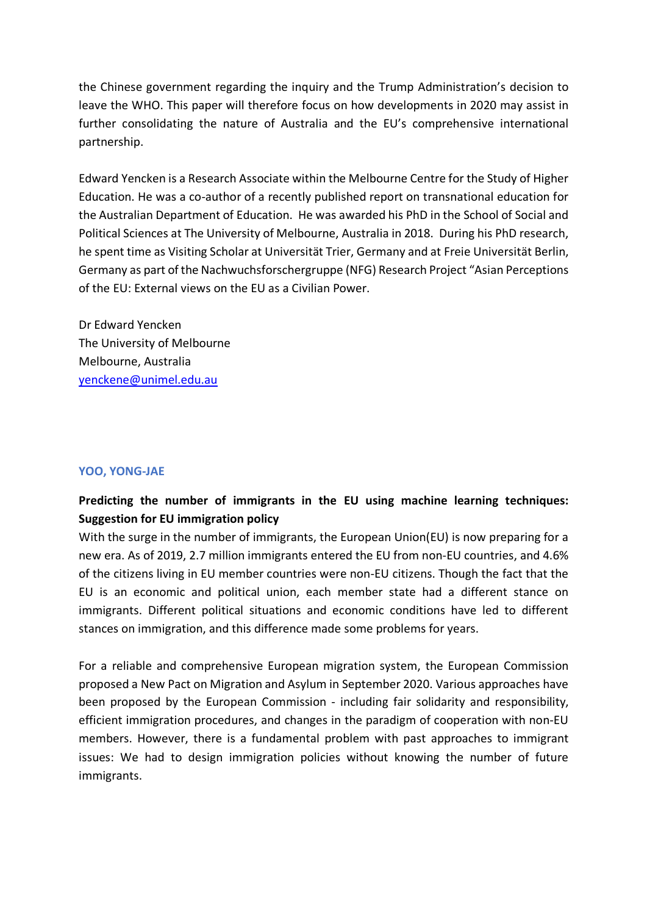the Chinese government regarding the inquiry and the Trump Administration's decision to leave the WHO. This paper will therefore focus on how developments in 2020 may assist in further consolidating the nature of Australia and the EU's comprehensive international partnership.

Edward Yencken is a Research Associate within the Melbourne Centre for the Study of Higher Education. He was a co-author of a recently published report on transnational education for the Australian Department of Education. He was awarded his PhD in the School of Social and Political Sciences at The University of Melbourne, Australia in 2018. During his PhD research, he spent time as Visiting Scholar at Universität Trier, Germany and at Freie Universität Berlin, Germany as part of the Nachwuchsforschergruppe (NFG) Research Project "Asian Perceptions of the EU: External views on the EU as a Civilian Power.

Dr Edward Yencken
The University of Melbourne
Melbourne, Australia
yenckene@unimel.edu.au

### YOO, YONG-JAE

**Predicting the number of immigrants in the EU using machine learning techniques: Suggestion for EU immigration policy**

With the surge in the number of immigrants, the European Union(EU) is now preparing for a new era. As of 2019, 2.7 million immigrants entered the EU from non-EU countries, and 4.6% of the citizens living in EU member countries were non-EU citizens. Though the fact that the EU is an economic and political union, each member state had a different stance on immigrants. Different political situations and economic conditions have led to different stances on immigration, and this difference made some problems for years.

For a reliable and comprehensive European migration system, the European Commission proposed a New Pact on Migration and Asylum in September 2020. Various approaches have been proposed by the European Commission - including fair solidarity and responsibility, efficient immigration procedures, and changes in the paradigm of cooperation with non-EU members. However, there is a fundamental problem with past approaches to immigrant issues: We had to design immigration policies without knowing the number of future immigrants.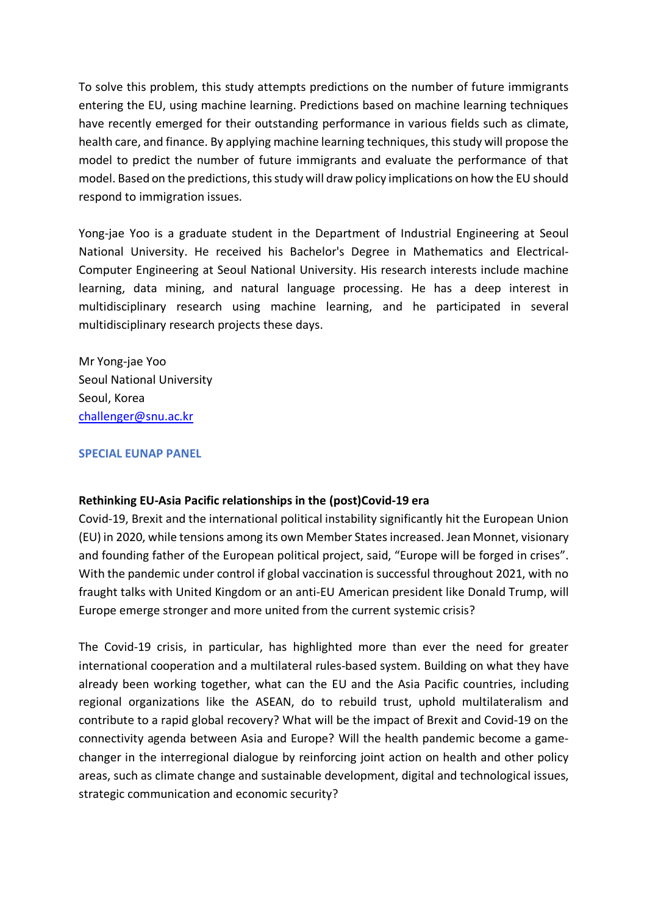To solve this problem, this study attempts predictions on the number of future immigrants entering the EU, using machine learning. Predictions based on machine learning techniques have recently emerged for their outstanding performance in various fields such as climate, health care, and finance. By applying machine learning techniques, this study will propose the model to predict the number of future immigrants and evaluate the performance of that model. Based on the predictions, this study will draw policy implications on how the EU should respond to immigration issues.

Yong-jae Yoo is a graduate student in the Department of Industrial Engineering at Seoul National University. He received his Bachelor's Degree in Mathematics and Electrical-Computer Engineering at Seoul National University. His research interests include machine learning, data mining, and natural language processing. He has a deep interest in multidisciplinary research using machine learning, and he participated in several multidisciplinary research projects these days.

Mr Yong-jae Yoo
Seoul National University
Seoul, Korea
challenger@snu.ac.kr

## SPECIAL EUNAP PANEL

### Rethinking EU-Asia Pacific relationships in the (post)Covid-19 era

Covid-19, Brexit and the international political instability significantly hit the European Union (EU) in 2020, while tensions among its own Member States increased. Jean Monnet, visionary and founding father of the European political project, said, “Europe will be forged in crises”. With the pandemic under control if global vaccination is successful throughout 2021, with no fraught talks with United Kingdom or an anti-EU American president like Donald Trump, will Europe emerge stronger and more united from the current systemic crisis?

The Covid-19 crisis, in particular, has highlighted more than ever the need for greater international cooperation and a multilateral rules-based system. Building on what they have already been working together, what can the EU and the Asia Pacific countries, including regional organizations like the ASEAN, do to rebuild trust, uphold multilateralism and contribute to a rapid global recovery? What will be the impact of Brexit and Covid-19 on the connectivity agenda between Asia and Europe? Will the health pandemic become a game-changer in the interregional dialogue by reinforcing joint action on health and other policy areas, such as climate change and sustainable development, digital and technological issues, strategic communication and economic security?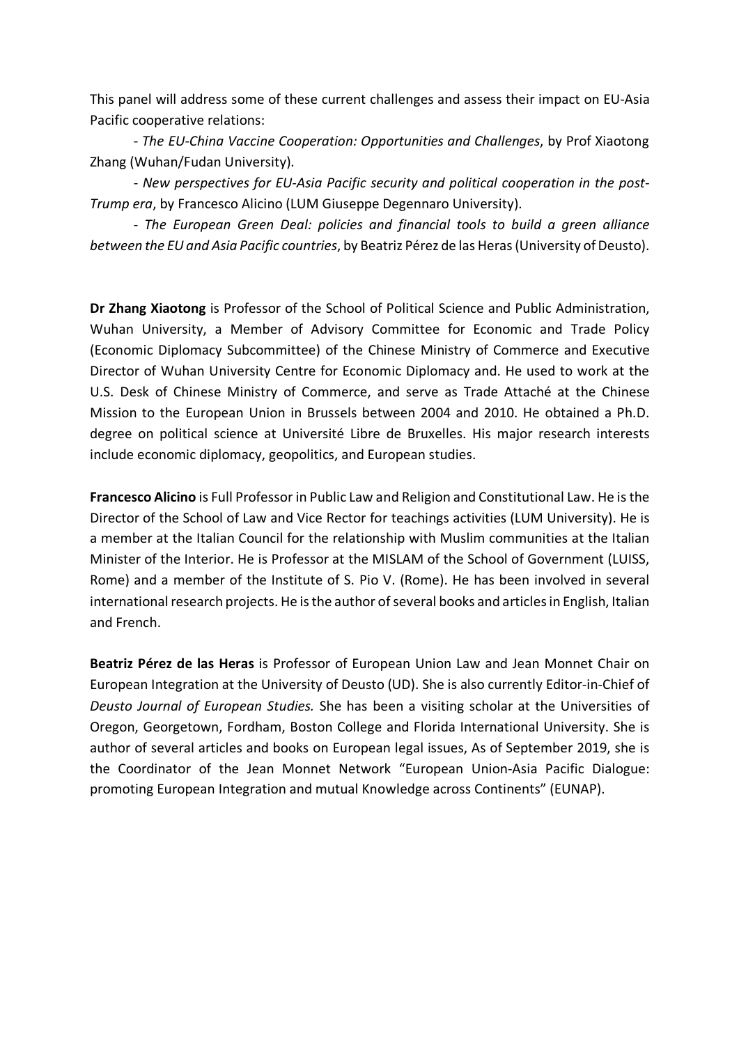This panel will address some of these current challenges and assess their impact on EU-Asia Pacific cooperative relations:

- *The EU-China Vaccine Cooperation: Opportunities and Challenges*, by Prof Xiaotong Zhang (Wuhan/Fudan University).
- *New perspectives for EU-Asia Pacific security and political cooperation in the post-Trump era*, by Francesco Alicino (LUM Giuseppe Degennaro University).
- *The European Green Deal: policies and financial tools to build a green alliance between the EU and Asia Pacific countries*, by Beatriz Pérez de las Heras (University of Deusto).

**Dr Zhang Xiaotong** is Professor of the School of Political Science and Public Administration, Wuhan University, a Member of Advisory Committee for Economic and Trade Policy (Economic Diplomacy Subcommittee) of the Chinese Ministry of Commerce and Executive Director of Wuhan University Centre for Economic Diplomacy and. He used to work at the U.S. Desk of Chinese Ministry of Commerce, and serve as Trade Attaché at the Chinese Mission to the European Union in Brussels between 2004 and 2010. He obtained a Ph.D. degree on political science at Université Libre de Bruxelles. His major research interests include economic diplomacy, geopolitics, and European studies.

**Francesco Alicino** is Full Professor in Public Law and Religion and Constitutional Law. He is the Director of the School of Law and Vice Rector for teachings activities (LUM University). He is a member at the Italian Council for the relationship with Muslim communities at the Italian Minister of the Interior. He is Professor at the MISLAM of the School of Government (LUISS, Rome) and a member of the Institute of S. Pio V. (Rome). He has been involved in several international research projects. He is the author of several books and articles in English, Italian and French.

**Beatriz Pérez de las Heras** is Professor of European Union Law and Jean Monnet Chair on European Integration at the University of Deusto (UD). She is also currently Editor-in-Chief of *Deusto Journal of European Studies.* She has been a visiting scholar at the Universities of Oregon, Georgetown, Fordham, Boston College and Florida International University. She is author of several articles and books on European legal issues, As of September 2019, she is the Coordinator of the Jean Monnet Network "European Union-Asia Pacific Dialogue: promoting European Integration and mutual Knowledge across Continents" (EUNAP).